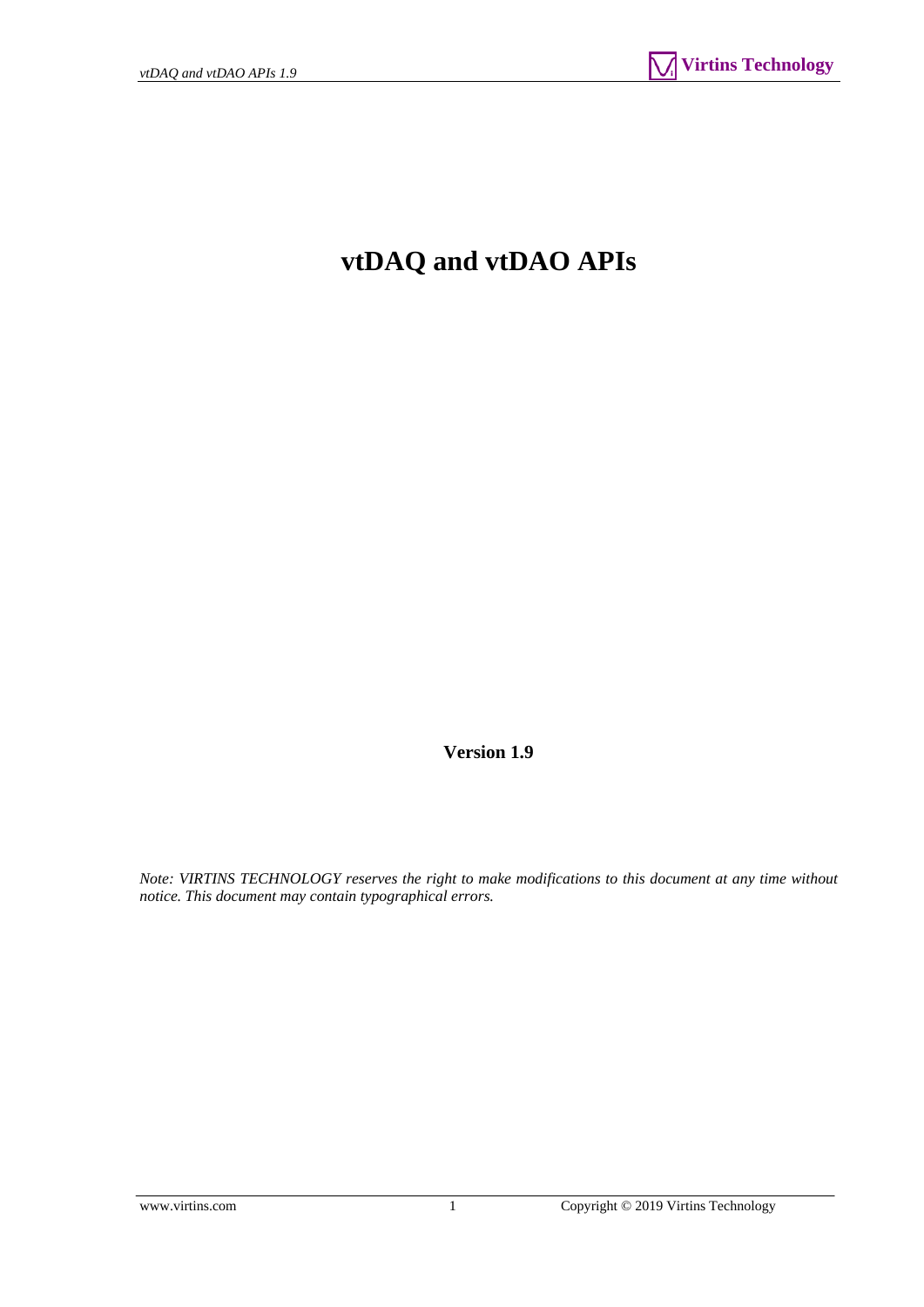# vtDAQ and vtDAO APIs

**Version 1.9**

*Note: VIRTINS TECHNOLOGY reserves the right to make modifications to this document at any time without notice. This document may contain typographical errors.*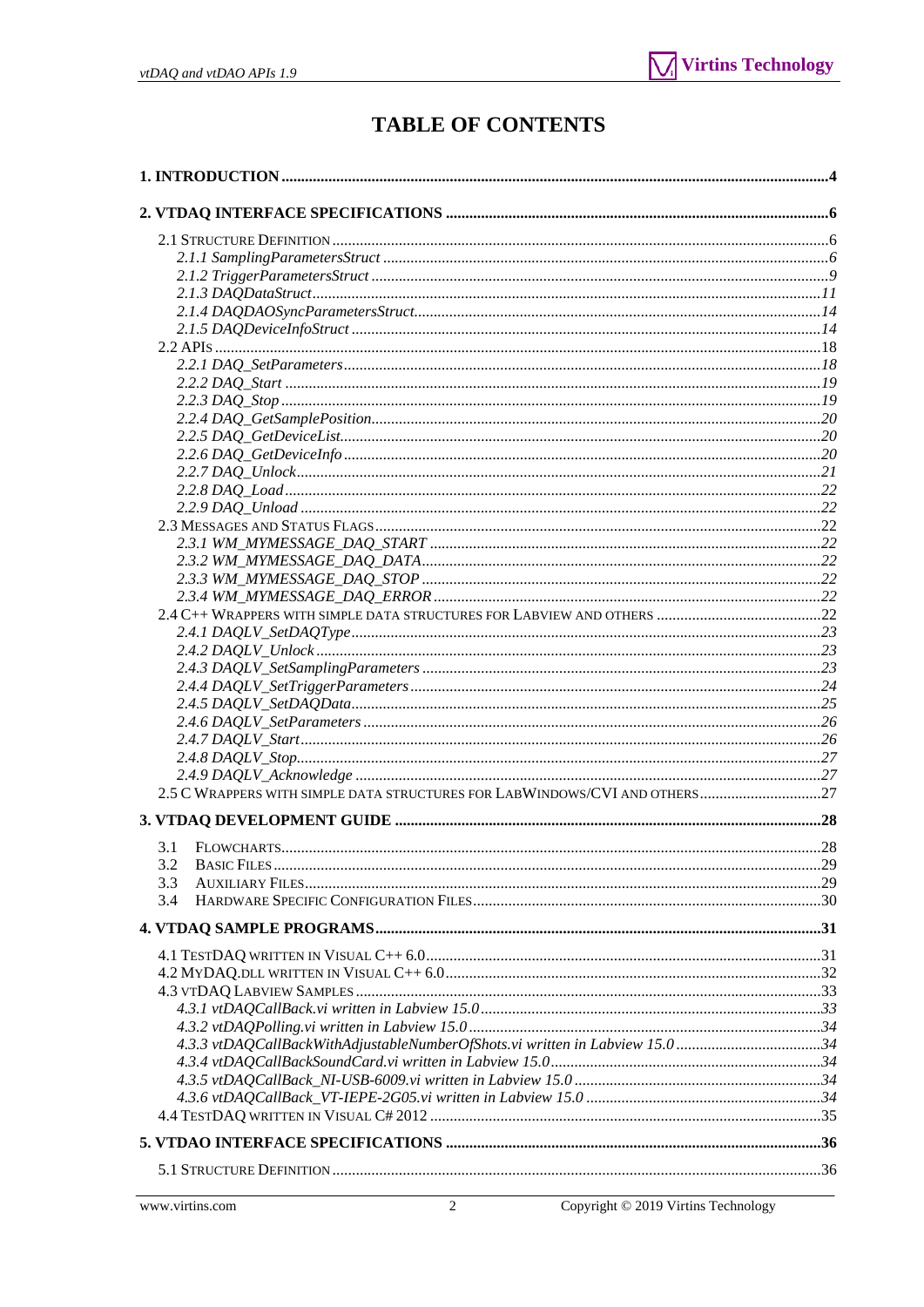# TABLE OF CONTENTS

**1. INTRODUCTION ....................................................................................................4**

**2. VTDAQ INTERFACE SPECIFICATIONS ...............................................................6**

2.1 STRUCTURE DEFINITION ....................................................................................6

*2.1.1 SamplingParametersStruct ....................................................................6*

*2.1.2 TriggerParametersStruct ........................................................................9*

*2.1.3 DAQDataStruct .......................................................................................11*

*2.1.4 DAQDAOSyncParametersStruct..............................................................14*

*2.1.5 DAQDeviceInfoStruct .............................................................................14*

2.2 APIS ....................................................................................................................18

*2.2.1 DAQ_SetParameters................................................................................18*

*2.2.2 DAQ_Start ..............................................................................................19*

*2.2.3 DAQ_Stop ...............................................................................................19*

*2.2.4 DAQ_GetSamplePosition.........................................................................20*

*2.2.5 DAQ_GetDeviceList.................................................................................20*

*2.2.6 DAQ_GetDeviceInfo ................................................................................20*

*2.2.7 DAQ_Unlock............................................................................................21*

*2.2.8 DAQ_Load ...............................................................................................22*

*2.2.9 DAQ_Unload ...........................................................................................22*

2.3 MESSAGES AND STATUS FLAGS ......................................................................22

*2.3.1 WM_MYMESSAGE_DAQ_START ..........................................................22*

*2.3.2 WM_MYMESSAGE_DAQ_DATA.............................................................22*

*2.3.3 WM_MYMESSAGE_DAQ_STOP ............................................................22*

*2.3.4 WM_MYMESSAGE_DAQ_ERROR .........................................................22*

2.4 C++ WRAPPERS WITH SIMPLE DATA STRUCTURES FOR LABVIEW AND OTHERS ..........22

*2.4.1 DAQLV_SetDAQType...............................................................................23*

*2.4.2 DAQLV_Unlock .......................................................................................23*

*2.4.3 DAQLV_SetSamplingParameters ............................................................23*

*2.4.4 DAQLV_SetTriggerParameters ...............................................................24*

*2.4.5 DAQLV_SetDAQData..............................................................................25*

*2.4.6 DAQLV_SetParameters ..........................................................................26*

*2.4.7 DAQLV_Start...........................................................................................26*

*2.4.8 DAQLV_Stop............................................................................................27*

*2.4.9 DAQLV_Acknowledge .............................................................................27*

2.5 C WRAPPERS WITH SIMPLE DATA STRUCTURES FOR LABWINDOWS/CVI AND OTHERS.............27

**3. VTDAQ DEVELOPMENT GUIDE .........................................................................28**

3.1 FLOWCHARTS.....................................................................................................28

3.2 BASIC FILES........................................................................................................29

3.3 AUXILIARY FILES.................................................................................................29

3.4 HARDWARE SPECIFIC CONFIGURATION FILES.....................................................30

**4. VTDAQ SAMPLE PROGRAMS.............................................................................31**

4.1 TESTDAQ WRITTEN IN VISUAL C++ 6.0...............................................................31

4.2 MYDAQ.DLL WRITTEN IN VISUAL C++ 6.0............................................................32

4.3 VTDAQ LABVIEW SAMPLES ................................................................................33

*4.3.1 vtDAQCallBack.vi written in Labview 15.0...............................................33*

*4.3.2 vtDAQPolling.vi written in Labview 15.0 ..................................................34*

*4.3.3 vtDAQCallBackWithAdjustableNumberOfShots.vi written in Labview 15.0 ....................34*

*4.3.4 vtDAQCallBackSoundCard.vi written in Labview 15.0.................................34*

*4.3.5 vtDAQCallBack_NI-USB-6009.vi written in Labview 15.0 ...........................34*

*4.3.6 vtDAQCallBack_VT-IEPE-2G05.vi written in Labview 15.0 ..........................34*

4.4 TESTDAQ WRITTEN IN VISUAL C# 2012 ..............................................................35

**5. VTDAO INTERFACE SPECIFICATIONS ...............................................................36**

5.1 STRUCTURE DEFINITION ....................................................................................36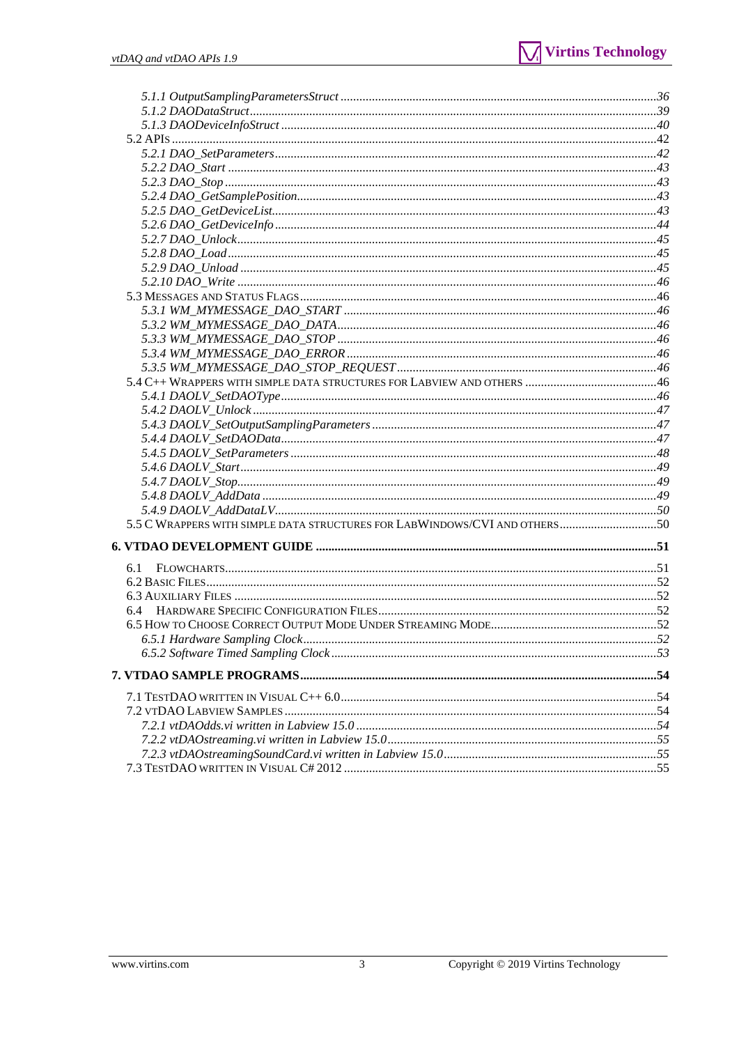*5.1.1 OutputSamplingParametersStruct* ....36
*5.1.2 DAODataStruct* ....39
*5.1.3 DAODeviceInfoStruct* ....40

5.2 APIs ....42

*5.2.1 DAO_SetParameters* ....42
*5.2.2 DAO_Start* ....43
*5.2.3 DAO_Stop* ....43
*5.2.4 DAO_GetSamplePosition* ....43
*5.2.5 DAO_GetDeviceList* ....43
*5.2.6 DAO_GetDeviceInfo* ....44
*5.2.7 DAO_Unlock* ....45
*5.2.8 DAO_Load* ....45
*5.2.9 DAO_Unload* ....45
*5.2.10 DAO_Write* ....46

5.3 Messages and Status Flags ....46

*5.3.1 WM_MYMESSAGE_DAO_START* ....46
*5.3.2 WM_MYMESSAGE_DAO_DATA* ....46
*5.3.3 WM_MYMESSAGE_DAO_STOP* ....46
*5.3.4 WM_MYMESSAGE_DAO_ERROR* ....46
*5.3.5 WM_MYMESSAGE_DAO_STOP_REQUEST* ....46

5.4 C++ Wrappers with Simple Data Structures for LabVIEW and Others ....46

*5.4.1 DAOLV_SetDAOType* ....46
*5.4.2 DAOLV_Unlock* ....47
*5.4.3 DAOLV_SetOutputSamplingParameters* ....47
*5.4.4 DAOLV_SetDAOData* ....47
*5.4.5 DAOLV_SetParameters* ....48
*5.4.6 DAOLV_Start* ....49
*5.4.7 DAOLV_Stop* ....49
*5.4.8 DAOLV_AddData* ....49
*5.4.9 DAOLV_AddDataLV* ....50

5.5 C Wrappers with Simple Data Structures for LabWindows/CVI and Others ....50

**6. VTDAO DEVELOPMENT GUIDE ....51**

6.1 Flowcharts ....51
6.2 Basic Files ....52
6.3 Auxiliary Files ....52
6.4 Hardware Specific Configuration Files ....52
6.5 How to Choose Correct Output Mode Under Streaming Mode ....52

*6.5.1 Hardware Sampling Clock* ....52
*6.5.2 Software Timed Sampling Clock* ....53

**7. VTDAO SAMPLE PROGRAMS ....54**

7.1 TestDAO written in Visual C++ 6.0 ....54
7.2 vtDAO Labview Samples ....54

*7.2.1 vtDAOdds.vi written in Labview 15.0* ....54
*7.2.2 vtDAOstreaming.vi written in Labview 15.0* ....55
*7.2.3 vtDAOstreamingSoundCard.vi written in Labview 15.0* ....55

7.3 TestDAO written in Visual C# 2012 ....55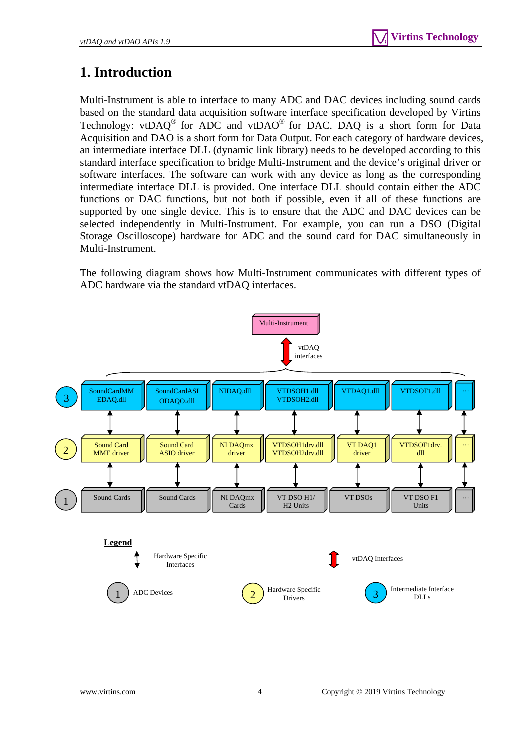# 1. Introduction

Multi-Instrument is able to interface to many ADC and DAC devices including sound cards based on the standard data acquisition software interface specification developed by Virtins Technology: vtDAQ® for ADC and vtDAO® for DAC. DAQ is a short form for Data Acquisition and DAO is a short form for Data Output. For each category of hardware devices, an intermediate interface DLL (dynamic link library) needs to be developed according to this standard interface specification to bridge Multi-Instrument and the device's original driver or software interfaces. The software can work with any device as long as the corresponding intermediate interface DLL is provided. One interface DLL should contain either the ADC functions or DAC functions, but not both if possible, even if all of these functions are supported by one single device. This is to ensure that the ADC and DAC devices can be selected independently in Multi-Instrument. For example, you can run a DSO (Digital Storage Oscilloscope) hardware for ADC and the sound card for DAC simultaneously in Multi-Instrument.

The following diagram shows how Multi-Instrument communicates with different types of ADC hardware via the standard vtDAQ interfaces.

Multi-Instrument

vtDAQ interfaces

| Level | | | | | | | |
|---|---|---|---|---|---|---|---|
| 3 | SoundCardMM EDAQ.dll | SoundCardASI ODAQO.dll | NIDAQ.dll | VTDSOH1.dll VTDSOH2.dll | VTDAQ1.dll | VTDSOF1.dll | ... |
| 2 | Sound Card MME driver | Sound Card ASIO driver | NI DAQmx driver | VTDSOH1drv.dll VTDSOH2drv.dll | VT DAQ1 driver | VTDSOF1drv. dll | ... |
| 1 | Sound Cards | Sound Cards | NI DAQmx Cards | VT DSO H1/ H2 Units | VT DSOs | VT DSO F1 Units | ... |

**Legend**

- Hardware Specific Interfaces
- vtDAQ Interfaces
- 1 ADC Devices
- 2 Hardware Specific Drivers
- 3 Intermediate Interface DLLs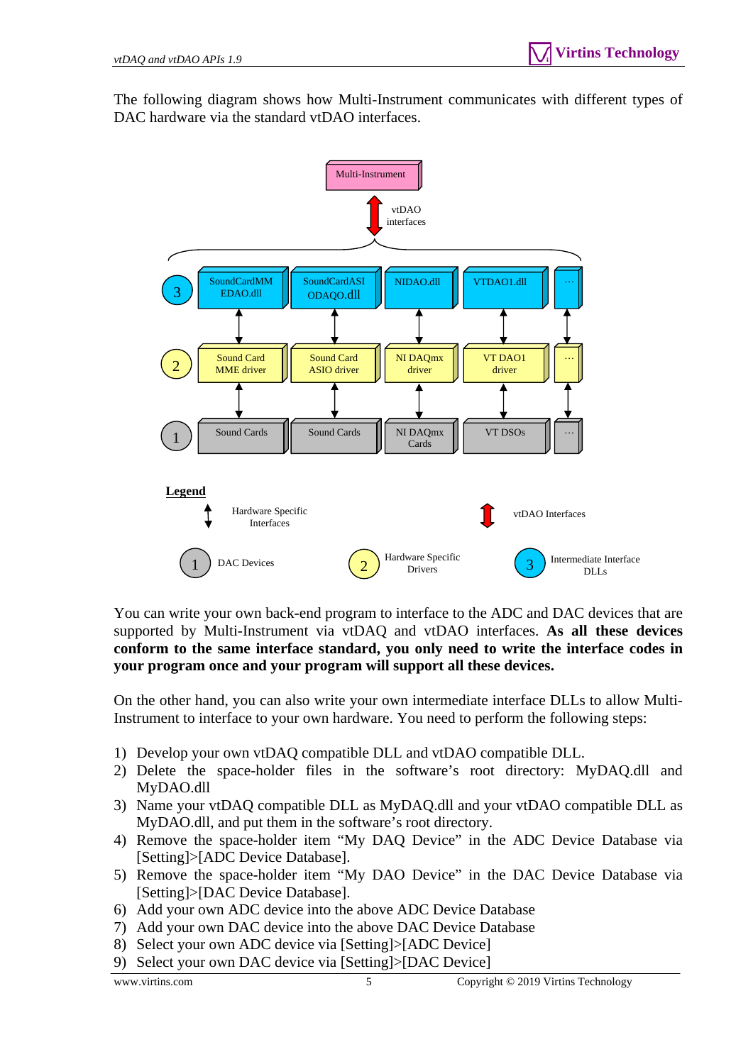The following diagram shows how Multi-Instrument communicates with different types of DAC hardware via the standard vtDAO interfaces.

Multi-Instrument

vtDAO interfaces

| | | | | | |
|---|---|---|---|---|---|
| 3 | SoundCardMMEDAO.dll | SoundCardASIODAQO.dll | NIDAO.dll | VTDAO1.dll | … |
| 2 | Sound Card MME driver | Sound Card ASIO driver | NI DAQmx driver | VT DAO1 driver | … |
| 1 | Sound Cards | Sound Cards | NI DAQmx Cards | VT DSOs | … |

**Legend**

- Hardware Specific Interfaces
- vtDAO Interfaces
- 1 DAC Devices
- 2 Hardware Specific Drivers
- 3 Intermediate Interface DLLs

You can write your own back-end program to interface to the ADC and DAC devices that are supported by Multi-Instrument via vtDAQ and vtDAO interfaces. **As all these devices conform to the same interface standard, you only need to write the interface codes in your program once and your program will support all these devices.**

On the other hand, you can also write your own intermediate interface DLLs to allow Multi-Instrument to interface to your own hardware. You need to perform the following steps:

1) Develop your own vtDAQ compatible DLL and vtDAO compatible DLL.
2) Delete the space-holder files in the software's root directory: MyDAQ.dll and MyDAO.dll
3) Name your vtDAQ compatible DLL as MyDAQ.dll and your vtDAO compatible DLL as MyDAO.dll, and put them in the software's root directory.
4) Remove the space-holder item "My DAQ Device" in the ADC Device Database via [Setting]>[ADC Device Database].
5) Remove the space-holder item "My DAO Device" in the DAC Device Database via [Setting]>[DAC Device Database].
6) Add your own ADC device into the above ADC Device Database
7) Add your own DAC device into the above DAC Device Database
8) Select your own ADC device via [Setting]>[ADC Device]
9) Select your own DAC device via [Setting]>[DAC Device]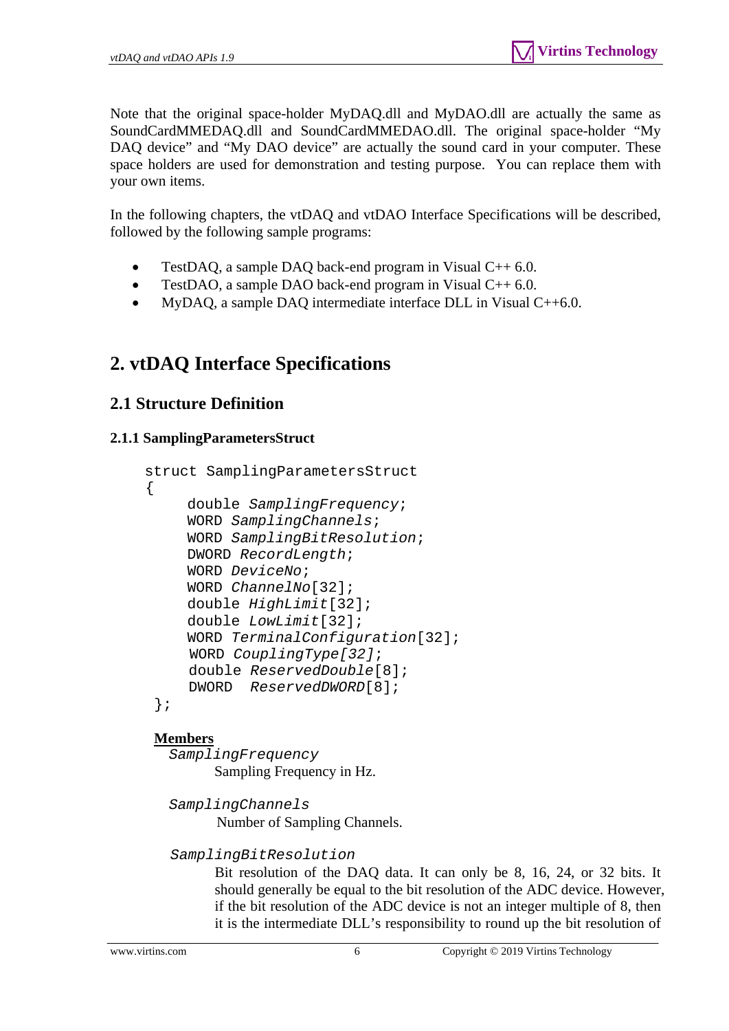Note that the original space-holder MyDAQ.dll and MyDAO.dll are actually the same as SoundCardMMEDAQ.dll and SoundCardMMEDAO.dll. The original space-holder "My DAQ device" and "My DAO device" are actually the sound card in your computer. These space holders are used for demonstration and testing purpose. You can replace them with your own items.

In the following chapters, the vtDAQ and vtDAO Interface Specifications will be described, followed by the following sample programs:

- TestDAQ, a sample DAQ back-end program in Visual C++ 6.0.
- TestDAO, a sample DAO back-end program in Visual C++ 6.0.
- MyDAQ, a sample DAQ intermediate interface DLL in Visual C++6.0.

# 2. vtDAQ Interface Specifications

## 2.1 Structure Definition

### 2.1.1 SamplingParametersStruct

```
struct SamplingParametersStruct
{
     double SamplingFrequency;
     WORD SamplingChannels;
     WORD SamplingBitResolution;
     DWORD RecordLength;
     WORD DeviceNo;
     WORD ChannelNo[32];
     double HighLimit[32];
     double LowLimit[32];
     WORD TerminalConfiguration[32];
     WORD CouplingType[32];
     double ReservedDouble[8];
     DWORD  ReservedDWORD[8];
};
```

**Members**

*SamplingFrequency*

Sampling Frequency in Hz.

*SamplingChannels*

Number of Sampling Channels.

*SamplingBitResolution*

Bit resolution of the DAQ data. It can only be 8, 16, 24, or 32 bits. It should generally be equal to the bit resolution of the ADC device. However, if the bit resolution of the ADC device is not an integer multiple of 8, then it is the intermediate DLL's responsibility to round up the bit resolution of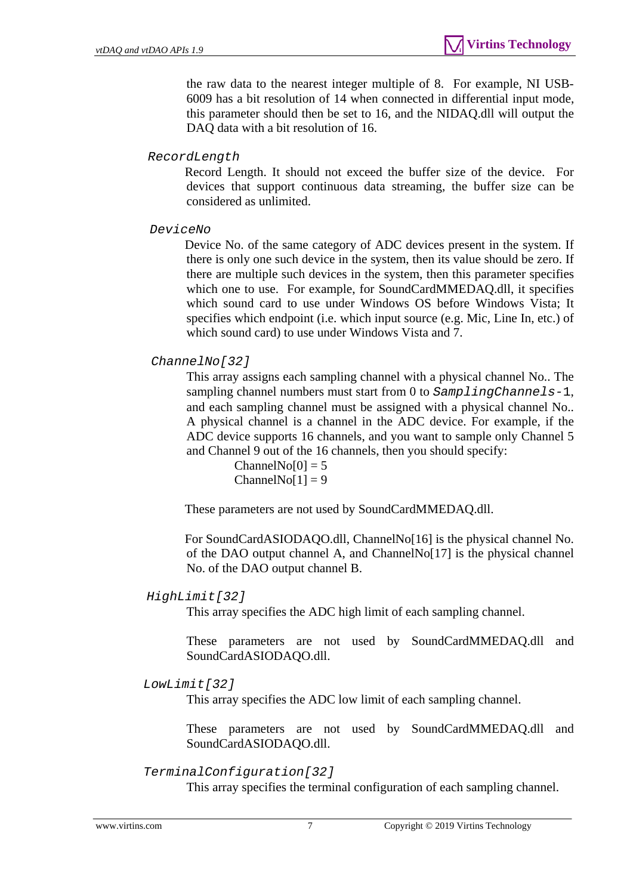the raw data to the nearest integer multiple of 8. For example, NI USB-6009 has a bit resolution of 14 when connected in differential input mode, this parameter should then be set to 16, and the NIDAQ.dll will output the DAQ data with a bit resolution of 16.

`RecordLength`

Record Length. It should not exceed the buffer size of the device. For devices that support continuous data streaming, the buffer size can be considered as unlimited.

`DeviceNo`

Device No. of the same category of ADC devices present in the system. If there is only one such device in the system, then its value should be zero. If there are multiple such devices in the system, then this parameter specifies which one to use. For example, for SoundCardMMEDAQ.dll, it specifies which sound card to use under Windows OS before Windows Vista; It specifies which endpoint (i.e. which input source (e.g. Mic, Line In, etc.) of which sound card) to use under Windows Vista and 7.

`ChannelNo[32]`

This array assigns each sampling channel with a physical channel No.. The sampling channel numbers must start from 0 to `SamplingChannels-1`, and each sampling channel must be assigned with a physical channel No.. A physical channel is a channel in the ADC device. For example, if the ADC device supports 16 channels, and you want to sample only Channel 5 and Channel 9 out of the 16 channels, then you should specify:

ChannelNo[0] = 5
ChannelNo[1] = 9

These parameters are not used by SoundCardMMEDAQ.dll.

For SoundCardASIODAQO.dll, ChannelNo[16] is the physical channel No. of the DAO output channel A, and ChannelNo[17] is the physical channel No. of the DAO output channel B.

`HighLimit[32]`

This array specifies the ADC high limit of each sampling channel.

These parameters are not used by SoundCardMMEDAQ.dll and SoundCardASIODAQO.dll.

`LowLimit[32]`

This array specifies the ADC low limit of each sampling channel.

These parameters are not used by SoundCardMMEDAQ.dll and SoundCardASIODAQO.dll.

`TerminalConfiguration[32]`

This array specifies the terminal configuration of each sampling channel.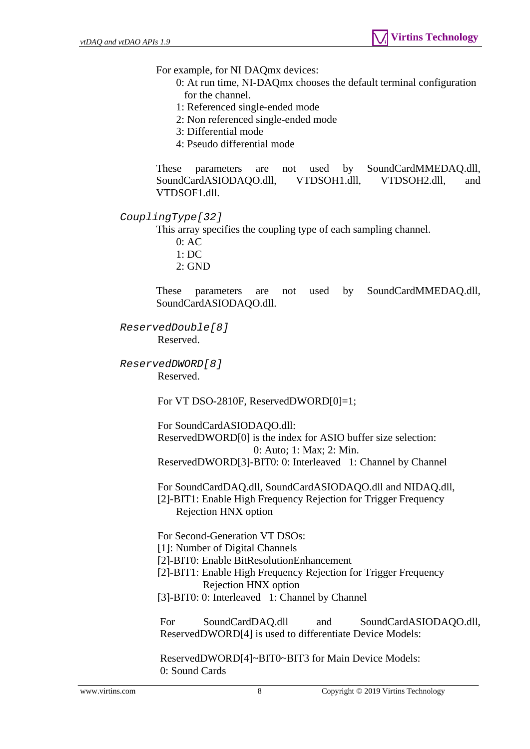For example, for NI DAQmx devices:

0: At run time, NI-DAQmx chooses the default terminal configuration for the channel.  
1: Referenced single-ended mode  
2: Non referenced single-ended mode  
3: Differential mode  
4: Pseudo differential mode

These parameters are not used by SoundCardMMEDAQ.dll, SoundCardASIODAQO.dll, VTDSOH1.dll, VTDSOH2.dll, and VTDSOF1.dll.

`CouplingType[32]`

This array specifies the coupling type of each sampling channel.

0: AC  
1: DC  
2: GND

These parameters are not used by SoundCardMMEDAQ.dll, SoundCardASIODAQO.dll.

`ReservedDouble[8]`

Reserved.

`ReservedDWORD[8]`

Reserved.

For VT DSO-2810F, ReservedDWORD[0]=1;

For SoundCardASIODAQO.dll:  
ReservedDWORD[0] is the index for ASIO buffer size selection:  
0: Auto; 1: Max; 2: Min.  
ReservedDWORD[3]-BIT0: 0: Interleaved 1: Channel by Channel

For SoundCardDAQ.dll, SoundCardASIODAQO.dll and NIDAQ.dll,  
[2]-BIT1: Enable High Frequency Rejection for Trigger Frequency Rejection HNX option

For Second-Generation VT DSOs:  
[1]: Number of Digital Channels  
[2]-BIT0: Enable BitResolutionEnhancement  
[2]-BIT1: Enable High Frequency Rejection for Trigger Frequency Rejection HNX option  
[3]-BIT0: 0: Interleaved 1: Channel by Channel

For SoundCardDAQ.dll and SoundCardASIODAQO.dll, ReservedDWORD[4] is used to differentiate Device Models:

ReservedDWORD[4]~BIT0~BIT3 for Main Device Models:  
0: Sound Cards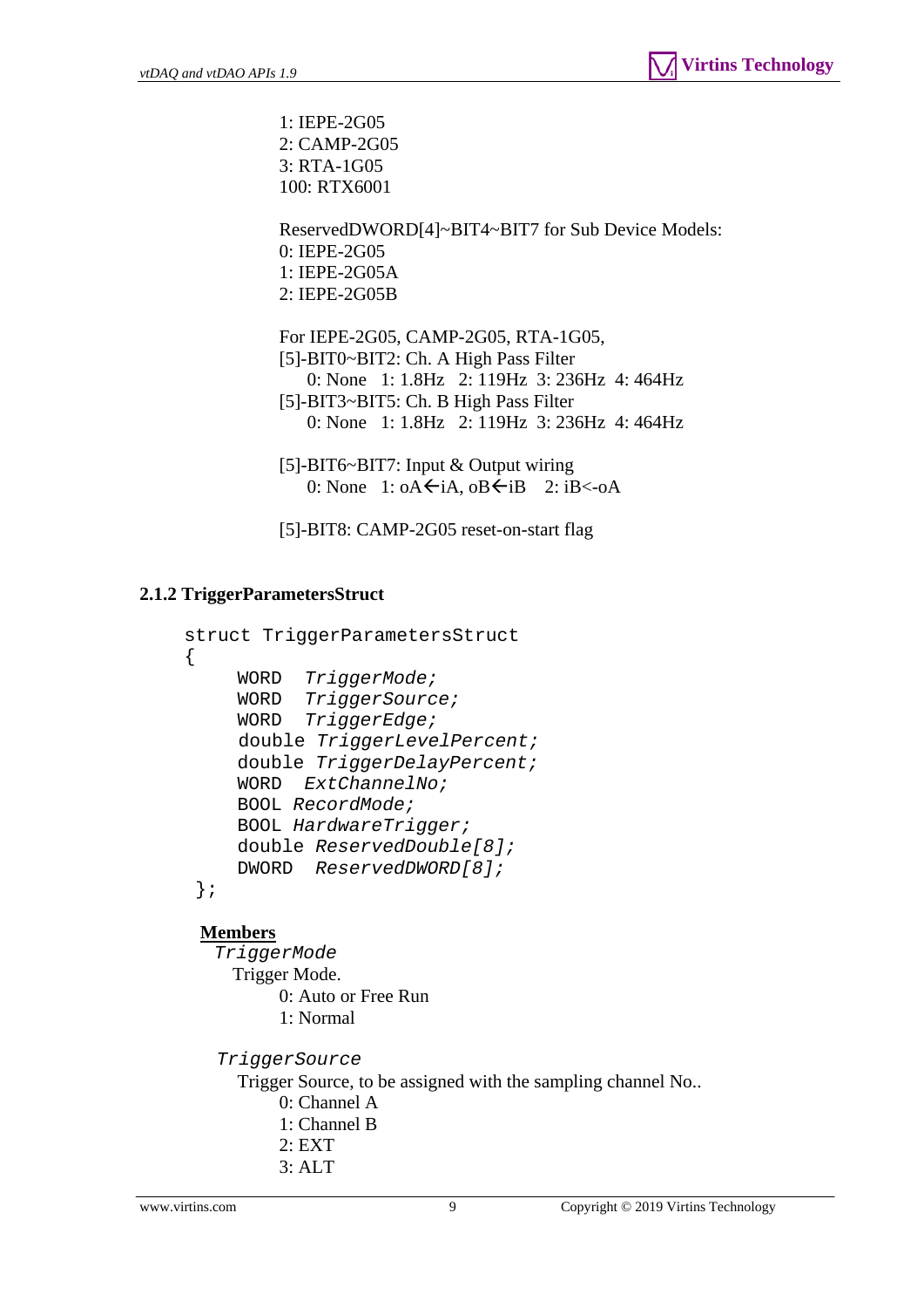1: IEPE-2G05
2: CAMP-2G05
3: RTA-1G05
100: RTX6001

ReservedDWORD[4]~BIT4~BIT7 for Sub Device Models:
0: IEPE-2G05
1: IEPE-2G05A
2: IEPE-2G05B

For IEPE-2G05, CAMP-2G05, RTA-1G05,
[5]-BIT0~BIT2: Ch. A High Pass Filter
    0: None   1: 1.8Hz   2: 119Hz  3: 236Hz  4: 464Hz
[5]-BIT3~BIT5: Ch. B High Pass Filter
    0: None   1: 1.8Hz   2: 119Hz  3: 236Hz  4: 464Hz

[5]-BIT6~BIT7: Input & Output wiring
    0: None   1: oA←iA, oB←iB   2: iB<-oA

[5]-BIT8: CAMP-2G05 reset-on-start flag

### 2.1.2 TriggerParametersStruct

```
struct TriggerParametersStruct
{
    WORD   TriggerMode;
    WORD   TriggerSource;
    WORD   TriggerEdge;
    double TriggerLevelPercent;
    double TriggerDelayPercent;
    WORD   ExtChannelNo;
    BOOL RecordMode;
    BOOL HardwareTrigger;
    double ReservedDouble[8];
    DWORD  ReservedDWORD[8];
};
```

**Members**

*TriggerMode*

Trigger Mode.

0: Auto or Free Run
1: Normal

*TriggerSource*

Trigger Source, to be assigned with the sampling channel No..

0: Channel A
1: Channel B
2: EXT
3: ALT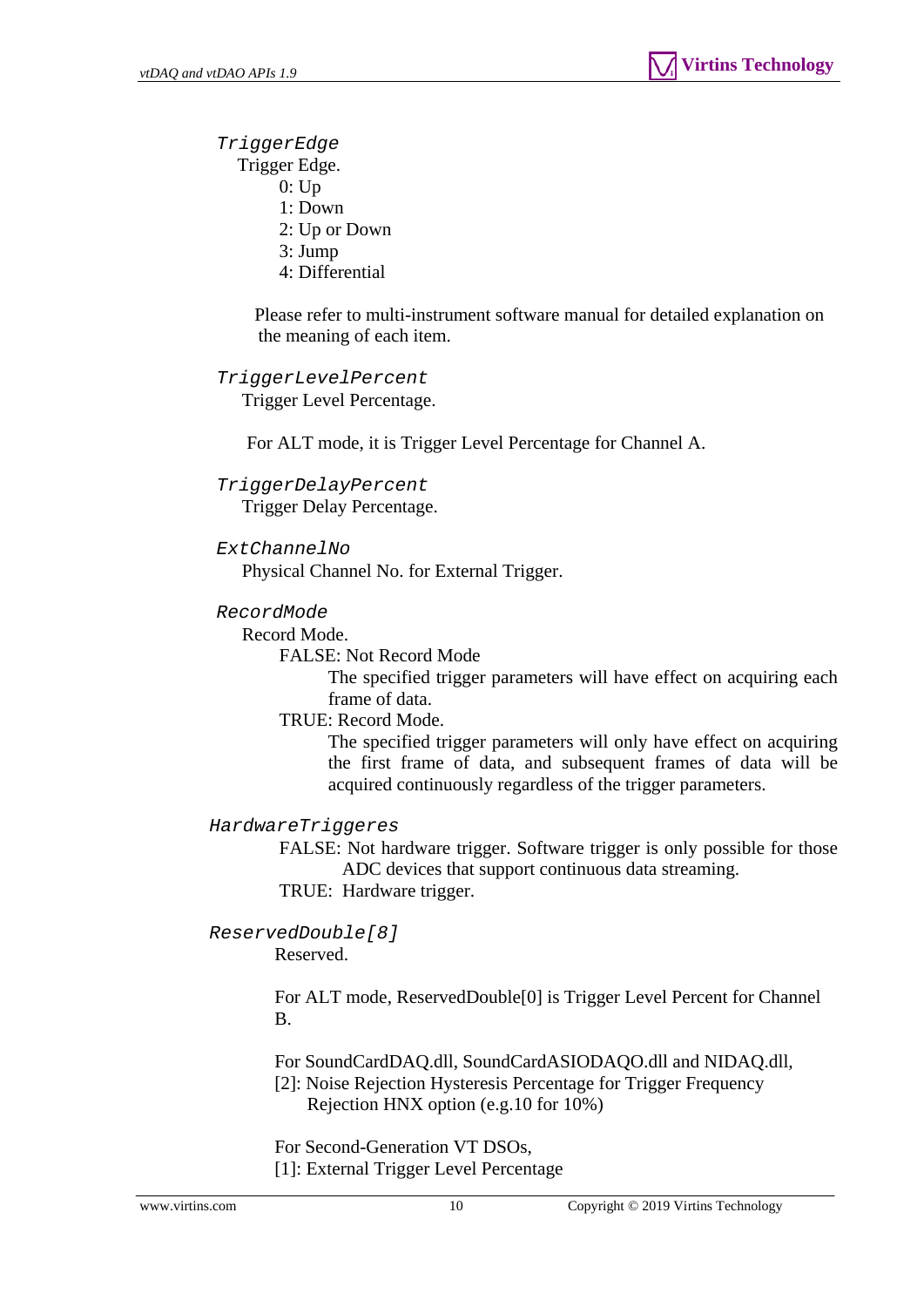`TriggerEdge`

Trigger Edge.

0: Up
1: Down
2: Up or Down
3: Jump
4: Differential

Please refer to multi-instrument software manual for detailed explanation on the meaning of each item.

`TriggerLevelPercent`

Trigger Level Percentage.

For ALT mode, it is Trigger Level Percentage for Channel A.

`TriggerDelayPercent`

Trigger Delay Percentage.

`ExtChannelNo`

Physical Channel No. for External Trigger.

`RecordMode`

Record Mode.

FALSE: Not Record Mode

The specified trigger parameters will have effect on acquiring each frame of data.

TRUE: Record Mode.

The specified trigger parameters will only have effect on acquiring the first frame of data, and subsequent frames of data will be acquired continuously regardless of the trigger parameters.

`HardwareTriggeres`

FALSE: Not hardware trigger. Software trigger is only possible for those ADC devices that support continuous data streaming.

TRUE: Hardware trigger.

`ReservedDouble[8]`

Reserved.

For ALT mode, ReservedDouble[0] is Trigger Level Percent for Channel B.

For SoundCardDAQ.dll, SoundCardASIODAQO.dll and NIDAQ.dll,
[2]: Noise Rejection Hysteresis Percentage for Trigger Frequency Rejection HNX option (e.g.10 for 10%)

For Second-Generation VT DSOs,
[1]: External Trigger Level Percentage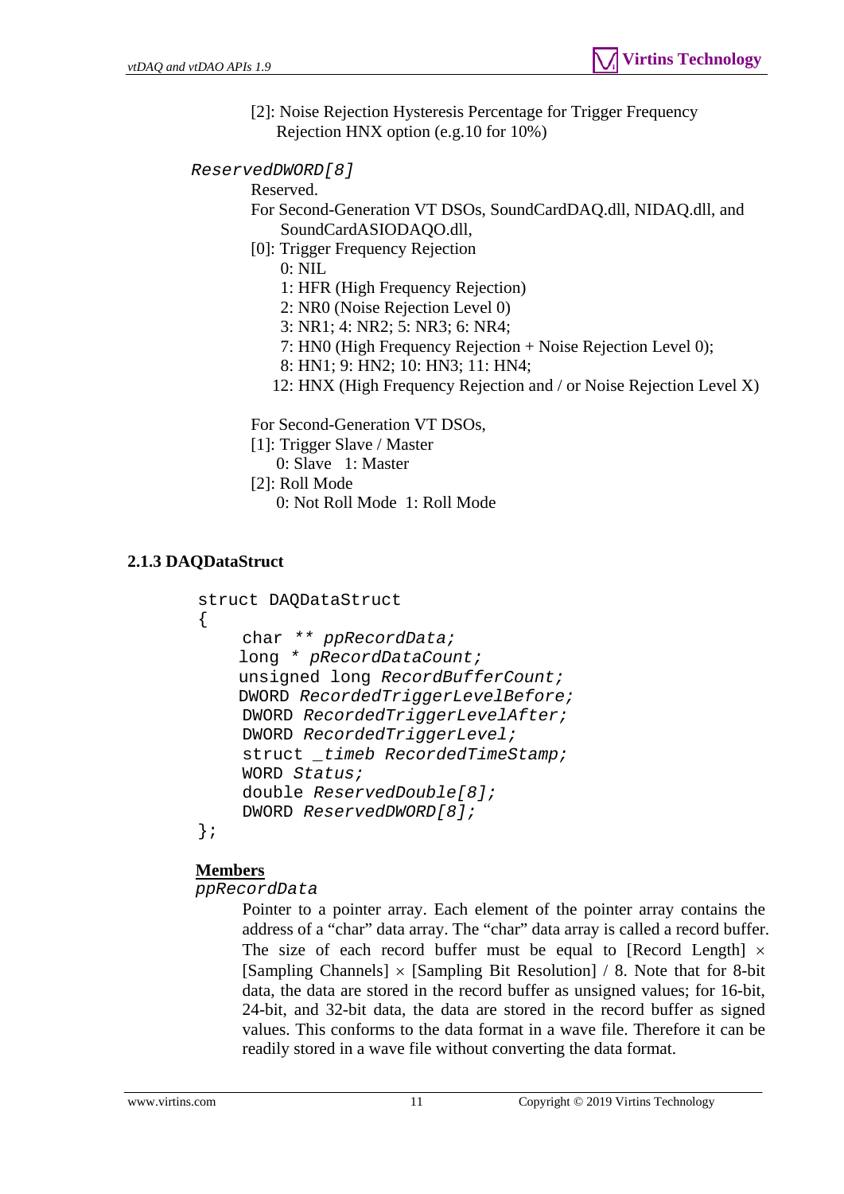[2]: Noise Rejection Hysteresis Percentage for Trigger Frequency Rejection HNX option (e.g.10 for 10%)

*ReservedDWORD[8]*

Reserved.

For Second-Generation VT DSOs, SoundCardDAQ.dll, NIDAQ.dll, and SoundCardASIODAQO.dll,

[0]: Trigger Frequency Rejection

- 0: NIL
- 1: HFR (High Frequency Rejection)
- 2: NR0 (Noise Rejection Level 0)
- 3: NR1; 4: NR2; 5: NR3; 6: NR4;
- 7: HN0 (High Frequency Rejection + Noise Rejection Level 0);
- 8: HN1; 9: HN2; 10: HN3; 11: HN4;
- 12: HNX (High Frequency Rejection and / or Noise Rejection Level X)

For Second-Generation VT DSOs,

[1]: Trigger Slave / Master

0: Slave 1: Master

[2]: Roll Mode

0: Not Roll Mode 1: Roll Mode

### 2.1.3 DAQDataStruct

```
struct DAQDataStruct
{
    char ** ppRecordData;
    long * pRecordDataCount;
    unsigned long RecordBufferCount;
    DWORD RecordedTriggerLevelBefore;
    DWORD RecordedTriggerLevelAfter;
    DWORD RecordedTriggerLevel;
    struct _timeb RecordedTimeStamp;
    WORD Status;
    double ReservedDouble[8];
    DWORD ReservedDWORD[8];
};
```

**Members**

*ppRecordData*

Pointer to a pointer array. Each element of the pointer array contains the address of a "char" data array. The "char" data array is called a record buffer. The size of each record buffer must be equal to [Record Length] × [Sampling Channels] × [Sampling Bit Resolution] / 8. Note that for 8-bit data, the data are stored in the record buffer as unsigned values; for 16-bit, 24-bit, and 32-bit data, the data are stored in the record buffer as signed values. This conforms to the data format in a wave file. Therefore it can be readily stored in a wave file without converting the data format.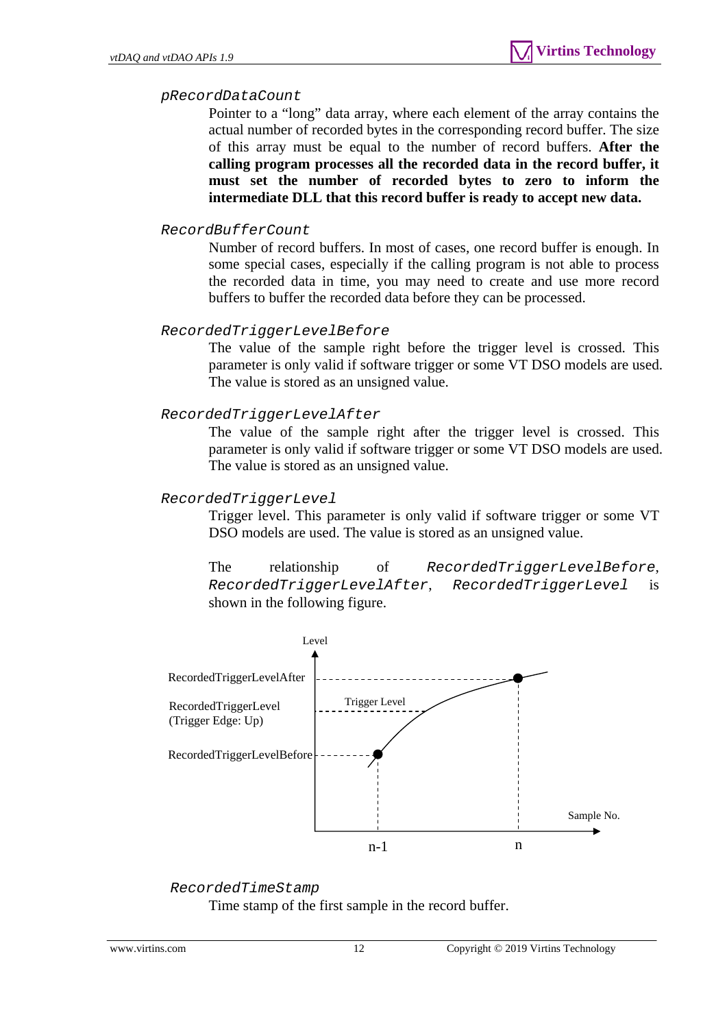`pRecordDataCount`

Pointer to a "long" data array, where each element of the array contains the actual number of recorded bytes in the corresponding record buffer. The size of this array must be equal to the number of record buffers. **After the calling program processes all the recorded data in the record buffer, it must set the number of recorded bytes to zero to inform the intermediate DLL that this record buffer is ready to accept new data.**

`RecordBufferCount`

Number of record buffers. In most of cases, one record buffer is enough. In some special cases, especially if the calling program is not able to process the recorded data in time, you may need to create and use more record buffers to buffer the recorded data before they can be processed.

`RecordedTriggerLevelBefore`

The value of the sample right before the trigger level is crossed. This parameter is only valid if software trigger or some VT DSO models are used. The value is stored as an unsigned value.

`RecordedTriggerLevelAfter`

The value of the sample right after the trigger level is crossed. This parameter is only valid if software trigger or some VT DSO models are used. The value is stored as an unsigned value.

`RecordedTriggerLevel`

Trigger level. This parameter is only valid if software trigger or some VT DSO models are used. The value is stored as an unsigned value.

The relationship of `RecordedTriggerLevelBefore`, `RecordedTriggerLevelAfter`, `RecordedTriggerLevel` is shown in the following figure.

`RecordedTimeStamp`

Time stamp of the first sample in the record buffer.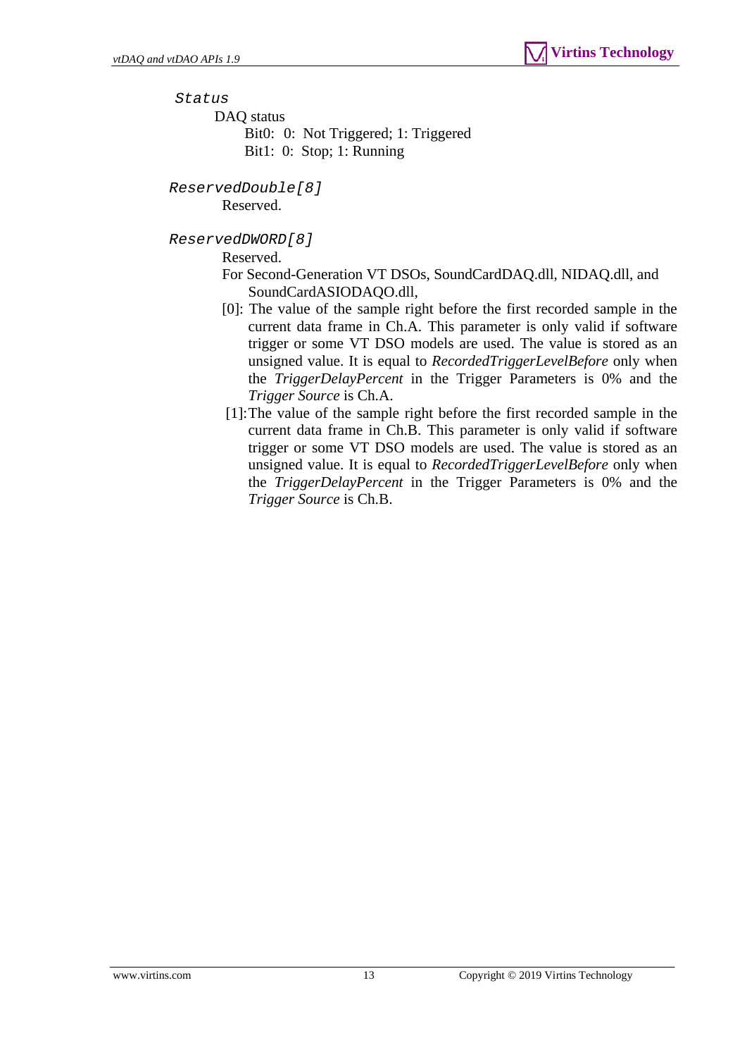*Status*

DAQ status

Bit0: 0: Not Triggered; 1: Triggered

Bit1: 0: Stop; 1: Running

*ReservedDouble[8]*

Reserved.

*ReservedDWORD[8]*

Reserved.

For Second-Generation VT DSOs, SoundCardDAQ.dll, NIDAQ.dll, and SoundCardASIODAQO.dll,

[0]: The value of the sample right before the first recorded sample in the current data frame in Ch.A. This parameter is only valid if software trigger or some VT DSO models are used. The value is stored as an unsigned value. It is equal to *RecordedTriggerLevelBefore* only when the *TriggerDelayPercent* in the Trigger Parameters is 0% and the *Trigger Source* is Ch.A.

[1]: The value of the sample right before the first recorded sample in the current data frame in Ch.B. This parameter is only valid if software trigger or some VT DSO models are used. The value is stored as an unsigned value. It is equal to *RecordedTriggerLevelBefore* only when the *TriggerDelayPercent* in the Trigger Parameters is 0% and the *Trigger Source* is Ch.B.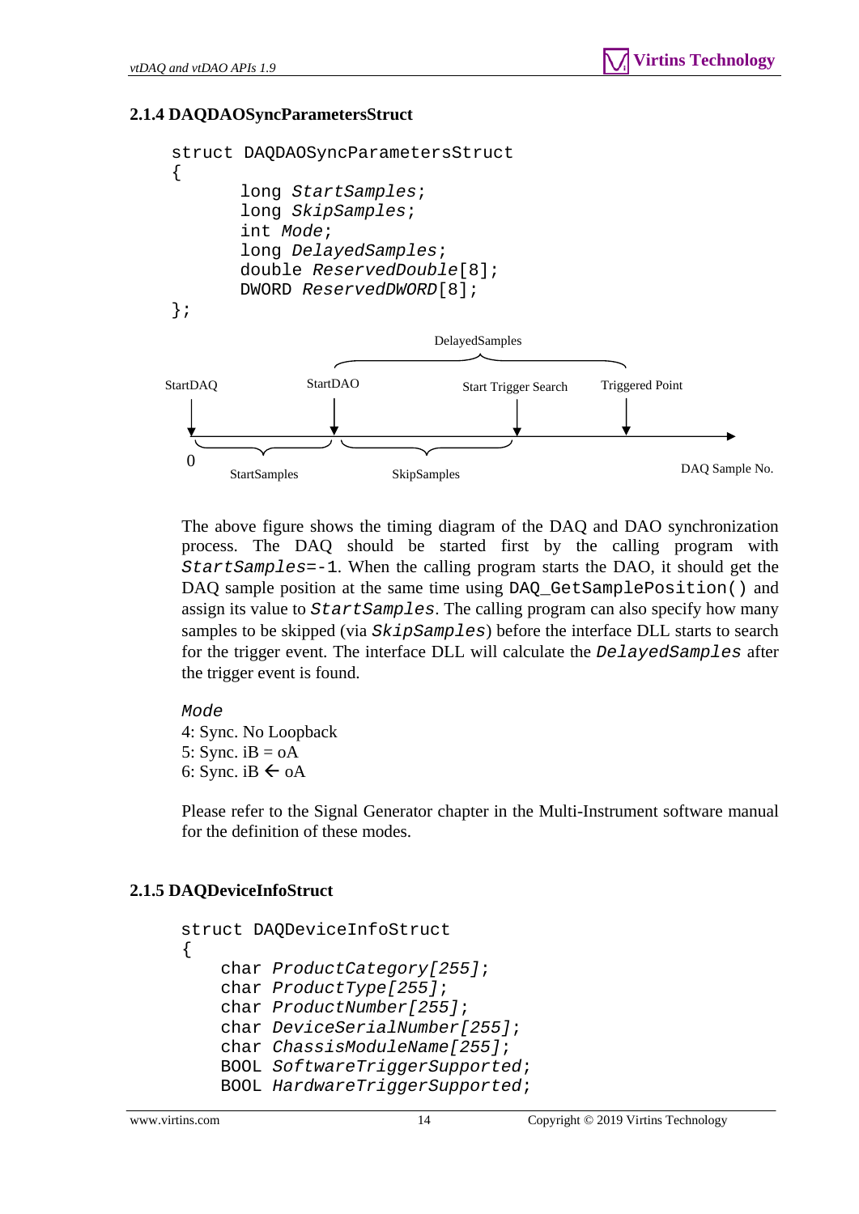### 2.1.4 DAQDAOSyncParametersStruct

```
struct DAQDAOSyncParametersStruct
{
        long StartSamples;
        long SkipSamples;
        int Mode;
        long DelayedSamples;
        double ReservedDouble[8];
        DWORD ReservedDWORD[8];
};
```

The above figure shows the timing diagram of the DAQ and DAO synchronization process. The DAQ should be started first by the calling program with `StartSamples=-1`. When the calling program starts the DAO, it should get the DAQ sample position at the same time using `DAQ_GetSamplePosition()` and assign its value to `StartSamples`. The calling program can also specify how many samples to be skipped (via `SkipSamples`) before the interface DLL starts to search for the trigger event. The interface DLL will calculate the `DelayedSamples` after the trigger event is found.

*Mode*
4: Sync. No Loopback
5: Sync. iB = oA
6: Sync. iB ← oA

Please refer to the Signal Generator chapter in the Multi-Instrument software manual for the definition of these modes.

### 2.1.5 DAQDeviceInfoStruct

```
struct DAQDeviceInfoStruct
{
    char ProductCategory[255];
    char ProductType[255];
    char ProductNumber[255];
    char DeviceSerialNumber[255];
    char ChassisModuleName[255];
    BOOL SoftwareTriggerSupported;
    BOOL HardwareTriggerSupported;
```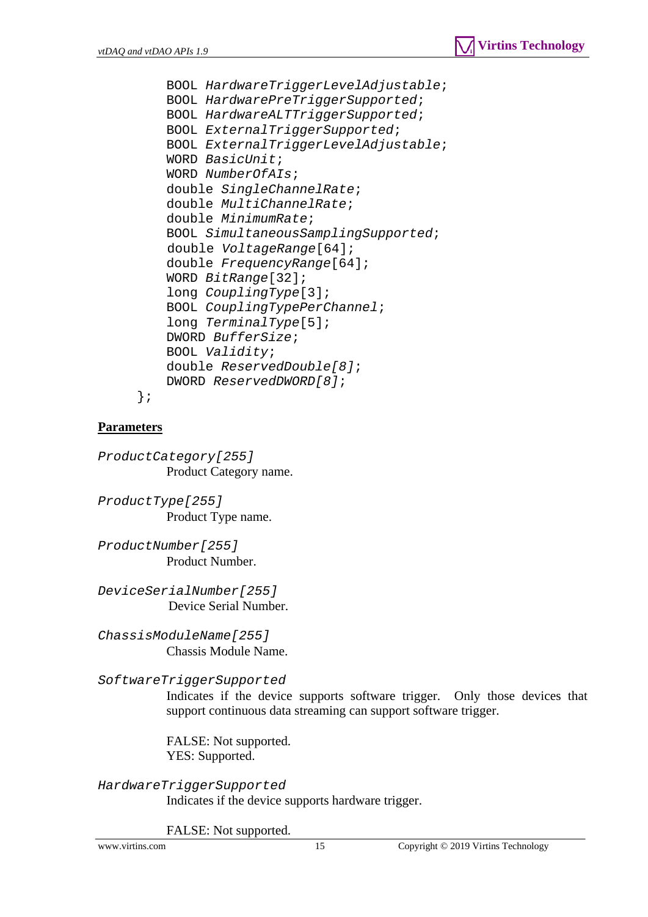```
    BOOL HardwareTriggerLevelAdjustable;
    BOOL HardwarePreTriggerSupported;
    BOOL HardwareALTTriggerSupported;
    BOOL ExternalTriggerSupported;
    BOOL ExternalTriggerLevelAdjustable;
    WORD BasicUnit;
    WORD NumberOfAIs;
    double SingleChannelRate;
    double MultiChannelRate;
    double MinimumRate;
    BOOL SimultaneousSamplingSupported;
    double VoltageRange[64];
    double FrequencyRange[64];
    WORD BitRange[32];
    long CouplingType[3];
    BOOL CouplingTypePerChannel;
    long TerminalType[5];
    DWORD BufferSize;
    BOOL Validity;
    double ReservedDouble[8];
    DWORD ReservedDWORD[8];
};
```

**Parameters**

*ProductCategory[255]*

Product Category name.

*ProductType[255]*

Product Type name.

*ProductNumber[255]*

Product Number.

*DeviceSerialNumber[255]*

Device Serial Number.

*ChassisModuleName[255]*

Chassis Module Name.

*SoftwareTriggerSupported*

Indicates if the device supports software trigger. Only those devices that support continuous data streaming can support software trigger.

FALSE: Not supported.
YES: Supported.

*HardwareTriggerSupported*

Indicates if the device supports hardware trigger.

FALSE: Not supported.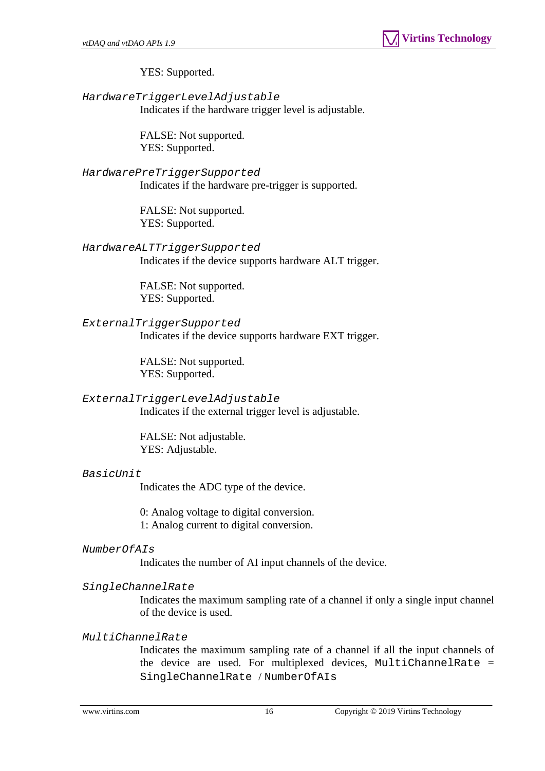YES: Supported.

*`HardwareTriggerLevelAdjustable`*

Indicates if the hardware trigger level is adjustable.

FALSE: Not supported.
YES: Supported.

*`HardwarePreTriggerSupported`*

Indicates if the hardware pre-trigger is supported.

FALSE: Not supported.
YES: Supported.

*`HardwareALTTriggerSupported`*

Indicates if the device supports hardware ALT trigger.

FALSE: Not supported.
YES: Supported.

*`ExternalTriggerSupported`*

Indicates if the device supports hardware EXT trigger.

FALSE: Not supported.
YES: Supported.

*`ExternalTriggerLevelAdjustable`*

Indicates if the external trigger level is adjustable.

FALSE: Not adjustable.
YES: Adjustable.

*`BasicUnit`*

Indicates the ADC type of the device.

0: Analog voltage to digital conversion.
1: Analog current to digital conversion.

*`NumberOfAIs`*

Indicates the number of AI input channels of the device.

*`SingleChannelRate`*

Indicates the maximum sampling rate of a channel if only a single input channel of the device is used.

*`MultiChannelRate`*

Indicates the maximum sampling rate of a channel if all the input channels of the device are used. For multiplexed devices, `MultiChannelRate` = `SingleChannelRate` / `NumberOfAIs`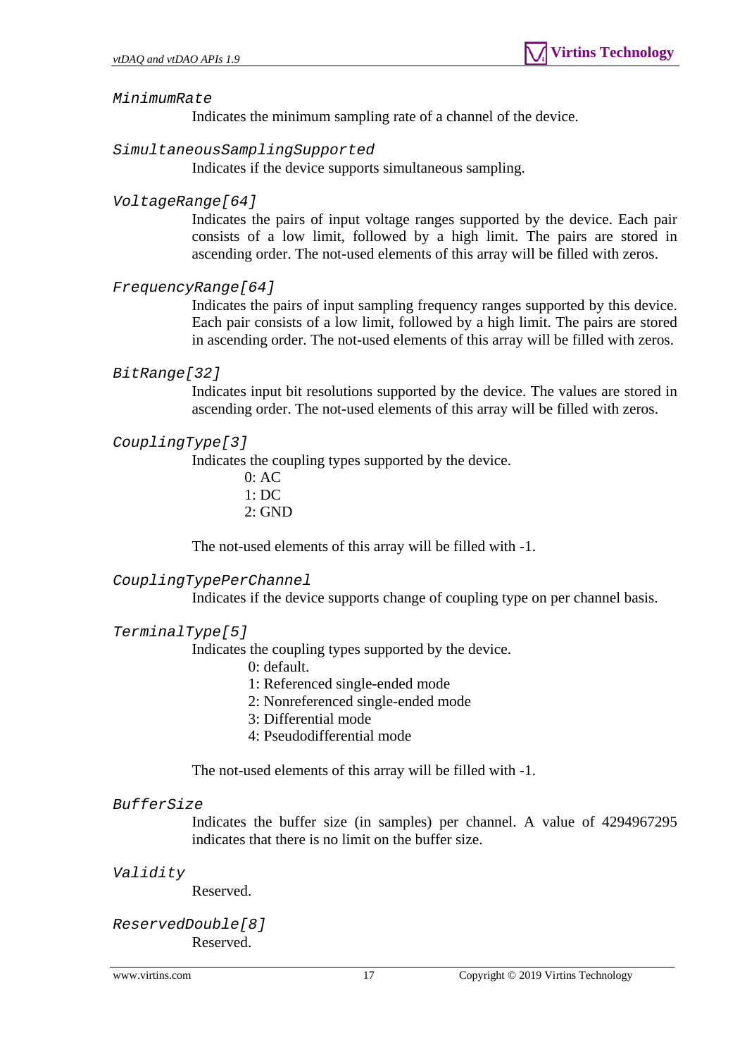`MinimumRate`

Indicates the minimum sampling rate of a channel of the device.

`SimultaneousSamplingSupported`

Indicates if the device supports simultaneous sampling.

`VoltageRange[64]`

Indicates the pairs of input voltage ranges supported by the device. Each pair consists of a low limit, followed by a high limit. The pairs are stored in ascending order. The not-used elements of this array will be filled with zeros.

`FrequencyRange[64]`

Indicates the pairs of input sampling frequency ranges supported by this device. Each pair consists of a low limit, followed by a high limit. The pairs are stored in ascending order. The not-used elements of this array will be filled with zeros.

`BitRange[32]`

Indicates input bit resolutions supported by the device. The values are stored in ascending order. The not-used elements of this array will be filled with zeros.

`CouplingType[3]`

Indicates the coupling types supported by the device.

- 0: AC
- 1: DC
- 2: GND

The not-used elements of this array will be filled with -1.

`CouplingTypePerChannel`

Indicates if the device supports change of coupling type on per channel basis.

`TerminalType[5]`

Indicates the coupling types supported by the device.

- 0: default.
- 1: Referenced single-ended mode
- 2: Nonreferenced single-ended mode
- 3: Differential mode
- 4: Pseudodifferential mode

The not-used elements of this array will be filled with -1.

`BufferSize`

Indicates the buffer size (in samples) per channel. A value of 4294967295 indicates that there is no limit on the buffer size.

`Validity`

Reserved.

`ReservedDouble[8]`

Reserved.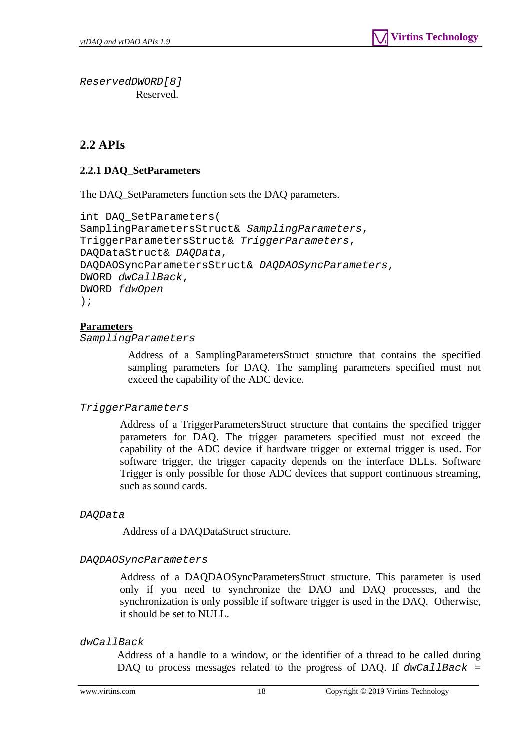*ReservedDWORD[8]*

Reserved.

## 2.2 APIs

### 2.2.1 DAQ_SetParameters

The DAQ_SetParameters function sets the DAQ parameters.

```
int DAQ_SetParameters(
SamplingParametersStruct& SamplingParameters,
TriggerParametersStruct& TriggerParameters,
DAQDataStruct& DAQData,
DAQDAOSyncParametersStruct& DAQDAOSyncParameters,
DWORD dwCallBack,
DWORD fdwOpen
);
```

**Parameters**

*SamplingParameters*

Address of a SamplingParametersStruct structure that contains the specified sampling parameters for DAQ. The sampling parameters specified must not exceed the capability of the ADC device.

*TriggerParameters*

Address of a TriggerParametersStruct structure that contains the specified trigger parameters for DAQ. The trigger parameters specified must not exceed the capability of the ADC device if hardware trigger or external trigger is used. For software trigger, the trigger capacity depends on the interface DLLs. Software Trigger is only possible for those ADC devices that support continuous streaming, such as sound cards.

*DAQData*

Address of a DAQDataStruct structure.

*DAQDAOSyncParameters*

Address of a DAQDAOSyncParametersStruct structure. This parameter is used only if you need to synchronize the DAO and DAQ processes, and the synchronization is only possible if software trigger is used in the DAQ. Otherwise, it should be set to NULL.

*dwCallBack*

Address of a handle to a window, or the identifier of a thread to be called during DAQ to process messages related to the progress of DAQ. If *dwCallBack* =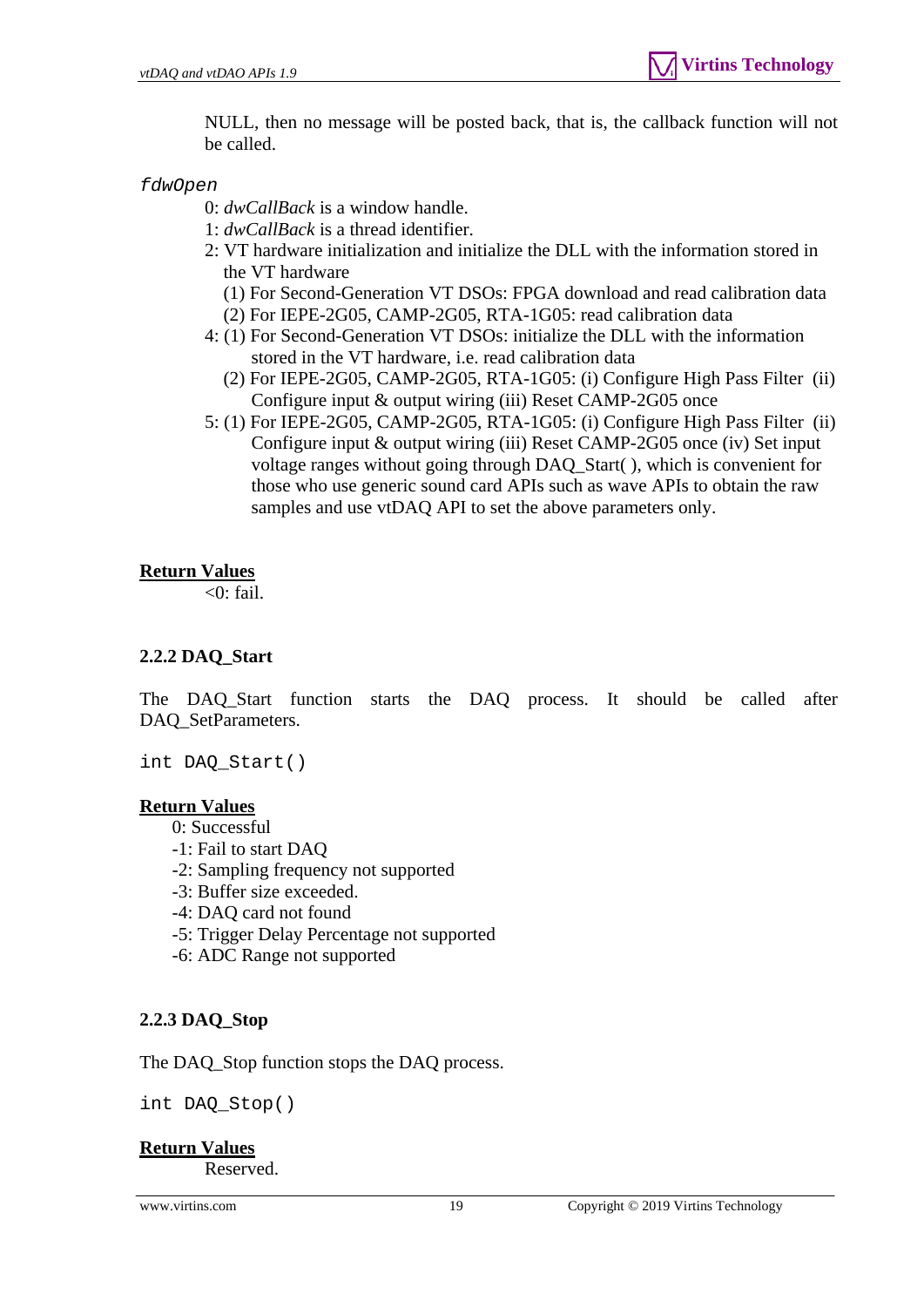NULL, then no message will be posted back, that is, the callback function will not be called.

`fdwOpen`

0: *dwCallBack* is a window handle.
1: *dwCallBack* is a thread identifier.
2: VT hardware initialization and initialize the DLL with the information stored in the VT hardware
   (1) For Second-Generation VT DSOs: FPGA download and read calibration data
   (2) For IEPE-2G05, CAMP-2G05, RTA-1G05: read calibration data
4: (1) For Second-Generation VT DSOs: initialize the DLL with the information stored in the VT hardware, i.e. read calibration data
   (2) For IEPE-2G05, CAMP-2G05, RTA-1G05: (i) Configure High Pass Filter (ii) Configure input & output wiring (iii) Reset CAMP-2G05 once
5: (1) For IEPE-2G05, CAMP-2G05, RTA-1G05: (i) Configure High Pass Filter (ii) Configure input & output wiring (iii) Reset CAMP-2G05 once (iv) Set input voltage ranges without going through DAQ_Start( ), which is convenient for those who use generic sound card APIs such as wave APIs to obtain the raw samples and use vtDAQ API to set the above parameters only.

**Return Values**

<0: fail.

### 2.2.2 DAQ_Start

The DAQ_Start function starts the DAQ process. It should be called after DAQ_SetParameters.

```
int DAQ_Start()
```

**Return Values**

0: Successful
-1: Fail to start DAQ
-2: Sampling frequency not supported
-3: Buffer size exceeded.
-4: DAQ card not found
-5: Trigger Delay Percentage not supported
-6: ADC Range not supported

### 2.2.3 DAQ_Stop

The DAQ_Stop function stops the DAQ process.

```
int DAQ_Stop()
```

**Return Values**

Reserved.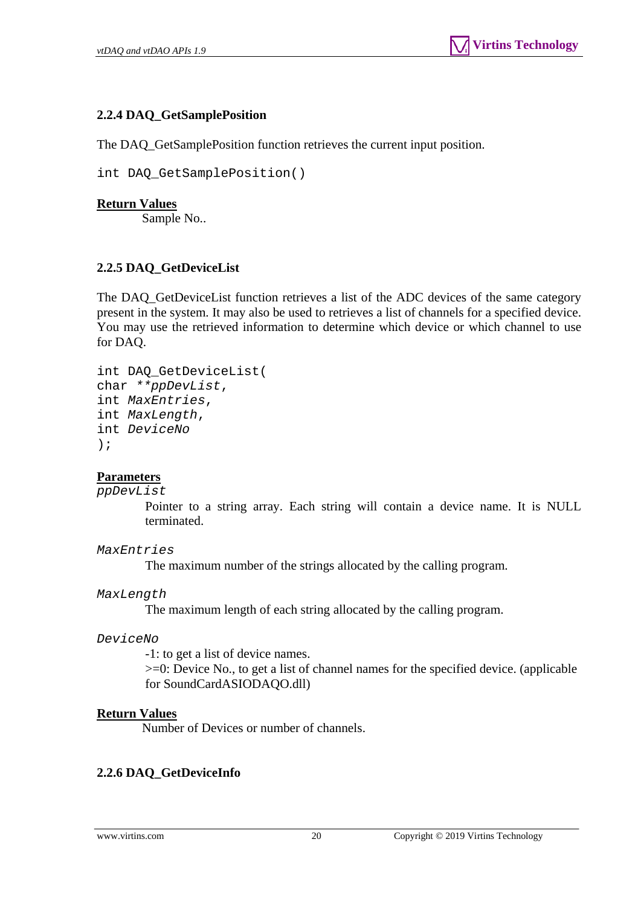### 2.2.4 DAQ_GetSamplePosition

The DAQ_GetSamplePosition function retrieves the current input position.

```
int DAQ_GetSamplePosition()
```

**Return Values**

Sample No..

### 2.2.5 DAQ_GetDeviceList

The DAQ_GetDeviceList function retrieves a list of the ADC devices of the same category present in the system. It may also be used to retrieves a list of channels for a specified device. You may use the retrieved information to determine which device or which channel to use for DAQ.

```
int DAQ_GetDeviceList(
char **ppDevList,
int MaxEntries,
int MaxLength,
int DeviceNo
);
```

**Parameters**

*ppDevList*

Pointer to a string array. Each string will contain a device name. It is NULL terminated.

*MaxEntries*

The maximum number of the strings allocated by the calling program.

*MaxLength*

The maximum length of each string allocated by the calling program.

*DeviceNo*

-1: to get a list of device names.
>=0: Device No., to get a list of channel names for the specified device. (applicable for SoundCardASIODAQO.dll)

**Return Values**

Number of Devices or number of channels.

### 2.2.6 DAQ_GetDeviceInfo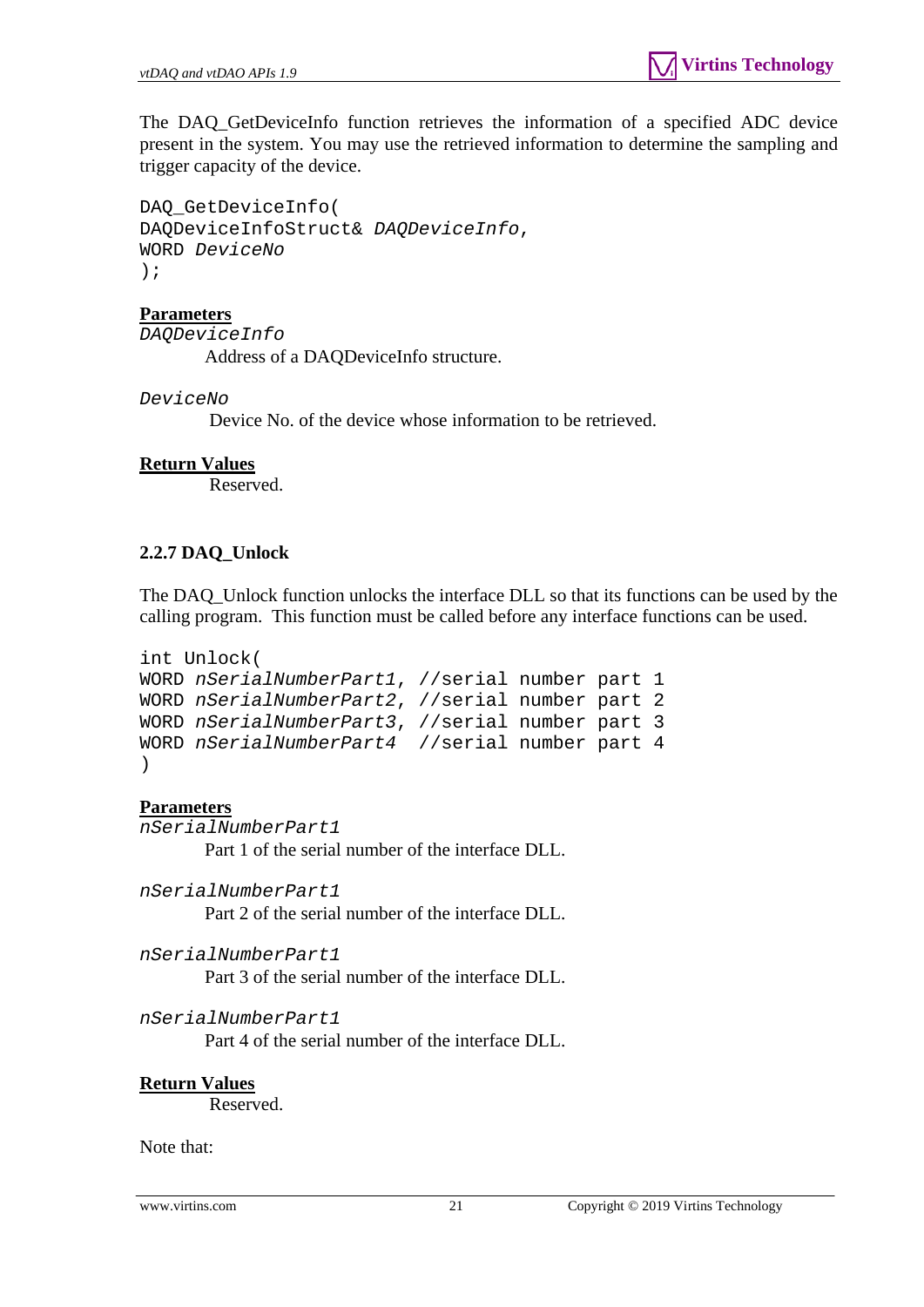The DAQ_GetDeviceInfo function retrieves the information of a specified ADC device present in the system. You may use the retrieved information to determine the sampling and trigger capacity of the device.

```
DAQ_GetDeviceInfo(
DAQDeviceInfoStruct& DAQDeviceInfo,
WORD DeviceNo
);
```

**Parameters**

*DAQDeviceInfo*

Address of a DAQDeviceInfo structure.

*DeviceNo*

Device No. of the device whose information to be retrieved.

**Return Values**

Reserved.

### 2.2.7 DAQ_Unlock

The DAQ_Unlock function unlocks the interface DLL so that its functions can be used by the calling program. This function must be called before any interface functions can be used.

```
int Unlock(
WORD nSerialNumberPart1, //serial number part 1
WORD nSerialNumberPart2, //serial number part 2
WORD nSerialNumberPart3, //serial number part 3
WORD nSerialNumberPart4  //serial number part 4
)
```

**Parameters**

*nSerialNumberPart1*

Part 1 of the serial number of the interface DLL.

*nSerialNumberPart1*

Part 2 of the serial number of the interface DLL.

*nSerialNumberPart1*

Part 3 of the serial number of the interface DLL.

*nSerialNumberPart1*

Part 4 of the serial number of the interface DLL.

**Return Values**

Reserved.

Note that: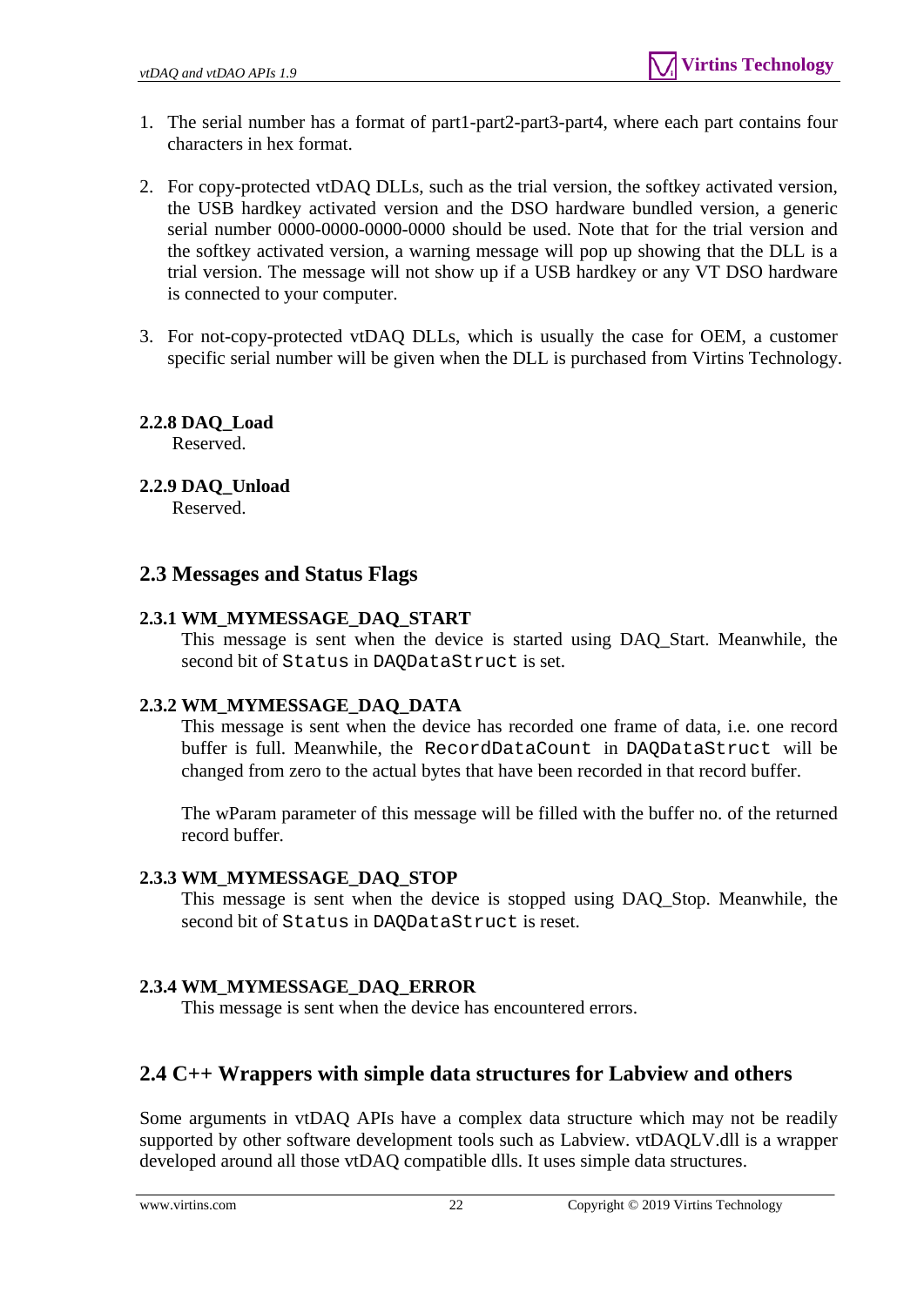1. The serial number has a format of part1-part2-part3-part4, where each part contains four characters in hex format.

2. For copy-protected vtDAQ DLLs, such as the trial version, the softkey activated version, the USB hardkey activated version and the DSO hardware bundled version, a generic serial number 0000-0000-0000-0000 should be used. Note that for the trial version and the softkey activated version, a warning message will pop up showing that the DLL is a trial version. The message will not show up if a USB hardkey or any VT DSO hardware is connected to your computer.

3. For not-copy-protected vtDAQ DLLs, which is usually the case for OEM, a customer specific serial number will be given when the DLL is purchased from Virtins Technology.

### 2.2.8 DAQ_Load

Reserved.

### 2.2.9 DAQ_Unload

Reserved.

## 2.3 Messages and Status Flags

### 2.3.1 WM_MYMESSAGE_DAQ_START

This message is sent when the device is started using DAQ_Start. Meanwhile, the second bit of `Status` in `DAQDataStruct` is set.

### 2.3.2 WM_MYMESSAGE_DAQ_DATA

This message is sent when the device has recorded one frame of data, i.e. one record buffer is full. Meanwhile, the `RecordDataCount` in `DAQDataStruct` will be changed from zero to the actual bytes that have been recorded in that record buffer.

The wParam parameter of this message will be filled with the buffer no. of the returned record buffer.

### 2.3.3 WM_MYMESSAGE_DAQ_STOP

This message is sent when the device is stopped using DAQ_Stop. Meanwhile, the second bit of `Status` in `DAQDataStruct` is reset.

### 2.3.4 WM_MYMESSAGE_DAQ_ERROR

This message is sent when the device has encountered errors.

## 2.4 C++ Wrappers with simple data structures for Labview and others

Some arguments in vtDAQ APIs have a complex data structure which may not be readily supported by other software development tools such as Labview. vtDAQLV.dll is a wrapper developed around all those vtDAQ compatible dlls. It uses simple data structures.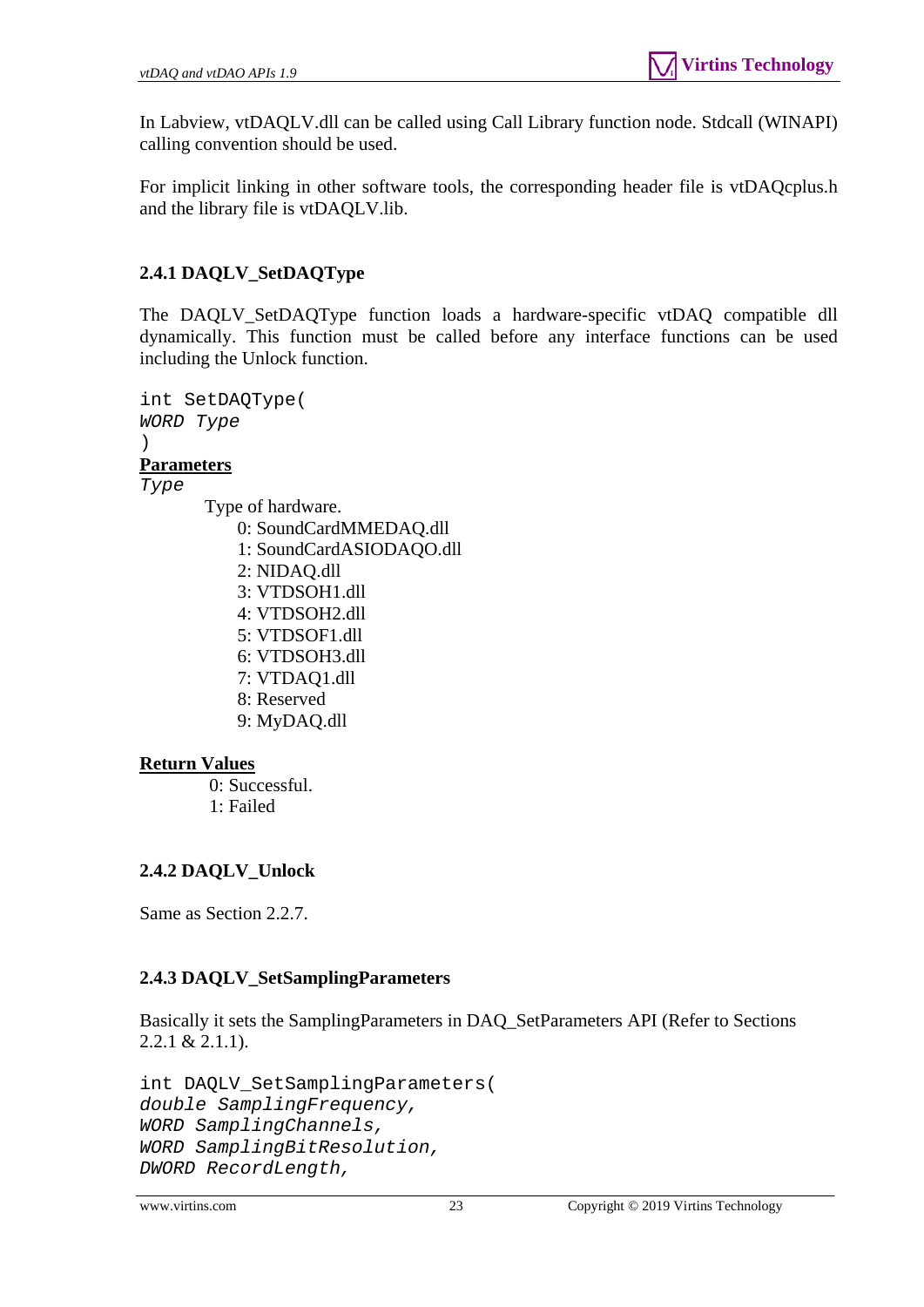In Labview, vtDAQLV.dll can be called using Call Library function node. Stdcall (WINAPI) calling convention should be used.

For implicit linking in other software tools, the corresponding header file is vtDAQcplus.h and the library file is vtDAQLV.lib.

### 2.4.1 DAQLV_SetDAQType

The DAQLV_SetDAQType function loads a hardware-specific vtDAQ compatible dll dynamically. This function must be called before any interface functions can be used including the Unlock function.

```
int SetDAQType(
WORD Type
)
```

**Parameters**

*Type*

Type of hardware.

0: SoundCardMMEDAQ.dll
1: SoundCardASIODAQO.dll
2: NIDAQ.dll
3: VTDSOH1.dll
4: VTDSOH2.dll
5: VTDSOF1.dll
6: VTDSOH3.dll
7: VTDAQ1.dll
8: Reserved
9: MyDAQ.dll

**Return Values**

0: Successful.
1: Failed

### 2.4.2 DAQLV_Unlock

Same as Section 2.2.7.

### 2.4.3 DAQLV_SetSamplingParameters

Basically it sets the SamplingParameters in DAQ_SetParameters API (Refer to Sections 2.2.1 & 2.1.1).

```
int DAQLV_SetSamplingParameters(
double SamplingFrequency,
WORD SamplingChannels,
WORD SamplingBitResolution,
DWORD RecordLength,
```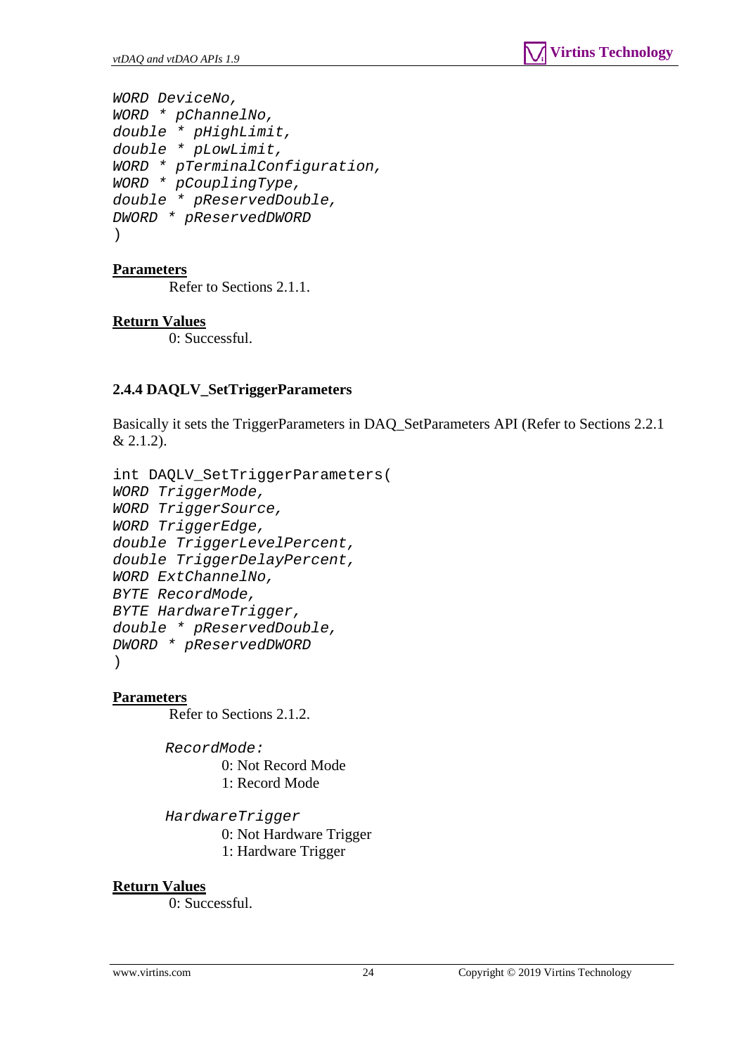```
WORD DeviceNo,
WORD * pChannelNo,
double * pHighLimit,
double * pLowLimit,
WORD * pTerminalConfiguration,
WORD * pCouplingType,
double * pReservedDouble,
DWORD * pReservedDWORD
)
```

**Parameters**

Refer to Sections 2.1.1.

**Return Values**

0: Successful.

### 2.4.4 DAQLV_SetTriggerParameters

Basically it sets the TriggerParameters in DAQ_SetParameters API (Refer to Sections 2.2.1 & 2.1.2).

```
int DAQLV_SetTriggerParameters(
WORD TriggerMode,
WORD TriggerSource,
WORD TriggerEdge,
double TriggerLevelPercent,
double TriggerDelayPercent,
WORD ExtChannelNo,
BYTE RecordMode,
BYTE HardwareTrigger,
double * pReservedDouble,
DWORD * pReservedDWORD
)
```

**Parameters**

Refer to Sections 2.1.2.

*RecordMode:*

0: Not Record Mode
1: Record Mode

*HardwareTrigger*

0: Not Hardware Trigger
1: Hardware Trigger

**Return Values**

0: Successful.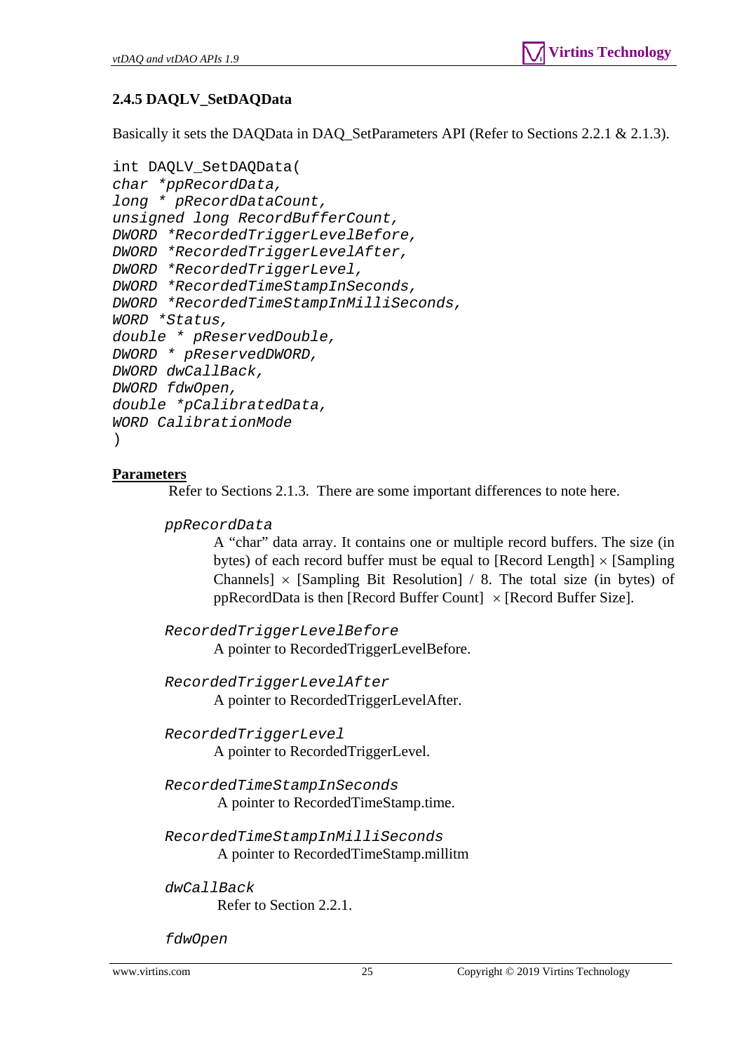### 2.4.5 DAQLV_SetDAQData

Basically it sets the DAQData in DAQ_SetParameters API (Refer to Sections 2.2.1 & 2.1.3).

```
int DAQLV_SetDAQData(
char *ppRecordData,
long * pRecordDataCount,
unsigned long RecordBufferCount,
DWORD *RecordedTriggerLevelBefore,
DWORD *RecordedTriggerLevelAfter,
DWORD *RecordedTriggerLevel,
DWORD *RecordedTimeStampInSeconds,
DWORD *RecordedTimeStampInMilliSeconds,
WORD *Status,
double * pReservedDouble,
DWORD * pReservedDWORD,
DWORD dwCallBack,
DWORD fdwOpen,
double *pCalibratedData,
WORD CalibrationMode
)
```

**Parameters**

Refer to Sections 2.1.3. There are some important differences to note here.

*ppRecordData*

A "char" data array. It contains one or multiple record buffers. The size (in bytes) of each record buffer must be equal to [Record Length] × [Sampling Channels] × [Sampling Bit Resolution] / 8. The total size (in bytes) of ppRecordData is then [Record Buffer Count] × [Record Buffer Size].

*RecordedTriggerLevelBefore*

A pointer to RecordedTriggerLevelBefore.

*RecordedTriggerLevelAfter*

A pointer to RecordedTriggerLevelAfter.

*RecordedTriggerLevel*

A pointer to RecordedTriggerLevel.

*RecordedTimeStampInSeconds*

A pointer to RecordedTimeStamp.time.

*RecordedTimeStampInMilliSeconds*

A pointer to RecordedTimeStamp.millitm

*dwCallBack*

Refer to Section 2.2.1.

*fdwOpen*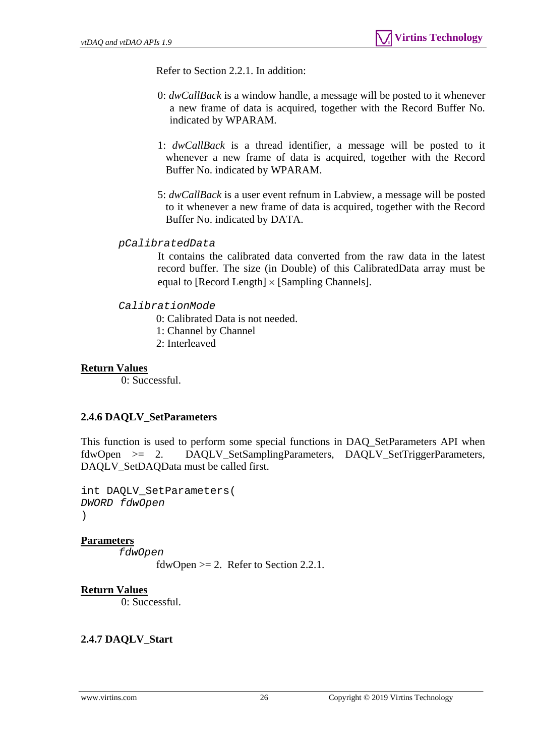Refer to Section 2.2.1. In addition:

0: *dwCallBack* is a window handle, a message will be posted to it whenever a new frame of data is acquired, together with the Record Buffer No. indicated by WPARAM.

1: *dwCallBack* is a thread identifier, a message will be posted to it whenever a new frame of data is acquired, together with the Record Buffer No. indicated by WPARAM.

5: *dwCallBack* is a user event refnum in Labview, a message will be posted to it whenever a new frame of data is acquired, together with the Record Buffer No. indicated by DATA.

*pCalibratedData*

It contains the calibrated data converted from the raw data in the latest record buffer. The size (in Double) of this CalibratedData array must be equal to [Record Length] × [Sampling Channels].

*CalibrationMode*

0: Calibrated Data is not needed.
1: Channel by Channel
2: Interleaved

**Return Values**

0: Successful.

### 2.4.6 DAQLV_SetParameters

This function is used to perform some special functions in DAQ_SetParameters API when fdwOpen >= 2. DAQLV_SetSamplingParameters, DAQLV_SetTriggerParameters, DAQLV_SetDAQData must be called first.

```
int DAQLV_SetParameters(
DWORD fdwOpen
)
```

**Parameters**

*fdwOpen*

fdwOpen >= 2. Refer to Section 2.2.1.

**Return Values**

0: Successful.

### 2.4.7 DAQLV_Start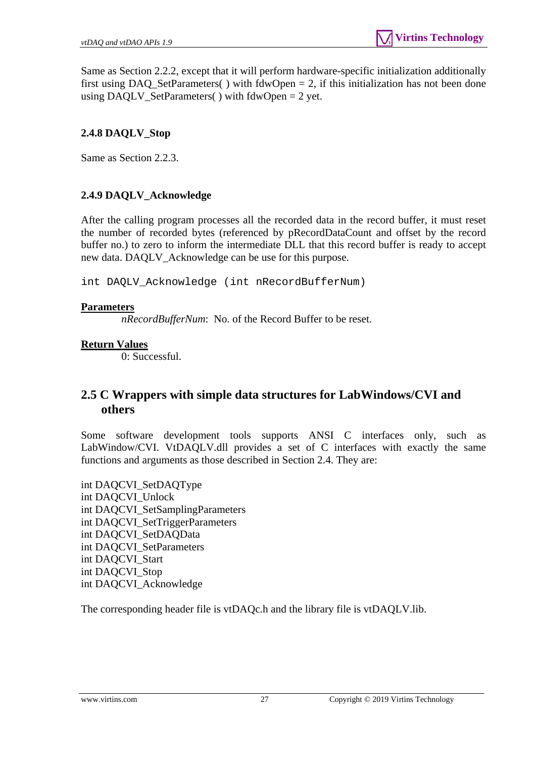Same as Section 2.2.2, except that it will perform hardware-specific initialization additionally first using DAQ_SetParameters( ) with fdwOpen = 2, if this initialization has not been done using DAQLV_SetParameters( ) with fdwOpen = 2 yet.

### 2.4.8 DAQLV_Stop

Same as Section 2.2.3.

### 2.4.9 DAQLV_Acknowledge

After the calling program processes all the recorded data in the record buffer, it must reset the number of recorded bytes (referenced by pRecordDataCount and offset by the record buffer no.) to zero to inform the intermediate DLL that this record buffer is ready to accept new data. DAQLV_Acknowledge can be use for this purpose.

```
int DAQLV_Acknowledge (int nRecordBufferNum)
```

**Parameters**

*nRecordBufferNum*: No. of the Record Buffer to be reset.

**Return Values**

0: Successful.

## 2.5 C Wrappers with simple data structures for LabWindows/CVI and others

Some software development tools supports ANSI C interfaces only, such as LabWindow/CVI. VtDAQLV.dll provides a set of C interfaces with exactly the same functions and arguments as those described in Section 2.4. They are:

int DAQCVI_SetDAQType
int DAQCVI_Unlock
int DAQCVI_SetSamplingParameters
int DAQCVI_SetTriggerParameters
int DAQCVI_SetDAQData
int DAQCVI_SetParameters
int DAQCVI_Start
int DAQCVI_Stop
int DAQCVI_Acknowledge

The corresponding header file is vtDAQc.h and the library file is vtDAQLV.lib.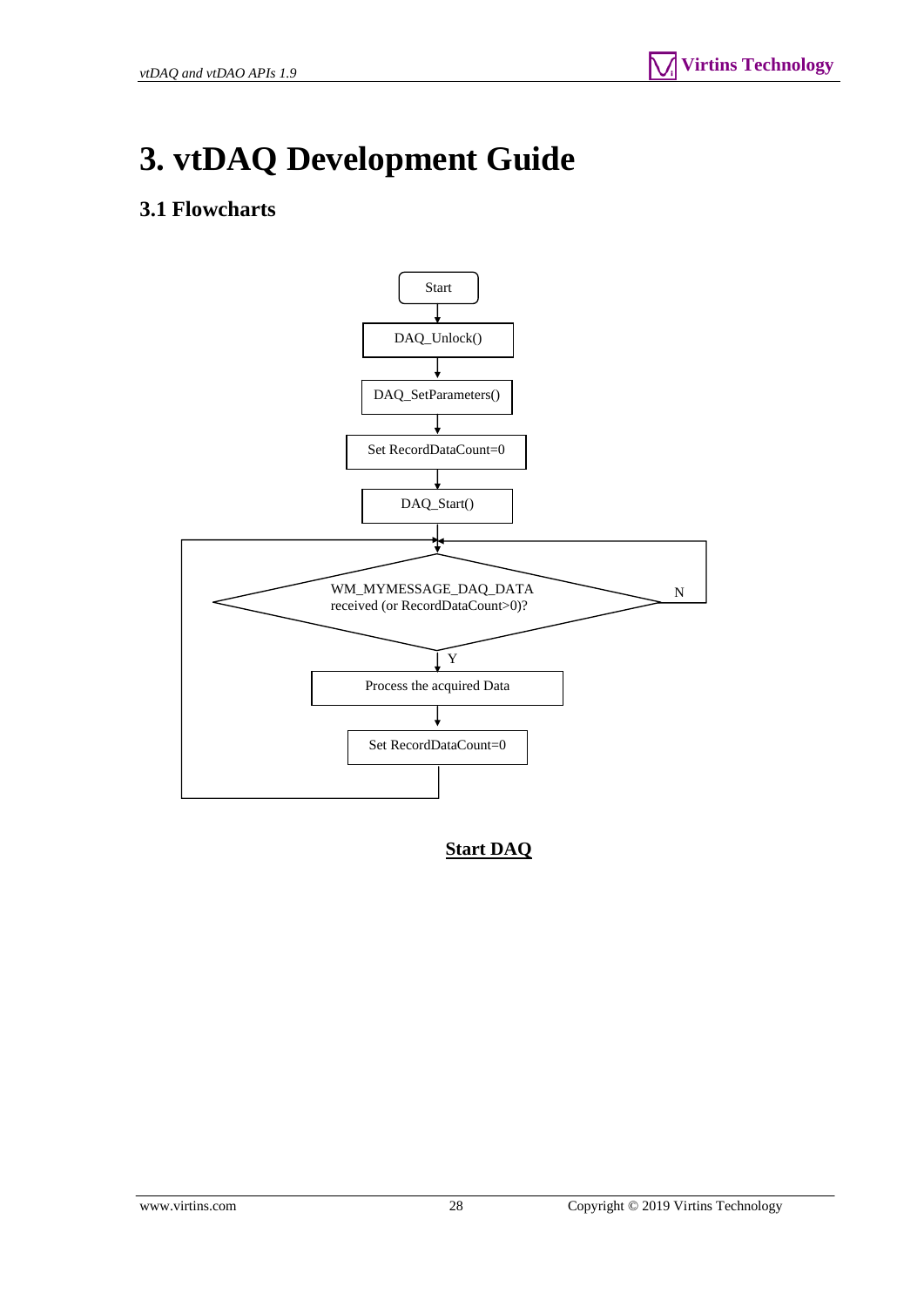# 3. vtDAQ Development Guide

## 3.1 Flowcharts

Start

DAQ_Unlock()

DAQ_SetParameters()

Set RecordDataCount=0

DAQ_Start()

WM_MYMESSAGE_DAQ_DATA received (or RecordDataCount>0)?

N

Y

Process the acquired Data

Set RecordDataCount=0

**Start DAQ**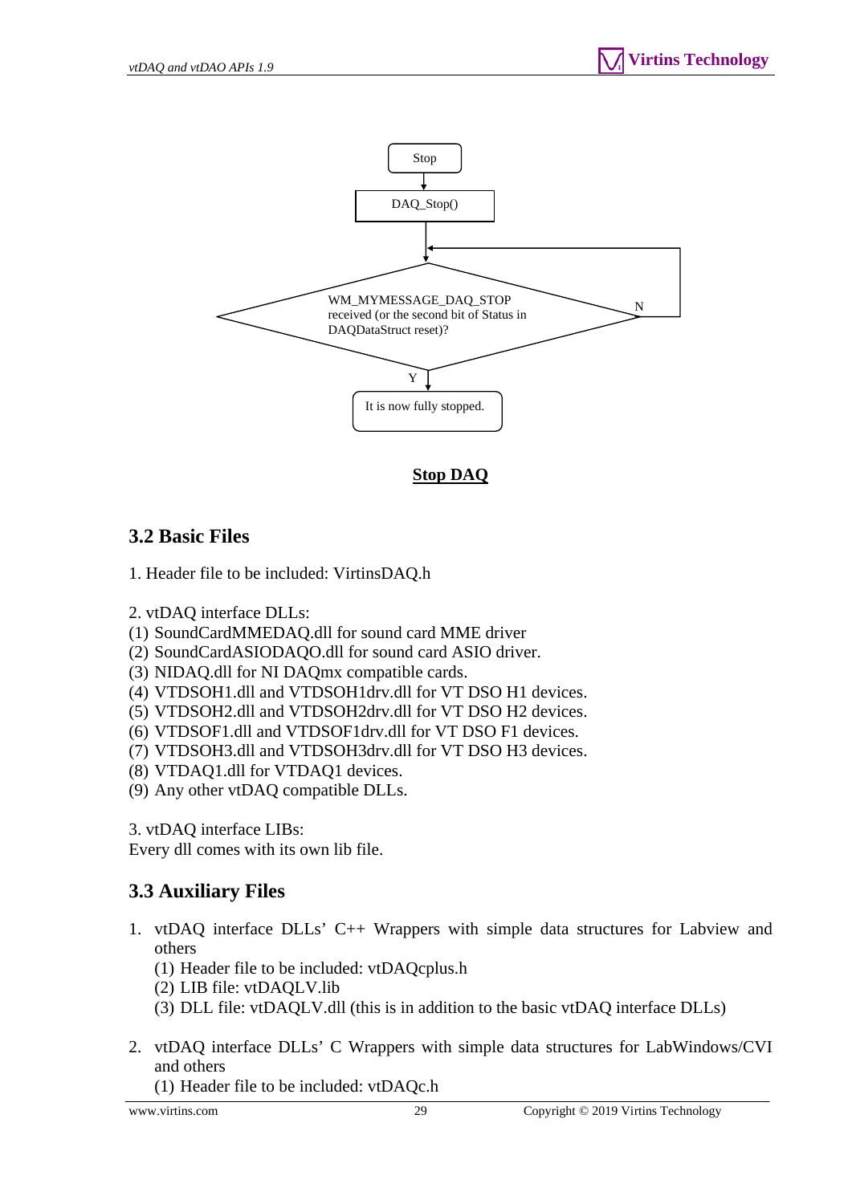Stop

DAQ_Stop()

WM_MYMESSAGE_DAQ_STOP received (or the second bit of Status in DAQDataStruct reset)?

N

Y

It is now fully stopped.

**Stop DAQ**

## 3.2 Basic Files

1. Header file to be included: VirtinsDAQ.h

2. vtDAQ interface DLLs:
(1) SoundCardMMEDAQ.dll for sound card MME driver
(2) SoundCardASIODAQO.dll for sound card ASIO driver.
(3) NIDAQ.dll for NI DAQmx compatible cards.
(4) VTDSOH1.dll and VTDSOH1drv.dll for VT DSO H1 devices.
(5) VTDSOH2.dll and VTDSOH2drv.dll for VT DSO H2 devices.
(6) VTDSOF1.dll and VTDSOF1drv.dll for VT DSO F1 devices.
(7) VTDSOH3.dll and VTDSOH3drv.dll for VT DSO H3 devices.
(8) VTDAQ1.dll for VTDAQ1 devices.
(9) Any other vtDAQ compatible DLLs.

3. vtDAQ interface LIBs:
Every dll comes with its own lib file.

## 3.3 Auxiliary Files

1. vtDAQ interface DLLs' C++ Wrappers with simple data structures for Labview and others
   (1) Header file to be included: vtDAQcplus.h
   (2) LIB file: vtDAQLV.lib
   (3) DLL file: vtDAQLV.dll (this is in addition to the basic vtDAQ interface DLLs)

2. vtDAQ interface DLLs' C Wrappers with simple data structures for LabWindows/CVI and others
   (1) Header file to be included: vtDAQc.h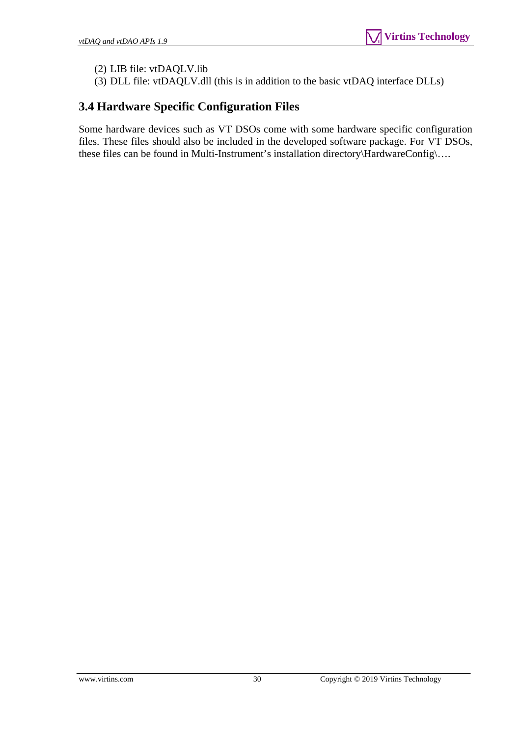(2) LIB file: vtDAQLV.lib
(3) DLL file: vtDAQLV.dll (this is in addition to the basic vtDAQ interface DLLs)

## 3.4 Hardware Specific Configuration Files

Some hardware devices such as VT DSOs come with some hardware specific configuration files. These files should also be included in the developed software package. For VT DSOs, these files can be found in Multi-Instrument's installation directory\HardwareConfig\….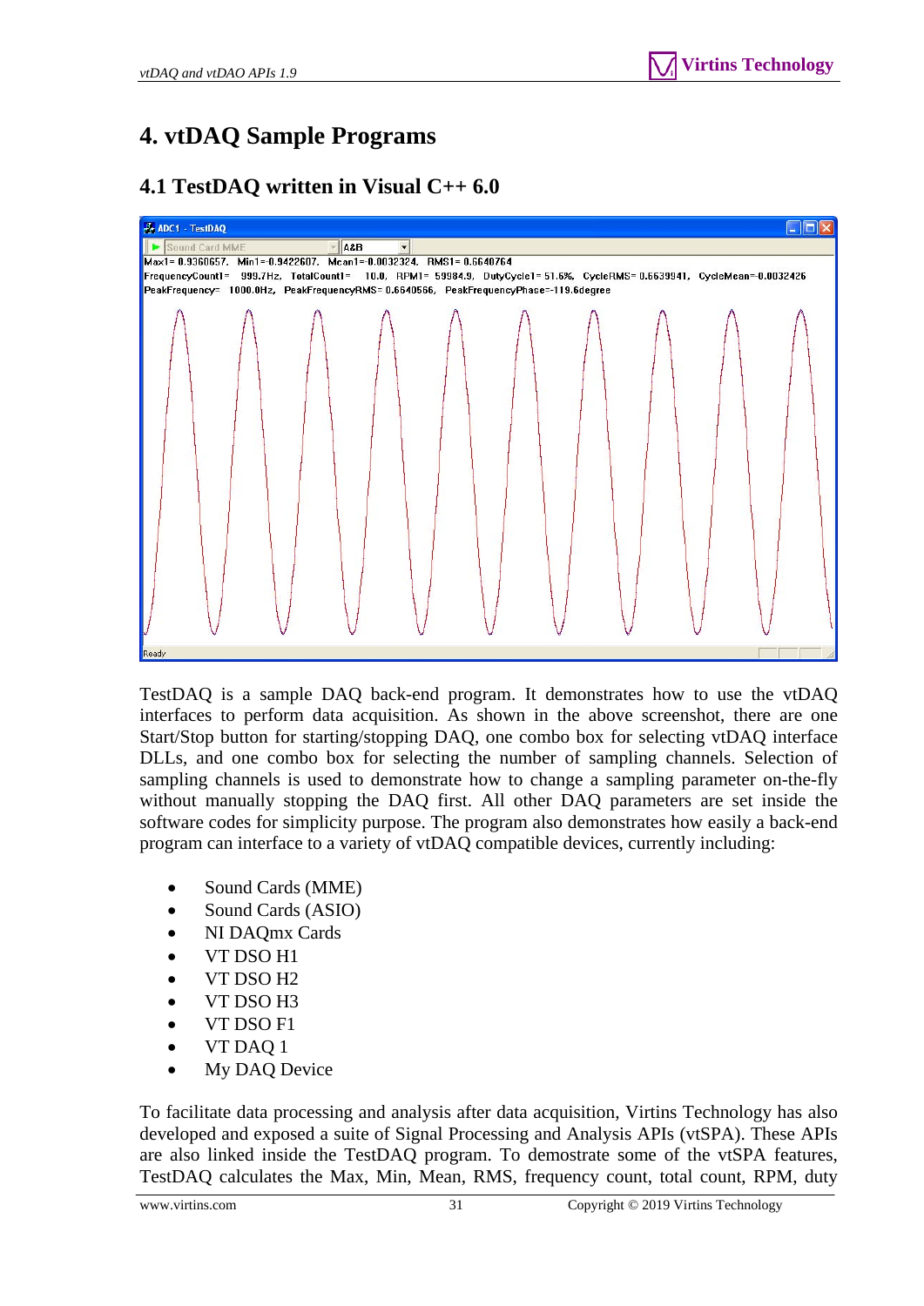# 4. vtDAQ Sample Programs

## 4.1 TestDAQ written in Visual C++ 6.0

TestDAQ is a sample DAQ back-end program. It demonstrates how to use the vtDAQ interfaces to perform data acquisition. As shown in the above screenshot, there are one Start/Stop button for starting/stopping DAQ, one combo box for selecting vtDAQ interface DLLs, and one combo box for selecting the number of sampling channels. Selection of sampling channels is used to demonstrate how to change a sampling parameter on-the-fly without manually stopping the DAQ first. All other DAQ parameters are set inside the software codes for simplicity purpose. The program also demonstrates how easily a back-end program can interface to a variety of vtDAQ compatible devices, currently including:

- Sound Cards (MME)
- Sound Cards (ASIO)
- NI DAQmx Cards
- VT DSO H1
- VT DSO H2
- VT DSO H3
- VT DSO F1
- VT DAQ 1
- My DAQ Device

To facilitate data processing and analysis after data acquisition, Virtins Technology has also developed and exposed a suite of Signal Processing and Analysis APIs (vtSPA). These APIs are also linked inside the TestDAQ program. To demostrate some of the vtSPA features, TestDAQ calculates the Max, Min, Mean, RMS, frequency count, total count, RPM, duty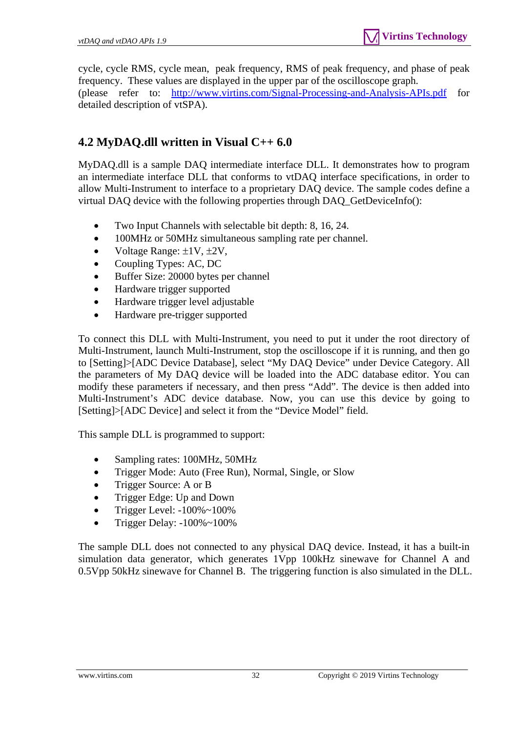cycle, cycle RMS, cycle mean, peak frequency, RMS of peak frequency, and phase of peak frequency. These values are displayed in the upper par of the oscilloscope graph.
(please refer to: http://www.virtins.com/Signal-Processing-and-Analysis-APIs.pdf for detailed description of vtSPA).

## 4.2 MyDAQ.dll written in Visual C++ 6.0

MyDAQ.dll is a sample DAQ intermediate interface DLL. It demonstrates how to program an intermediate interface DLL that conforms to vtDAQ interface specifications, in order to allow Multi-Instrument to interface to a proprietary DAQ device. The sample codes define a virtual DAQ device with the following properties through DAQ_GetDeviceInfo():

- Two Input Channels with selectable bit depth: 8, 16, 24.
- 100MHz or 50MHz simultaneous sampling rate per channel.
- Voltage Range: ±1V, ±2V,
- Coupling Types: AC, DC
- Buffer Size: 20000 bytes per channel
- Hardware trigger supported
- Hardware trigger level adjustable
- Hardware pre-trigger supported

To connect this DLL with Multi-Instrument, you need to put it under the root directory of Multi-Instrument, launch Multi-Instrument, stop the oscilloscope if it is running, and then go to [Setting]>[ADC Device Database], select "My DAQ Device" under Device Category. All the parameters of My DAQ device will be loaded into the ADC database editor. You can modify these parameters if necessary, and then press "Add". The device is then added into Multi-Instrument's ADC device database. Now, you can use this device by going to [Setting]>[ADC Device] and select it from the "Device Model" field.

This sample DLL is programmed to support:

- Sampling rates: 100MHz, 50MHz
- Trigger Mode: Auto (Free Run), Normal, Single, or Slow
- Trigger Source: A or B
- Trigger Edge: Up and Down
- Trigger Level: -100%~100%
- Trigger Delay: -100%~100%

The sample DLL does not connected to any physical DAQ device. Instead, it has a built-in simulation data generator, which generates 1Vpp 100kHz sinewave for Channel A and 0.5Vpp 50kHz sinewave for Channel B. The triggering function is also simulated in the DLL.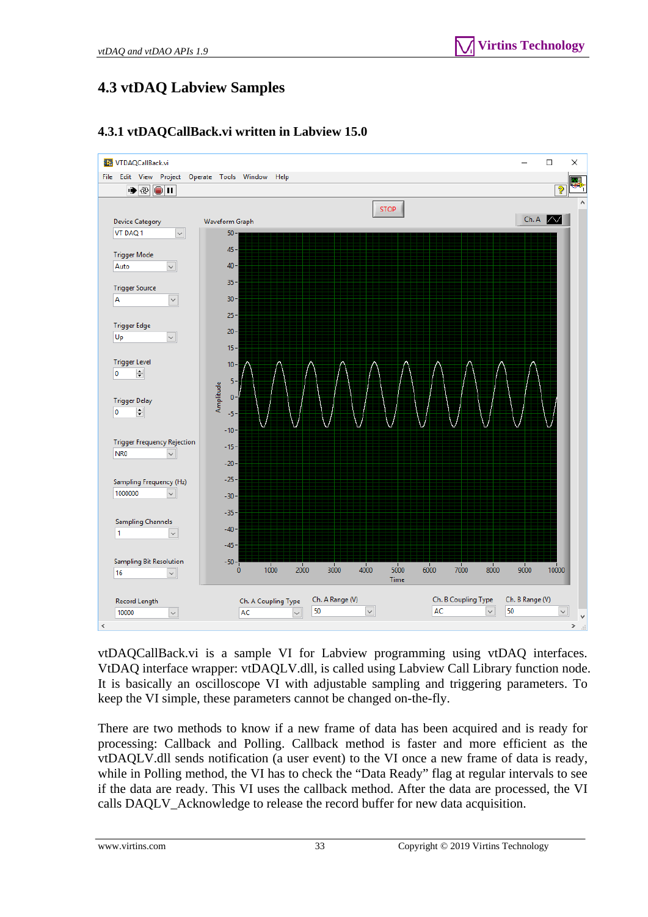## 4.3 vtDAQ Labview Samples

### 4.3.1 vtDAQCallBack.vi written in Labview 15.0

vtDAQCallBack.vi is a sample VI for Labview programming using vtDAQ interfaces. VtDAQ interface wrapper: vtDAQLV.dll, is called using Labview Call Library function node. It is basically an oscilloscope VI with adjustable sampling and triggering parameters. To keep the VI simple, these parameters cannot be changed on-the-fly.

There are two methods to know if a new frame of data has been acquired and is ready for processing: Callback and Polling. Callback method is faster and more efficient as the vtDAQLV.dll sends notification (a user event) to the VI once a new frame of data is ready, while in Polling method, the VI has to check the “Data Ready” flag at regular intervals to see if the data are ready. This VI uses the callback method. After the data are processed, the VI calls DAQLV_Acknowledge to release the record buffer for new data acquisition.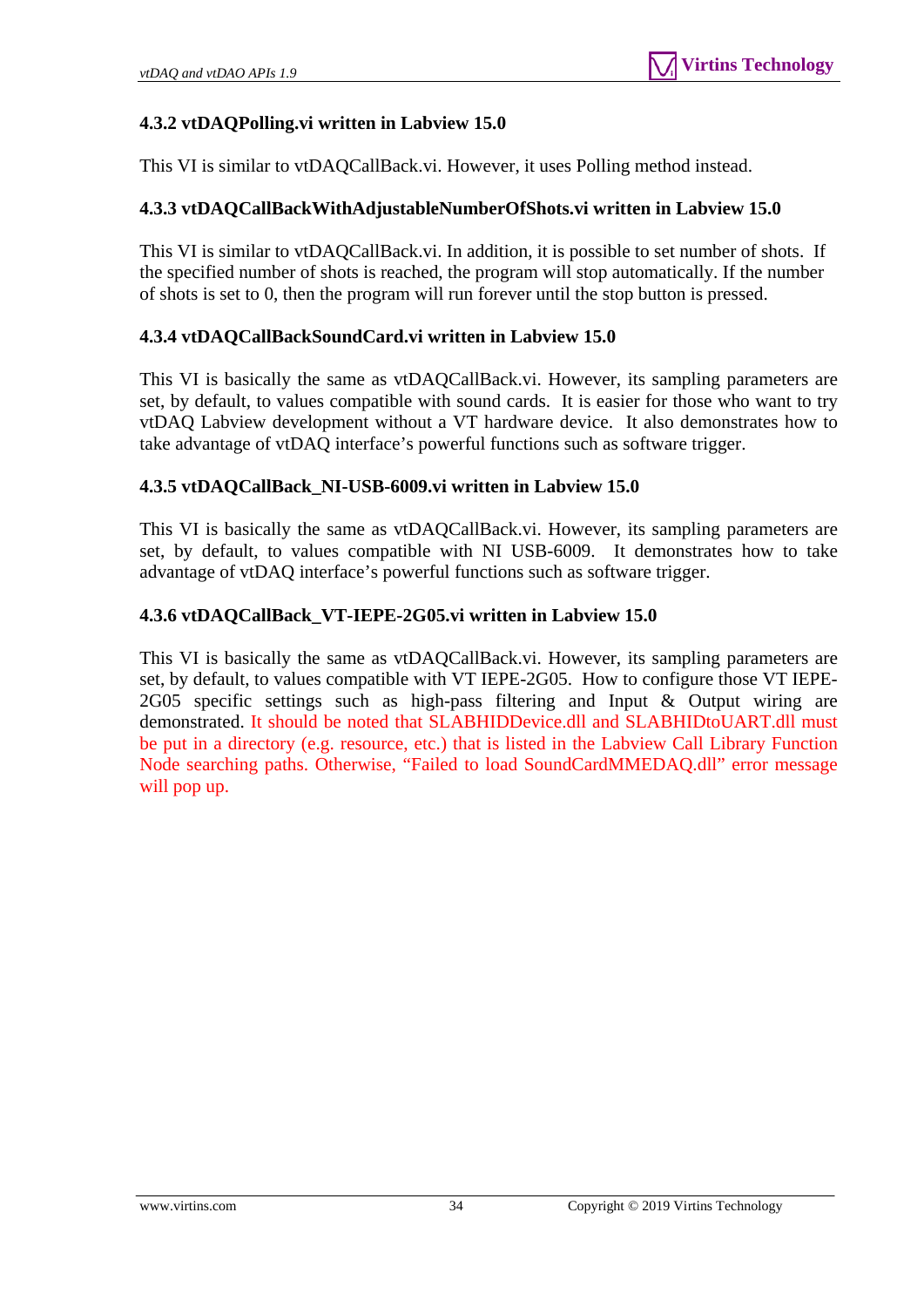### 4.3.2 vtDAQPolling.vi written in Labview 15.0

This VI is similar to vtDAQCallBack.vi. However, it uses Polling method instead.

### 4.3.3 vtDAQCallBackWithAdjustableNumberOfShots.vi written in Labview 15.0

This VI is similar to vtDAQCallBack.vi. In addition, it is possible to set number of shots. If the specified number of shots is reached, the program will stop automatically. If the number of shots is set to 0, then the program will run forever until the stop button is pressed.

### 4.3.4 vtDAQCallBackSoundCard.vi written in Labview 15.0

This VI is basically the same as vtDAQCallBack.vi. However, its sampling parameters are set, by default, to values compatible with sound cards. It is easier for those who want to try vtDAQ Labview development without a VT hardware device. It also demonstrates how to take advantage of vtDAQ interface's powerful functions such as software trigger.

### 4.3.5 vtDAQCallBack_NI-USB-6009.vi written in Labview 15.0

This VI is basically the same as vtDAQCallBack.vi. However, its sampling parameters are set, by default, to values compatible with NI USB-6009. It demonstrates how to take advantage of vtDAQ interface's powerful functions such as software trigger.

### 4.3.6 vtDAQCallBack_VT-IEPE-2G05.vi written in Labview 15.0

This VI is basically the same as vtDAQCallBack.vi. However, its sampling parameters are set, by default, to values compatible with VT IEPE-2G05. How to configure those VT IEPE-2G05 specific settings such as high-pass filtering and Input & Output wiring are demonstrated. It should be noted that SLABHIDDevice.dll and SLABHIDtoUART.dll must be put in a directory (e.g. resource, etc.) that is listed in the Labview Call Library Function Node searching paths. Otherwise, "Failed to load SoundCardMMEDAQ.dll" error message will pop up.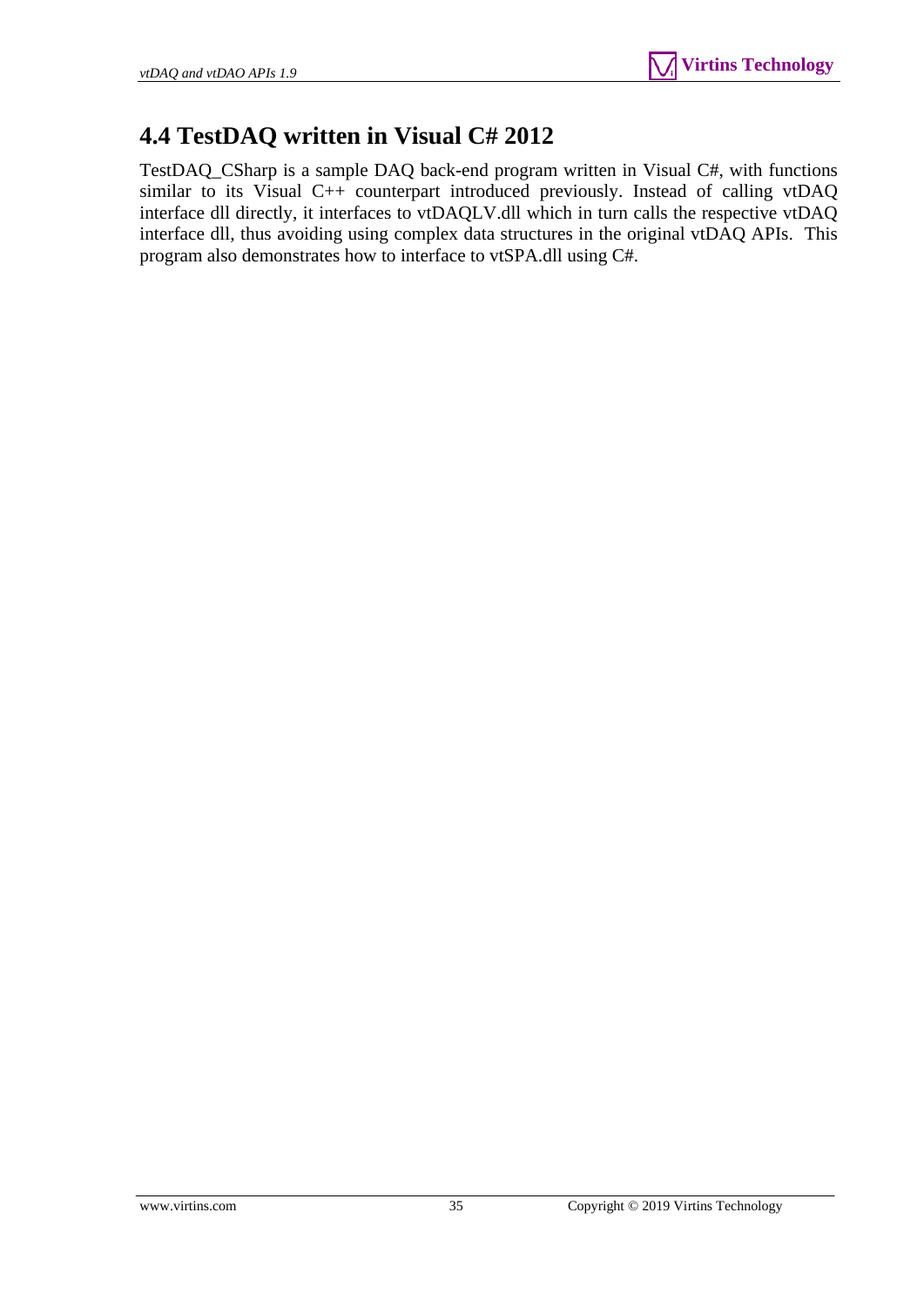## 4.4 TestDAQ written in Visual C# 2012

TestDAQ_CSharp is a sample DAQ back-end program written in Visual C#, with functions similar to its Visual C++ counterpart introduced previously. Instead of calling vtDAQ interface dll directly, it interfaces to vtDAQLV.dll which in turn calls the respective vtDAQ interface dll, thus avoiding using complex data structures in the original vtDAQ APIs. This program also demonstrates how to interface to vtSPA.dll using C#.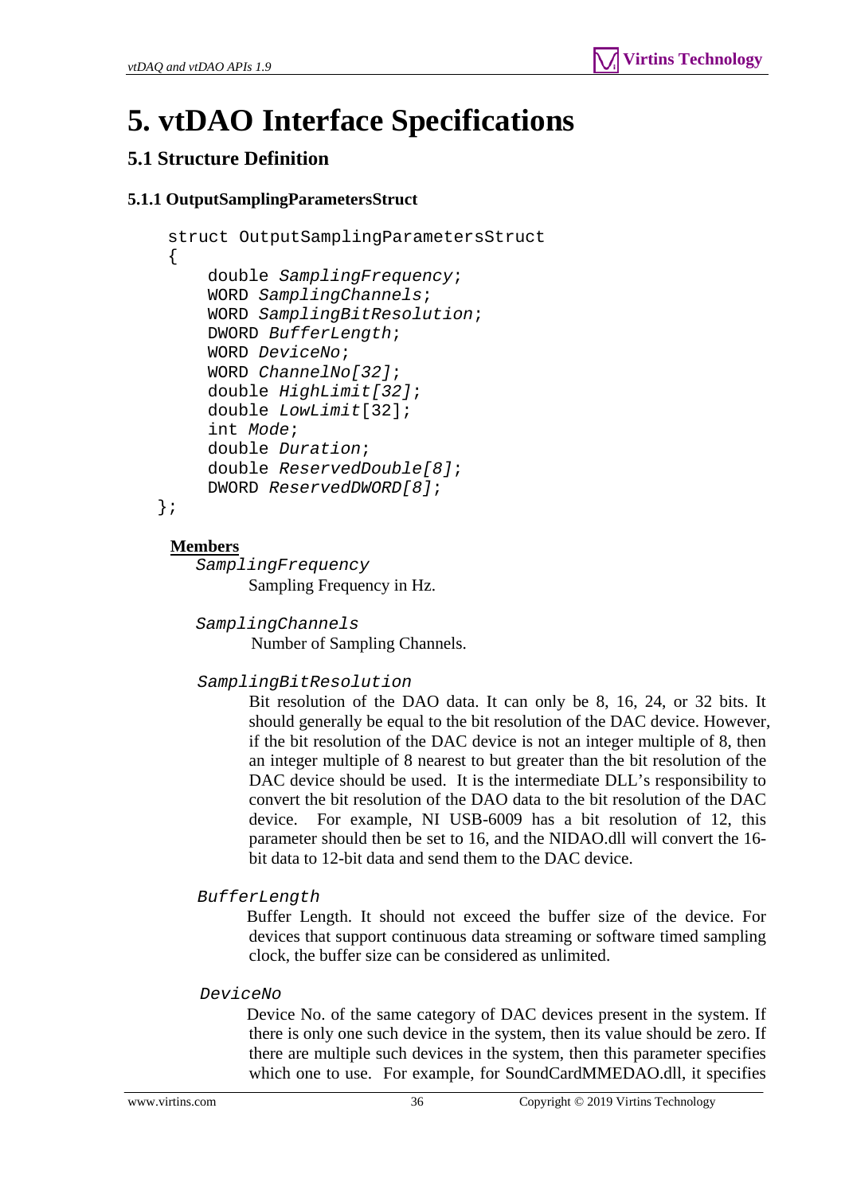# 5. vtDAO Interface Specifications

## 5.1 Structure Definition

### 5.1.1 OutputSamplingParametersStruct

```
struct OutputSamplingParametersStruct
{
    double SamplingFrequency;
    WORD SamplingChannels;
    WORD SamplingBitResolution;
    DWORD BufferLength;
    WORD DeviceNo;
    WORD ChannelNo[32];
    double HighLimit[32];
    double LowLimit[32];
    int Mode;
    double Duration;
    double ReservedDouble[8];
    DWORD ReservedDWORD[8];
};
```

**Members**

*SamplingFrequency*

Sampling Frequency in Hz.

*SamplingChannels*

Number of Sampling Channels.

*SamplingBitResolution*

Bit resolution of the DAO data. It can only be 8, 16, 24, or 32 bits. It should generally be equal to the bit resolution of the DAC device. However, if the bit resolution of the DAC device is not an integer multiple of 8, then an integer multiple of 8 nearest to but greater than the bit resolution of the DAC device should be used. It is the intermediate DLL's responsibility to convert the bit resolution of the DAO data to the bit resolution of the DAC device. For example, NI USB-6009 has a bit resolution of 12, this parameter should then be set to 16, and the NIDAO.dll will convert the 16-bit data to 12-bit data and send them to the DAC device.

*BufferLength*

Buffer Length. It should not exceed the buffer size of the device. For devices that support continuous data streaming or software timed sampling clock, the buffer size can be considered as unlimited.

*DeviceNo*

Device No. of the same category of DAC devices present in the system. If there is only one such device in the system, then its value should be zero. If there are multiple such devices in the system, then this parameter specifies which one to use. For example, for SoundCardMMEDAO.dll, it specifies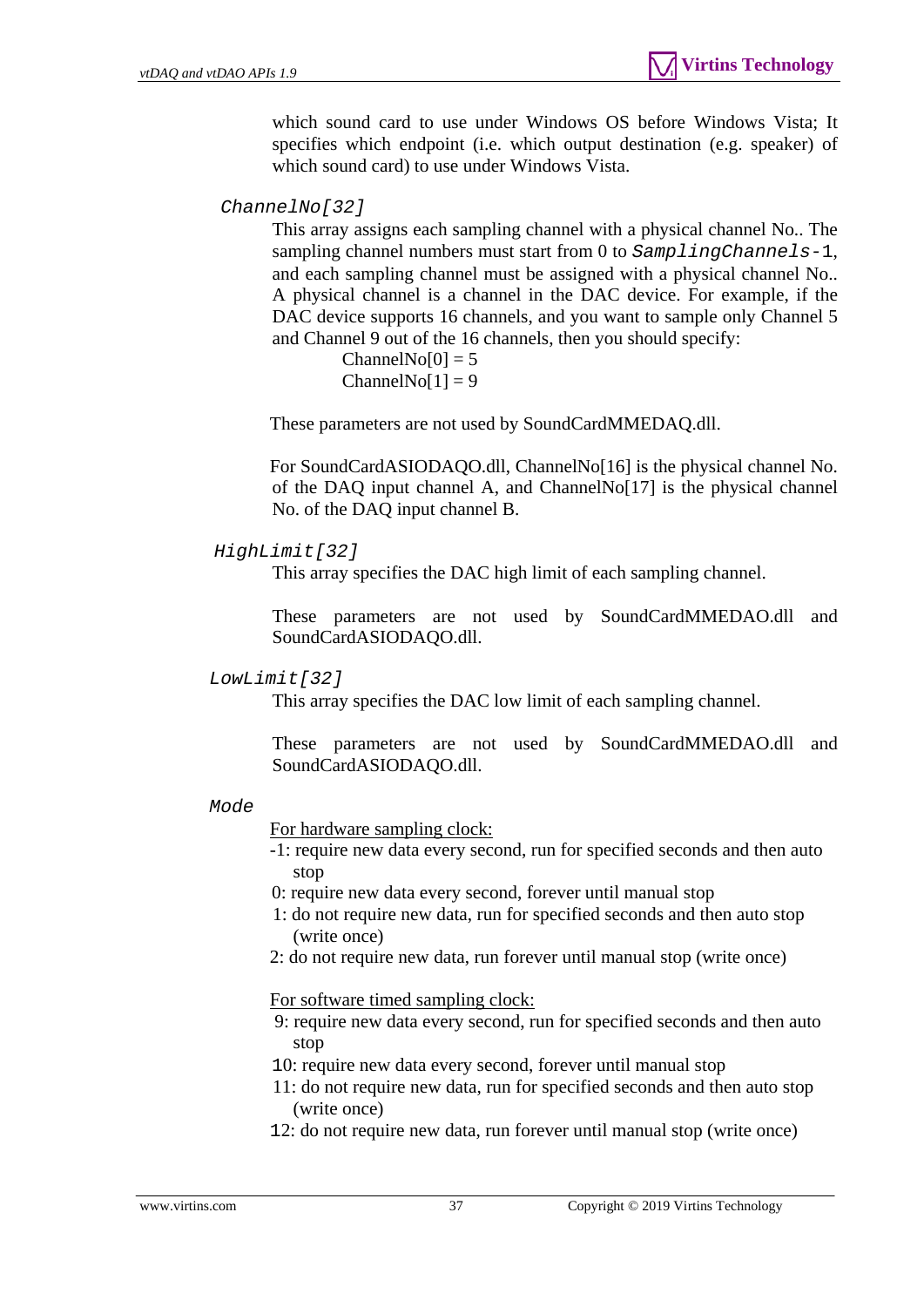which sound card to use under Windows OS before Windows Vista; It specifies which endpoint (i.e. which output destination (e.g. speaker) of which sound card) to use under Windows Vista.

`ChannelNo[32]`

This array assigns each sampling channel with a physical channel No.. The sampling channel numbers must start from 0 to `SamplingChannels-1`, and each sampling channel must be assigned with a physical channel No.. A physical channel is a channel in the DAC device. For example, if the DAC device supports 16 channels, and you want to sample only Channel 5 and Channel 9 out of the 16 channels, then you should specify:

ChannelNo[0] = 5
ChannelNo[1] = 9

These parameters are not used by SoundCardMMEDAQ.dll.

For SoundCardASIODAQO.dll, ChannelNo[16] is the physical channel No. of the DAQ input channel A, and ChannelNo[17] is the physical channel No. of the DAQ input channel B.

`HighLimit[32]`

This array specifies the DAC high limit of each sampling channel.

These parameters are not used by SoundCardMMEDAO.dll and SoundCardASIODAQO.dll.

`LowLimit[32]`

This array specifies the DAC low limit of each sampling channel.

These parameters are not used by SoundCardMMEDAO.dll and SoundCardASIODAQO.dll.

`Mode`

<u>For hardware sampling clock:</u>

- -1: require new data every second, run for specified seconds and then auto stop
- 0: require new data every second, forever until manual stop
- 1: do not require new data, run for specified seconds and then auto stop (write once)
- 2: do not require new data, run forever until manual stop (write once)

<u>For software timed sampling clock:</u>

- 9: require new data every second, run for specified seconds and then auto stop
- 10: require new data every second, forever until manual stop
- 11: do not require new data, run for specified seconds and then auto stop (write once)
- 12: do not require new data, run forever until manual stop (write once)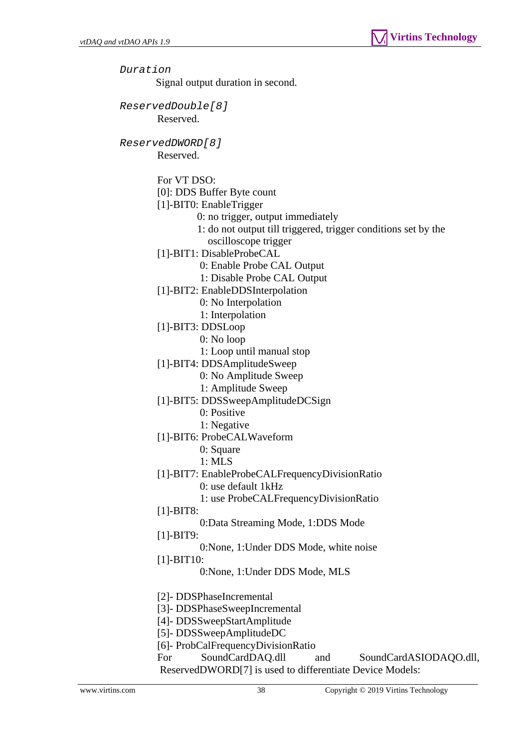*Duration*

Signal output duration in second.

*ReservedDouble[8]*

Reserved.

*ReservedDWORD[8]*

Reserved.

For VT DSO:
[0]: DDS Buffer Byte count
[1]-BIT0: EnableTrigger
  0: no trigger, output immediately
  1: do not output till triggered, trigger conditions set by the oscilloscope trigger
[1]-BIT1: DisableProbeCAL
  0: Enable Probe CAL Output
  1: Disable Probe CAL Output
[1]-BIT2: EnableDDSInterpolation
  0: No Interpolation
  1: Interpolation
[1]-BIT3: DDSLoop
  0: No loop
  1: Loop until manual stop
[1]-BIT4: DDSAmplitudeSweep
  0: No Amplitude Sweep
  1: Amplitude Sweep
[1]-BIT5: DDSSweepAmplitudeDCSign
  0: Positive
  1: Negative
[1]-BIT6: ProbeCALWaveform
  0: Square
  1: MLS
[1]-BIT7: EnableProbeCALFrequencyDivisionRatio
  0: use default 1kHz
  1: use ProbeCALFrequencyDivisionRatio
[1]-BIT8:
  0:Data Streaming Mode, 1:DDS Mode
[1]-BIT9:
  0:None, 1:Under DDS Mode, white noise
[1]-BIT10:
  0:None, 1:Under DDS Mode, MLS

[2]- DDSPhaseIncremental
[3]- DDSPhaseSweepIncremental
[4]- DDSSweepStartAmplitude
[5]- DDSSweepAmplitudeDC
[6]- ProbCalFrequencyDivisionRatio
For SoundCardDAQ.dll and SoundCardASIODAQO.dll, ReservedDWORD[7] is used to differentiate Device Models: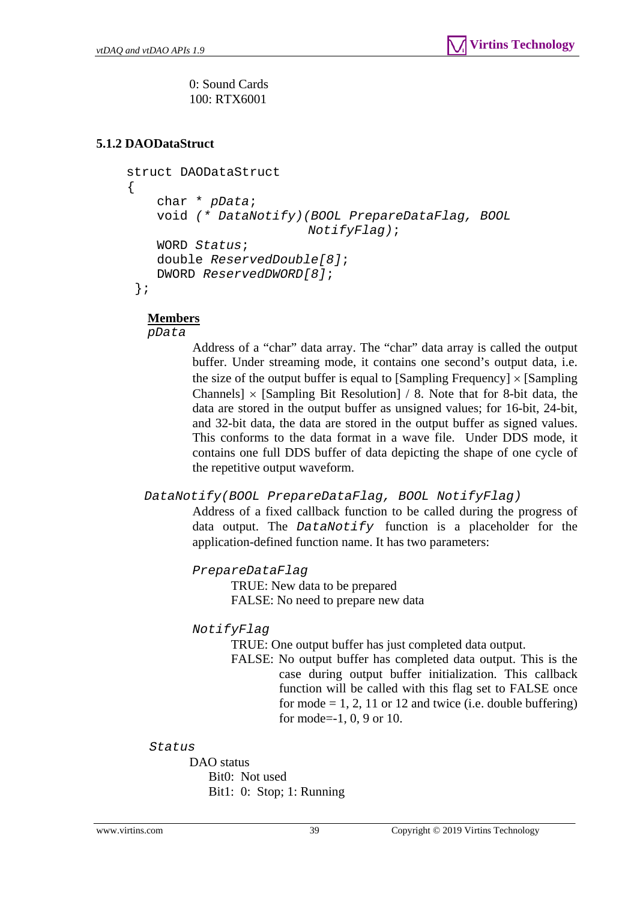0: Sound Cards
100: RTX6001

### 5.1.2 DAODataStruct

```
struct DAODataStruct
{
    char * pData;
    void (* DataNotify)(BOOL PrepareDataFlag, BOOL
                        NotifyFlag);
    WORD Status;
    double ReservedDouble[8];
    DWORD ReservedDWORD[8];
 };
```

**Members**

*pData*

Address of a “char” data array. The “char” data array is called the output buffer. Under streaming mode, it contains one second’s output data, i.e. the size of the output buffer is equal to [Sampling Frequency] × [Sampling Channels] × [Sampling Bit Resolution] / 8. Note that for 8-bit data, the data are stored in the output buffer as unsigned values; for 16-bit, 24-bit, and 32-bit data, the data are stored in the output buffer as signed values. This conforms to the data format in a wave file. Under DDS mode, it contains one full DDS buffer of data depicting the shape of one cycle of the repetitive output waveform.

*DataNotify(BOOL PrepareDataFlag, BOOL NotifyFlag)*

Address of a fixed callback function to be called during the progress of data output. The `DataNotify` function is a placeholder for the application-defined function name. It has two parameters:

*PrepareDataFlag*

TRUE: New data to be prepared
FALSE: No need to prepare new data

*NotifyFlag*

TRUE: One output buffer has just completed data output.
FALSE: No output buffer has completed data output. This is the case during output buffer initialization. This callback function will be called with this flag set to FALSE once for mode = 1, 2, 11 or 12 and twice (i.e. double buffering) for mode=-1, 0, 9 or 10.

*Status*

DAO status
Bit0: Not used
Bit1: 0: Stop; 1: Running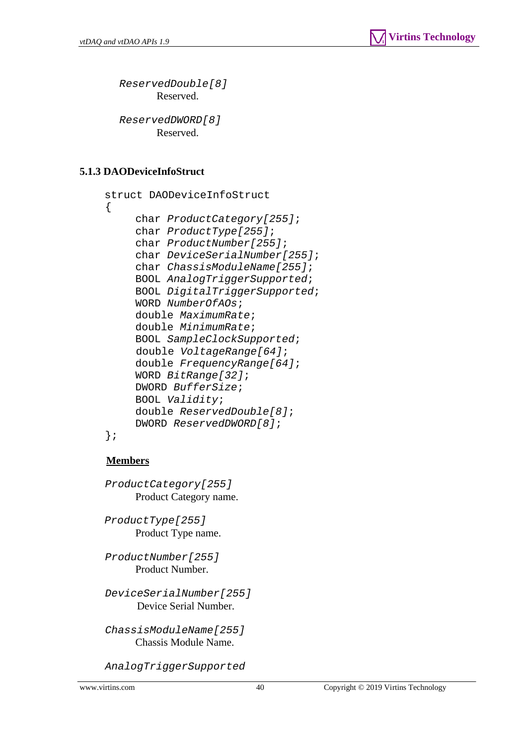*ReservedDouble[8]*

Reserved.

*ReservedDWORD[8]*

Reserved.

### 5.1.3 DAODeviceInfoStruct

```
struct DAODeviceInfoStruct
{
    char ProductCategory[255];
    char ProductType[255];
    char ProductNumber[255];
    char DeviceSerialNumber[255];
    char ChassisModuleName[255];
    BOOL AnalogTriggerSupported;
    BOOL DigitalTriggerSupported;
    WORD NumberOfAOs;
    double MaximumRate;
    double MinimumRate;
    BOOL SampleClockSupported;
    double VoltageRange[64];
    double FrequencyRange[64];
    WORD BitRange[32];
    DWORD BufferSize;
    BOOL Validity;
    double ReservedDouble[8];
    DWORD ReservedDWORD[8];
};
```

**Members**

*ProductCategory[255]*

Product Category name.

*ProductType[255]*

Product Type name.

*ProductNumber[255]*

Product Number.

*DeviceSerialNumber[255]*

Device Serial Number.

*ChassisModuleName[255]*

Chassis Module Name.

*AnalogTriggerSupported*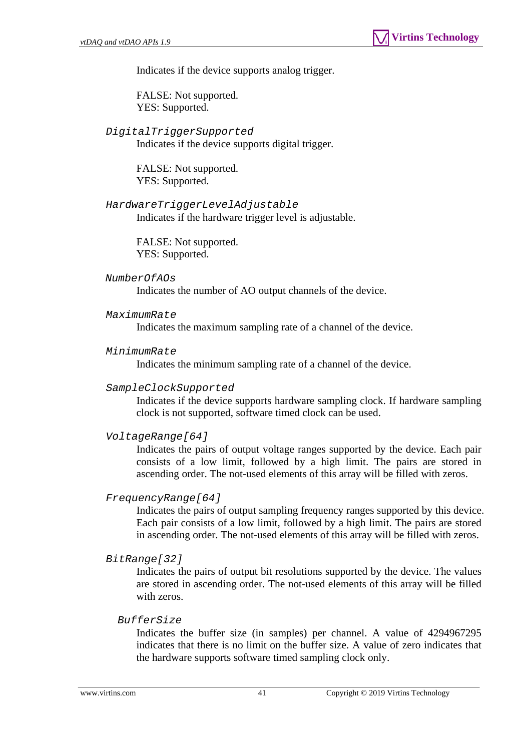Indicates if the device supports analog trigger.

FALSE: Not supported.
YES: Supported.

*DigitalTriggerSupported*

Indicates if the device supports digital trigger.

FALSE: Not supported.
YES: Supported.

*HardwareTriggerLevelAdjustable*

Indicates if the hardware trigger level is adjustable.

FALSE: Not supported.
YES: Supported.

*NumberOfAOs*

Indicates the number of AO output channels of the device.

*MaximumRate*

Indicates the maximum sampling rate of a channel of the device.

*MinimumRate*

Indicates the minimum sampling rate of a channel of the device.

*SampleClockSupported*

Indicates if the device supports hardware sampling clock. If hardware sampling clock is not supported, software timed clock can be used.

*VoltageRange[64]*

Indicates the pairs of output voltage ranges supported by the device. Each pair consists of a low limit, followed by a high limit. The pairs are stored in ascending order. The not-used elements of this array will be filled with zeros.

*FrequencyRange[64]*

Indicates the pairs of output sampling frequency ranges supported by this device. Each pair consists of a low limit, followed by a high limit. The pairs are stored in ascending order. The not-used elements of this array will be filled with zeros.

*BitRange[32]*

Indicates the pairs of output bit resolutions supported by the device. The values are stored in ascending order. The not-used elements of this array will be filled with zeros.

*BufferSize*

Indicates the buffer size (in samples) per channel. A value of 4294967295 indicates that there is no limit on the buffer size. A value of zero indicates that the hardware supports software timed sampling clock only.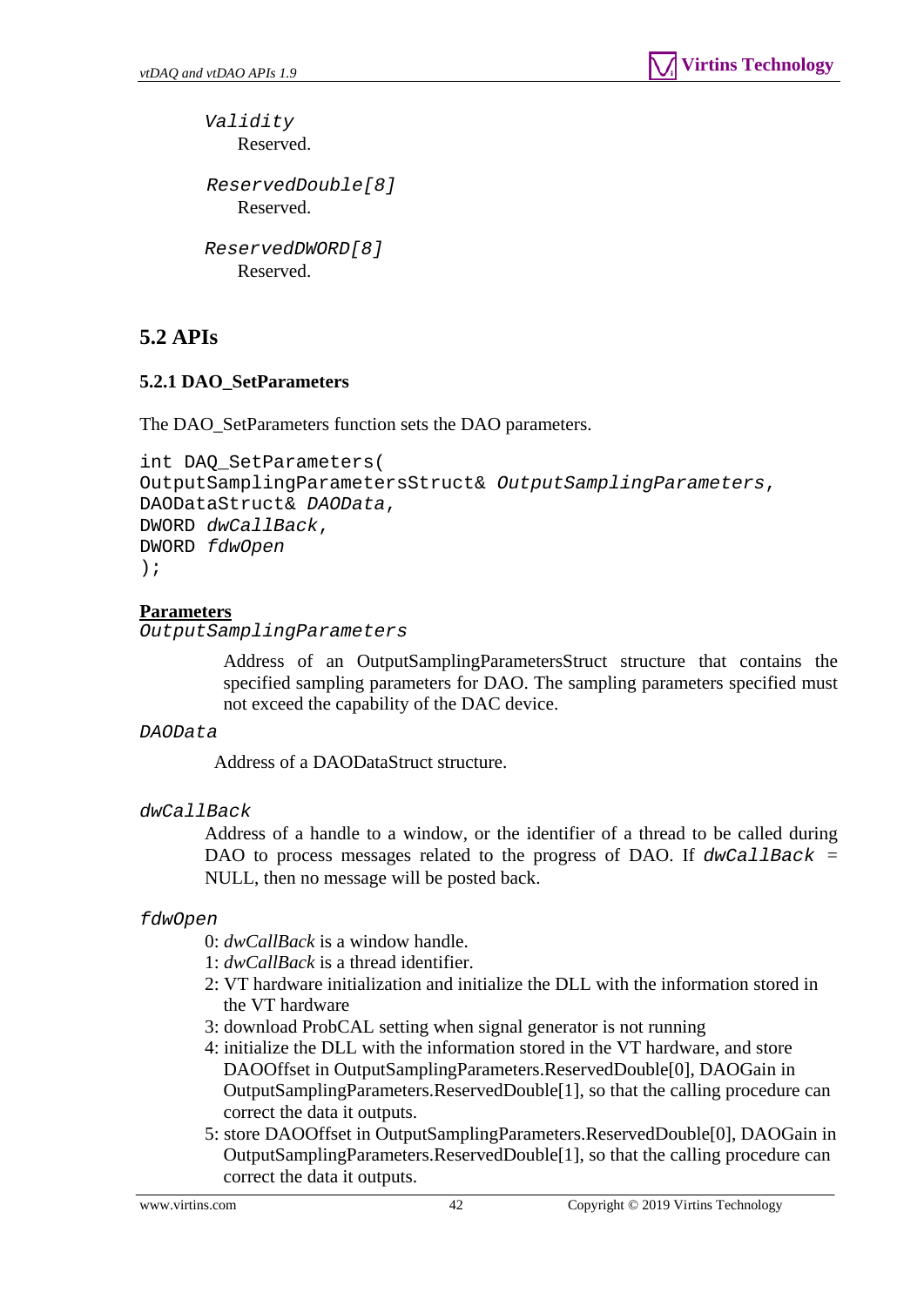*Validity*

Reserved.

*ReservedDouble[8]*

Reserved.

*ReservedDWORD[8]*

Reserved.

## 5.2 APIs

### 5.2.1 DAO_SetParameters

The DAO_SetParameters function sets the DAO parameters.

```
int DAQ_SetParameters(
OutputSamplingParametersStruct& OutputSamplingParameters,
DAODataStruct& DAOData,
DWORD dwCallBack,
DWORD fdwOpen
);
```

**Parameters**

*OutputSamplingParameters*

Address of an OutputSamplingParametersStruct structure that contains the specified sampling parameters for DAO. The sampling parameters specified must not exceed the capability of the DAC device.

*DAOData*

Address of a DAODataStruct structure.

*dwCallBack*

Address of a handle to a window, or the identifier of a thread to be called during DAO to process messages related to the progress of DAO. If *dwCallBack* = NULL, then no message will be posted back.

*fdwOpen*

0: *dwCallBack* is a window handle.
1: *dwCallBack* is a thread identifier.
2: VT hardware initialization and initialize the DLL with the information stored in the VT hardware
3: download ProbCAL setting when signal generator is not running
4: initialize the DLL with the information stored in the VT hardware, and store DAOOffset in OutputSamplingParameters.ReservedDouble[0], DAOGain in OutputSamplingParameters.ReservedDouble[1], so that the calling procedure can correct the data it outputs.
5: store DAOOffset in OutputSamplingParameters.ReservedDouble[0], DAOGain in OutputSamplingParameters.ReservedDouble[1], so that the calling procedure can correct the data it outputs.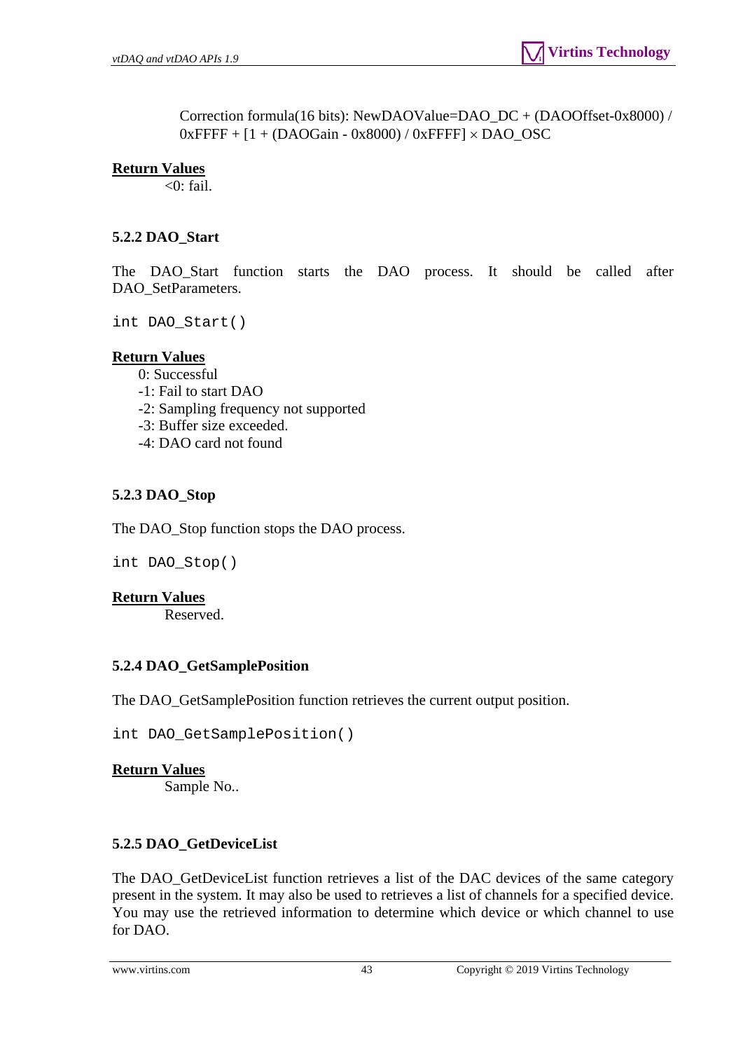Correction formula(16 bits): NewDAOValue=DAO_DC + (DAOOffset-0x8000) / 0xFFFF + [1 + (DAOGain - 0x8000) / 0xFFFF] × DAO_OSC

**Return Values**

<0: fail.

### 5.2.2 DAO_Start

The DAO_Start function starts the DAO process. It should be called after DAO_SetParameters.

```
int DAO_Start()
```

**Return Values**

0: Successful
-1: Fail to start DAO
-2: Sampling frequency not supported
-3: Buffer size exceeded.
-4: DAO card not found

### 5.2.3 DAO_Stop

The DAO_Stop function stops the DAO process.

```
int DAO_Stop()
```

**Return Values**

Reserved.

### 5.2.4 DAO_GetSamplePosition

The DAO_GetSamplePosition function retrieves the current output position.

```
int DAO_GetSamplePosition()
```

**Return Values**

Sample No..

### 5.2.5 DAO_GetDeviceList

The DAO_GetDeviceList function retrieves a list of the DAC devices of the same category present in the system. It may also be used to retrieves a list of channels for a specified device. You may use the retrieved information to determine which device or which channel to use for DAO.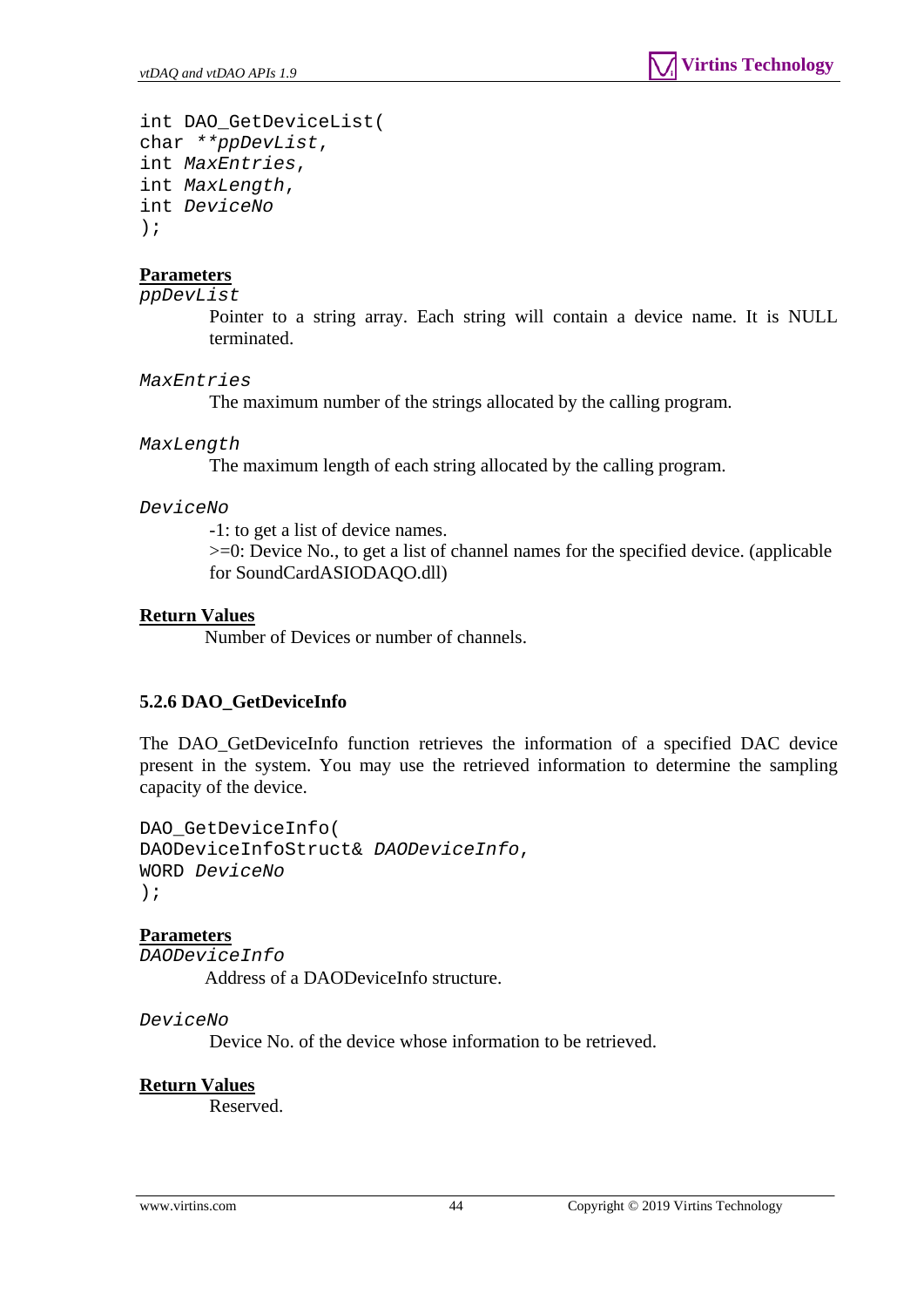```
int DAO_GetDeviceList(
char **ppDevList,
int MaxEntries,
int MaxLength,
int DeviceNo
);
```

**Parameters**

*ppDevList*

Pointer to a string array. Each string will contain a device name. It is NULL terminated.

*MaxEntries*

The maximum number of the strings allocated by the calling program.

*MaxLength*

The maximum length of each string allocated by the calling program.

*DeviceNo*

-1: to get a list of device names.
>=0: Device No., to get a list of channel names for the specified device. (applicable for SoundCardASIODAQO.dll)

**Return Values**

Number of Devices or number of channels.

### 5.2.6 DAO_GetDeviceInfo

The DAO_GetDeviceInfo function retrieves the information of a specified DAC device present in the system. You may use the retrieved information to determine the sampling capacity of the device.

```
DAO_GetDeviceInfo(
DAODeviceInfoStruct& DAODeviceInfo,
WORD DeviceNo
);
```

**Parameters**

*DAODeviceInfo*

Address of a DAODeviceInfo structure.

*DeviceNo*

Device No. of the device whose information to be retrieved.

**Return Values**

Reserved.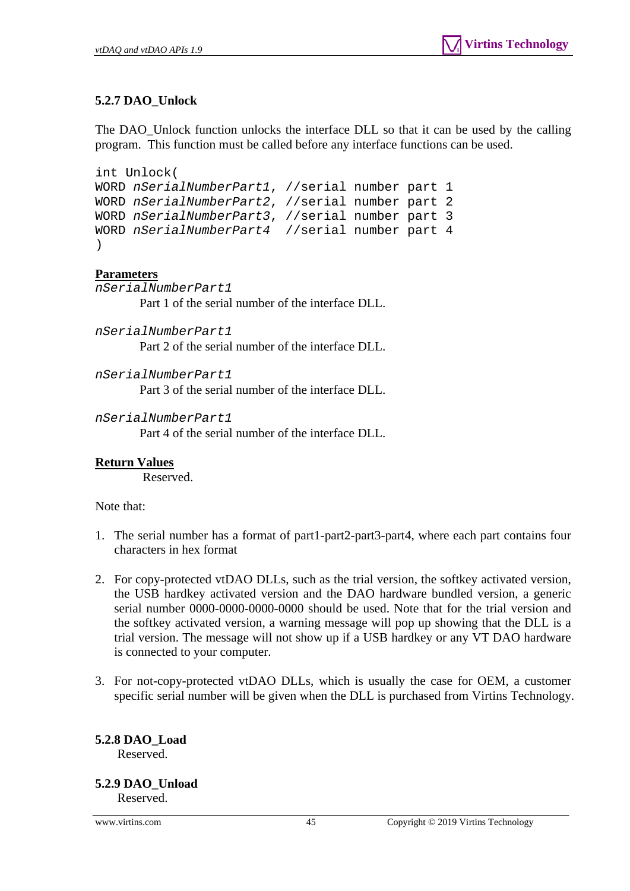### 5.2.7 DAO_Unlock

The DAO_Unlock function unlocks the interface DLL so that it can be used by the calling program. This function must be called before any interface functions can be used.

```
int Unlock(
WORD nSerialNumberPart1, //serial number part 1
WORD nSerialNumberPart2, //serial number part 2
WORD nSerialNumberPart3, //serial number part 3
WORD nSerialNumberPart4  //serial number part 4
)
```

**Parameters**

*nSerialNumberPart1*

Part 1 of the serial number of the interface DLL.

*nSerialNumberPart1*

Part 2 of the serial number of the interface DLL.

*nSerialNumberPart1*

Part 3 of the serial number of the interface DLL.

*nSerialNumberPart1*

Part 4 of the serial number of the interface DLL.

**Return Values**

Reserved.

Note that:

1. The serial number has a format of part1-part2-part3-part4, where each part contains four characters in hex format

2. For copy-protected vtDAO DLLs, such as the trial version, the softkey activated version, the USB hardkey activated version and the DAO hardware bundled version, a generic serial number 0000-0000-0000-0000 should be used. Note that for the trial version and the softkey activated version, a warning message will pop up showing that the DLL is a trial version. The message will not show up if a USB hardkey or any VT DAO hardware is connected to your computer.

3. For not-copy-protected vtDAO DLLs, which is usually the case for OEM, a customer specific serial number will be given when the DLL is purchased from Virtins Technology.

### 5.2.8 DAO_Load

Reserved.

### 5.2.9 DAO_Unload

Reserved.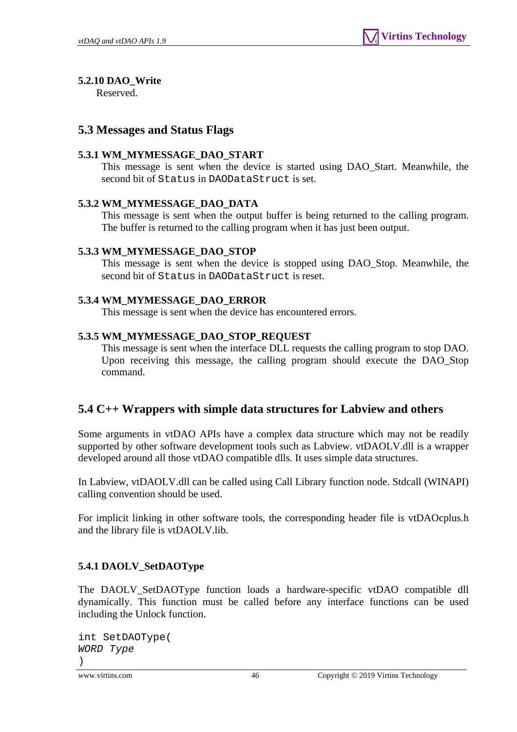#### 5.2.10 DAO_Write

Reserved.

### 5.3 Messages and Status Flags

#### 5.3.1 WM_MYMESSAGE_DAO_START

This message is sent when the device is started using DAO_Start. Meanwhile, the second bit of `Status` in `DAODataStruct` is set.

#### 5.3.2 WM_MYMESSAGE_DAO_DATA

This message is sent when the output buffer is being returned to the calling program. The buffer is returned to the calling program when it has just been output.

#### 5.3.3 WM_MYMESSAGE_DAO_STOP

This message is sent when the device is stopped using DAO_Stop. Meanwhile, the second bit of `Status` in `DAODataStruct` is reset.

#### 5.3.4 WM_MYMESSAGE_DAO_ERROR

This message is sent when the device has encountered errors.

#### 5.3.5 WM_MYMESSAGE_DAO_STOP_REQUEST

This message is sent when the interface DLL requests the calling program to stop DAO. Upon receiving this message, the calling program should execute the DAO_Stop command.

### 5.4 C++ Wrappers with simple data structures for Labview and others

Some arguments in vtDAO APIs have a complex data structure which may not be readily supported by other software development tools such as Labview. vtDAOLV.dll is a wrapper developed around all those vtDAO compatible dlls. It uses simple data structures.

In Labview, vtDAOLV.dll can be called using Call Library function node. Stdcall (WINAPI) calling convention should be used.

For implicit linking in other software tools, the corresponding header file is vtDAOcplus.h and the library file is vtDAOLV.lib.

#### 5.4.1 DAOLV_SetDAOType

The DAOLV_SetDAOType function loads a hardware-specific vtDAO compatible dll dynamically. This function must be called before any interface functions can be used including the Unlock function.

```
int SetDAOType(
WORD Type
)
```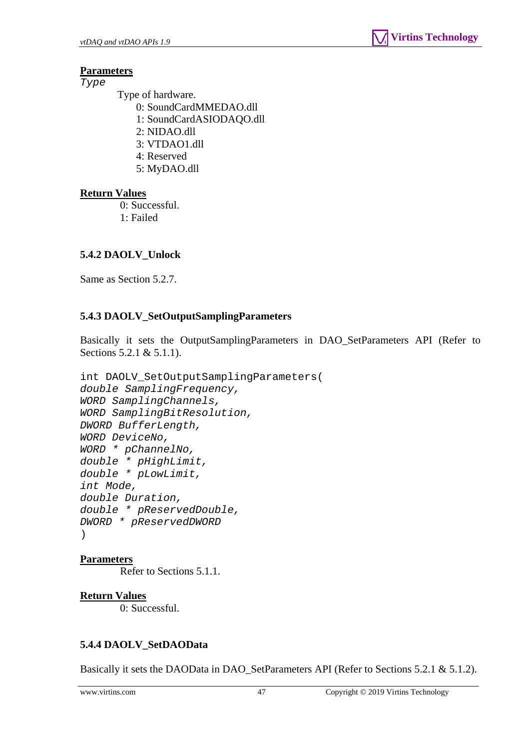**Parameters**

*Type*

Type of hardware.

0: SoundCardMMEDAO.dll
1: SoundCardASIODAQO.dll
2: NIDAO.dll
3: VTDAO1.dll
4: Reserved
5: MyDAO.dll

**Return Values**

0: Successful.
1: Failed

### 5.4.2 DAOLV_Unlock

Same as Section 5.2.7.

### 5.4.3 DAOLV_SetOutputSamplingParameters

Basically it sets the OutputSamplingParameters in DAO_SetParameters API (Refer to Sections 5.2.1 & 5.1.1).

```
int DAOLV_SetOutputSamplingParameters(
double SamplingFrequency,
WORD SamplingChannels,
WORD SamplingBitResolution,
DWORD BufferLength,
WORD DeviceNo,
WORD * pChannelNo,
double * pHighLimit,
double * pLowLimit,
int Mode,
double Duration,
double * pReservedDouble,
DWORD * pReservedDWORD
)
```

**Parameters**

Refer to Sections 5.1.1.

**Return Values**

0: Successful.

### 5.4.4 DAOLV_SetDAOData

Basically it sets the DAOData in DAO_SetParameters API (Refer to Sections 5.2.1 & 5.1.2).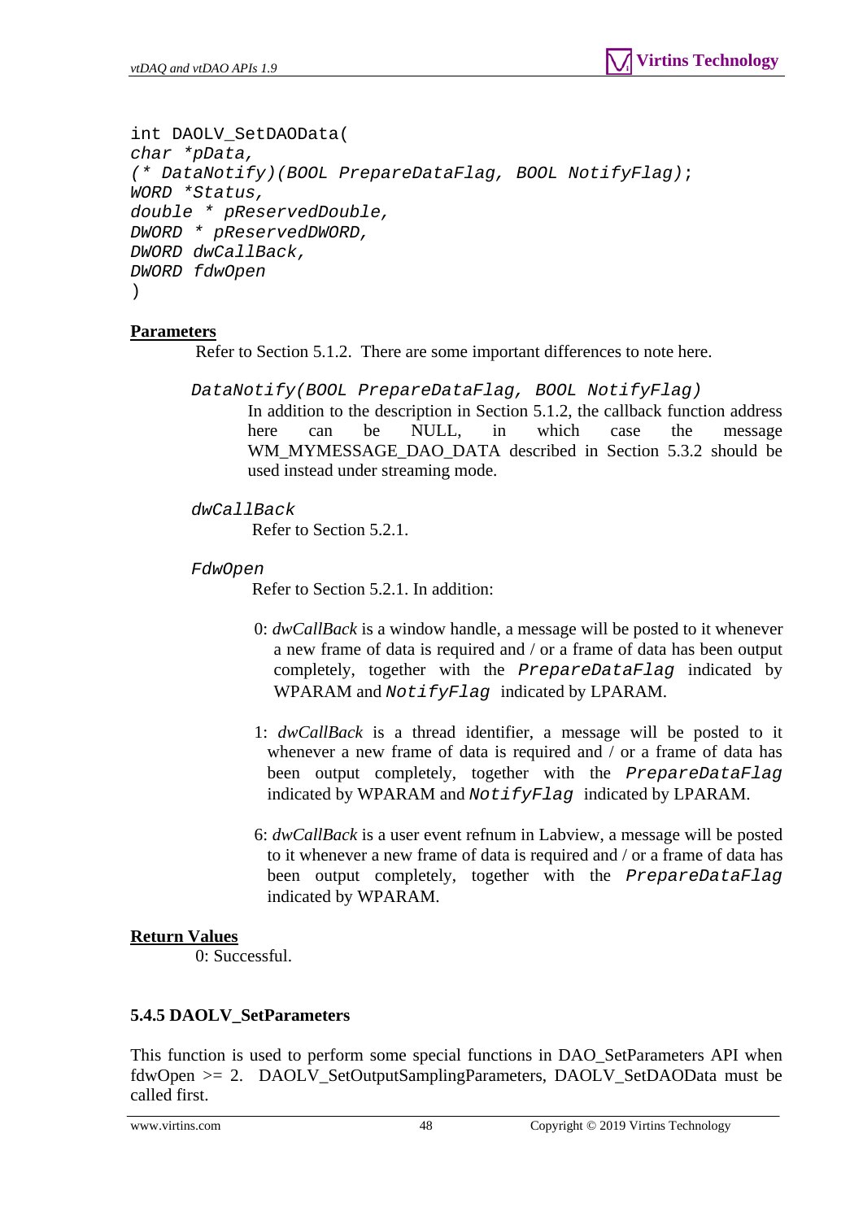```
int DAOLV_SetDAOData(
char *pData,
(* DataNotify)(BOOL PrepareDataFlag, BOOL NotifyFlag);
WORD *Status,
double * pReservedDouble,
DWORD * pReservedDWORD,
DWORD dwCallBack,
DWORD fdwOpen
)
```

**Parameters**

Refer to Section 5.1.2. There are some important differences to note here.

`DataNotify(BOOL PrepareDataFlag, BOOL NotifyFlag)`

In addition to the description in Section 5.1.2, the callback function address here can be NULL, in which case the message WM_MYMESSAGE_DAO_DATA described in Section 5.3.2 should be used instead under streaming mode.

`dwCallBack`

Refer to Section 5.2.1.

`FdwOpen`

Refer to Section 5.2.1. In addition:

0: *dwCallBack* is a window handle, a message will be posted to it whenever a new frame of data is required and / or a frame of data has been output completely, together with the `PrepareDataFlag` indicated by WPARAM and `NotifyFlag` indicated by LPARAM.

1: *dwCallBack* is a thread identifier, a message will be posted to it whenever a new frame of data is required and / or a frame of data has been output completely, together with the `PrepareDataFlag` indicated by WPARAM and `NotifyFlag` indicated by LPARAM.

6: *dwCallBack* is a user event refnum in Labview, a message will be posted to it whenever a new frame of data is required and / or a frame of data has been output completely, together with the `PrepareDataFlag` indicated by WPARAM.

**Return Values**

0: Successful.

### 5.4.5 DAOLV_SetParameters

This function is used to perform some special functions in DAO_SetParameters API when fdwOpen >= 2. DAOLV_SetOutputSamplingParameters, DAOLV_SetDAOData must be called first.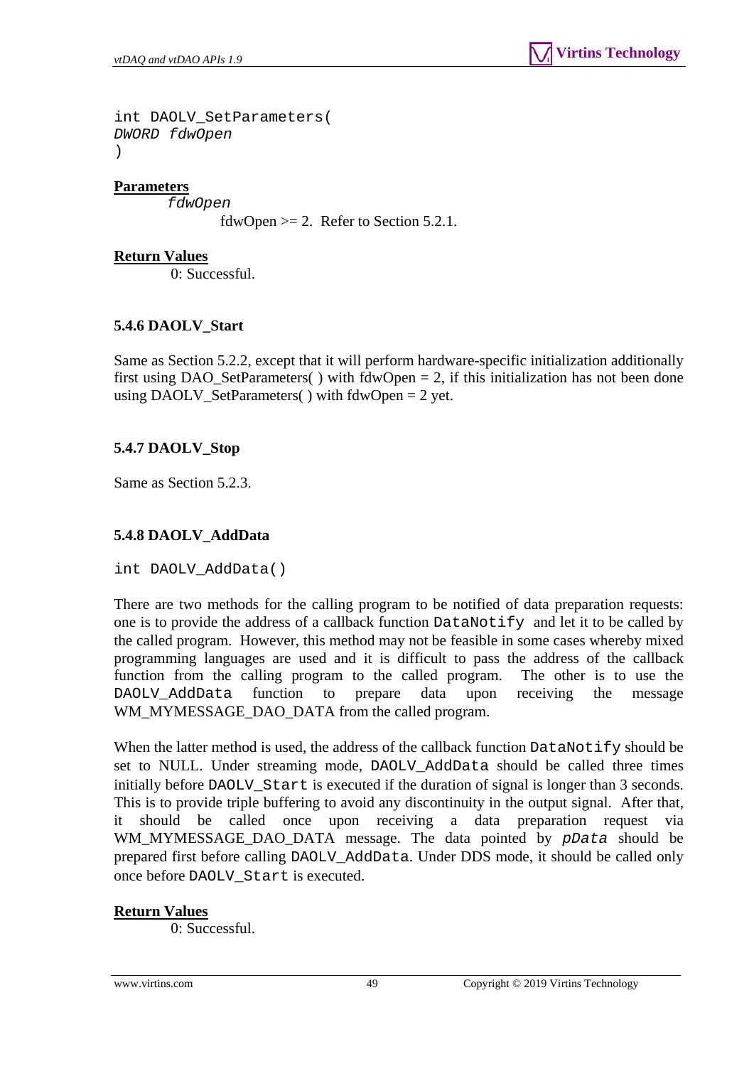```
int DAOLV_SetParameters(
DWORD fdwOpen
)
```

**Parameters**

*fdwOpen*

fdwOpen >= 2.  Refer to Section 5.2.1.

**Return Values**

0: Successful.

### 5.4.6 DAOLV_Start

Same as Section 5.2.2, except that it will perform hardware-specific initialization additionally first using DAO_SetParameters( ) with fdwOpen = 2, if this initialization has not been done using DAOLV_SetParameters( ) with fdwOpen = 2 yet.

### 5.4.7 DAOLV_Stop

Same as Section 5.2.3.

### 5.4.8 DAOLV_AddData

```
int DAOLV_AddData()
```

There are two methods for the calling program to be notified of data preparation requests: one is to provide the address of a callback function `DataNotify` and let it to be called by the called program. However, this method may not be feasible in some cases whereby mixed programming languages are used and it is difficult to pass the address of the callback function from the calling program to the called program. The other is to use the `DAOLV_AddData` function to prepare data upon receiving the message WM_MYMESSAGE_DAO_DATA from the called program.

When the latter method is used, the address of the callback function `DataNotify` should be set to NULL. Under streaming mode, `DAOLV_AddData` should be called three times initially before `DAOLV_Start` is executed if the duration of signal is longer than 3 seconds. This is to provide triple buffering to avoid any discontinuity in the output signal. After that, it should be called once upon receiving a data preparation request via WM_MYMESSAGE_DAO_DATA message. The data pointed by *`pData`* should be prepared first before calling `DAOLV_AddData`. Under DDS mode, it should be called only once before `DAOLV_Start` is executed.

**Return Values**

0: Successful.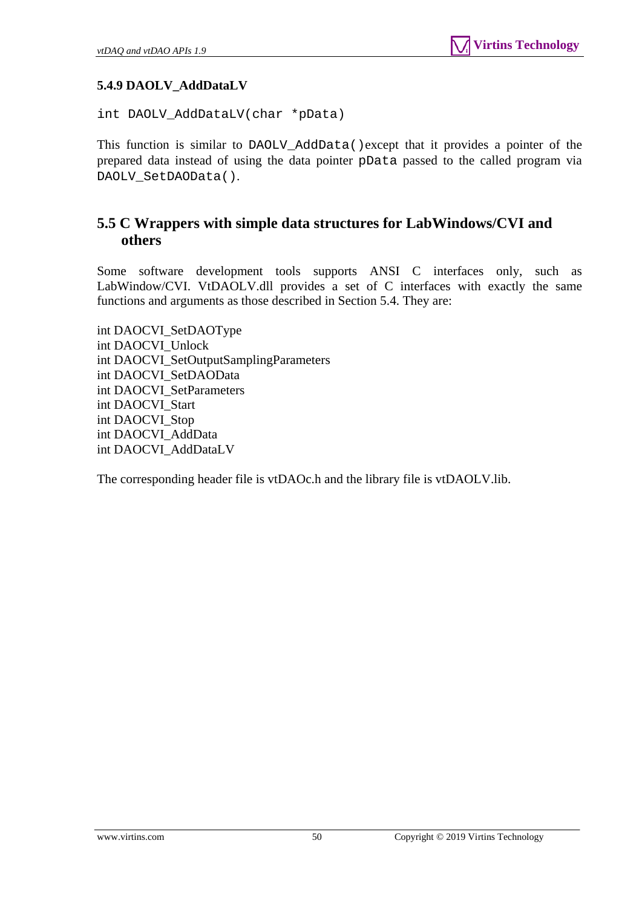### 5.4.9 DAOLV_AddDataLV

```
int DAOLV_AddDataLV(char *pData)
```

This function is similar to `DAOLV_AddData()` except that it provides a pointer of the prepared data instead of using the data pointer `pData` passed to the called program via `DAOLV_SetDAOData()`.

## 5.5 C Wrappers with simple data structures for LabWindows/CVI and others

Some software development tools supports ANSI C interfaces only, such as LabWindow/CVI. VtDAOLV.dll provides a set of C interfaces with exactly the same functions and arguments as those described in Section 5.4. They are:

int DAOCVI_SetDAOType
int DAOCVI_Unlock
int DAOCVI_SetOutputSamplingParameters
int DAOCVI_SetDAOData
int DAOCVI_SetParameters
int DAOCVI_Start
int DAOCVI_Stop
int DAOCVI_AddData
int DAOCVI_AddDataLV

The corresponding header file is vtDAOc.h and the library file is vtDAOLV.lib.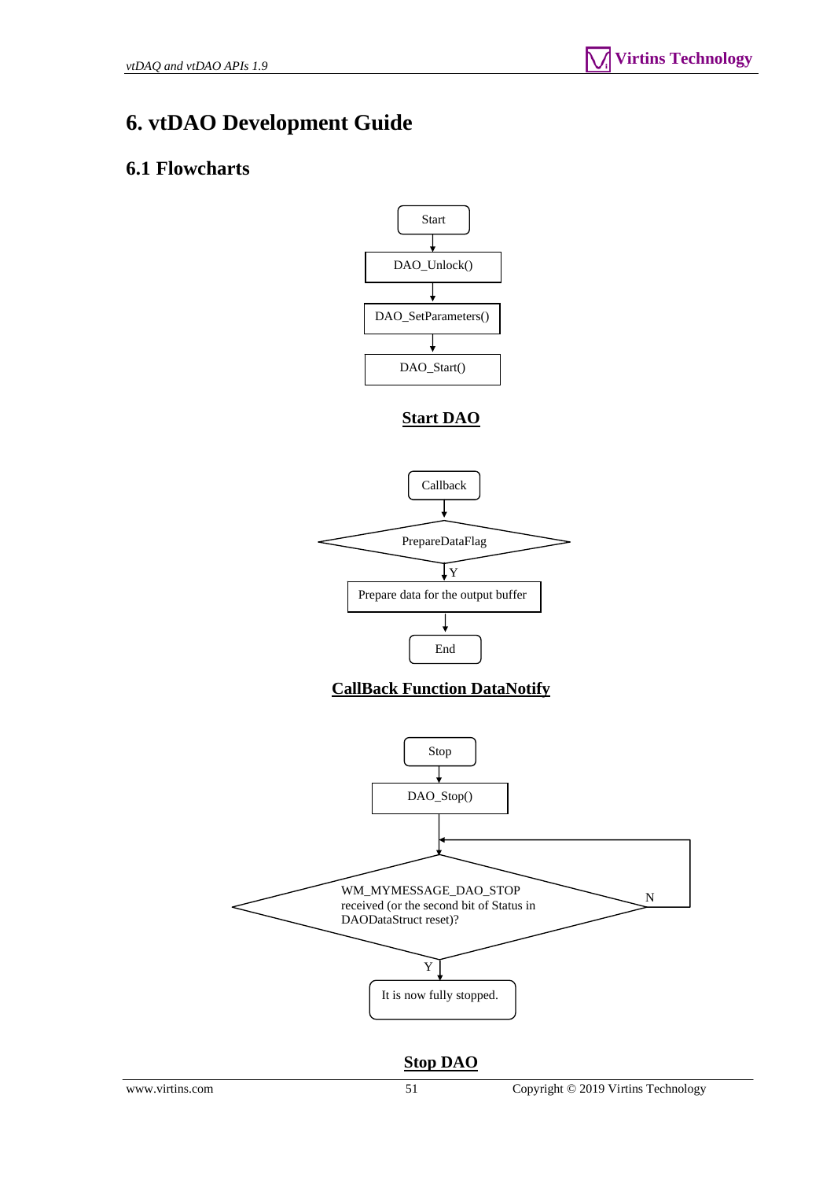# 6. vtDAO Development Guide

## 6.1 Flowcharts

Start

DAO_Unlock()

DAO_SetParameters()

DAO_Start()

**Start DAO**

Callback

PrepareDataFlag

Y

Prepare data for the output buffer

End

**CallBack Function DataNotify**

Stop

DAO_Stop()

WM_MYMESSAGE_DAO_STOP received (or the second bit of Status in DAODataStruct reset)?

N

Y

It is now fully stopped.

**Stop DAO**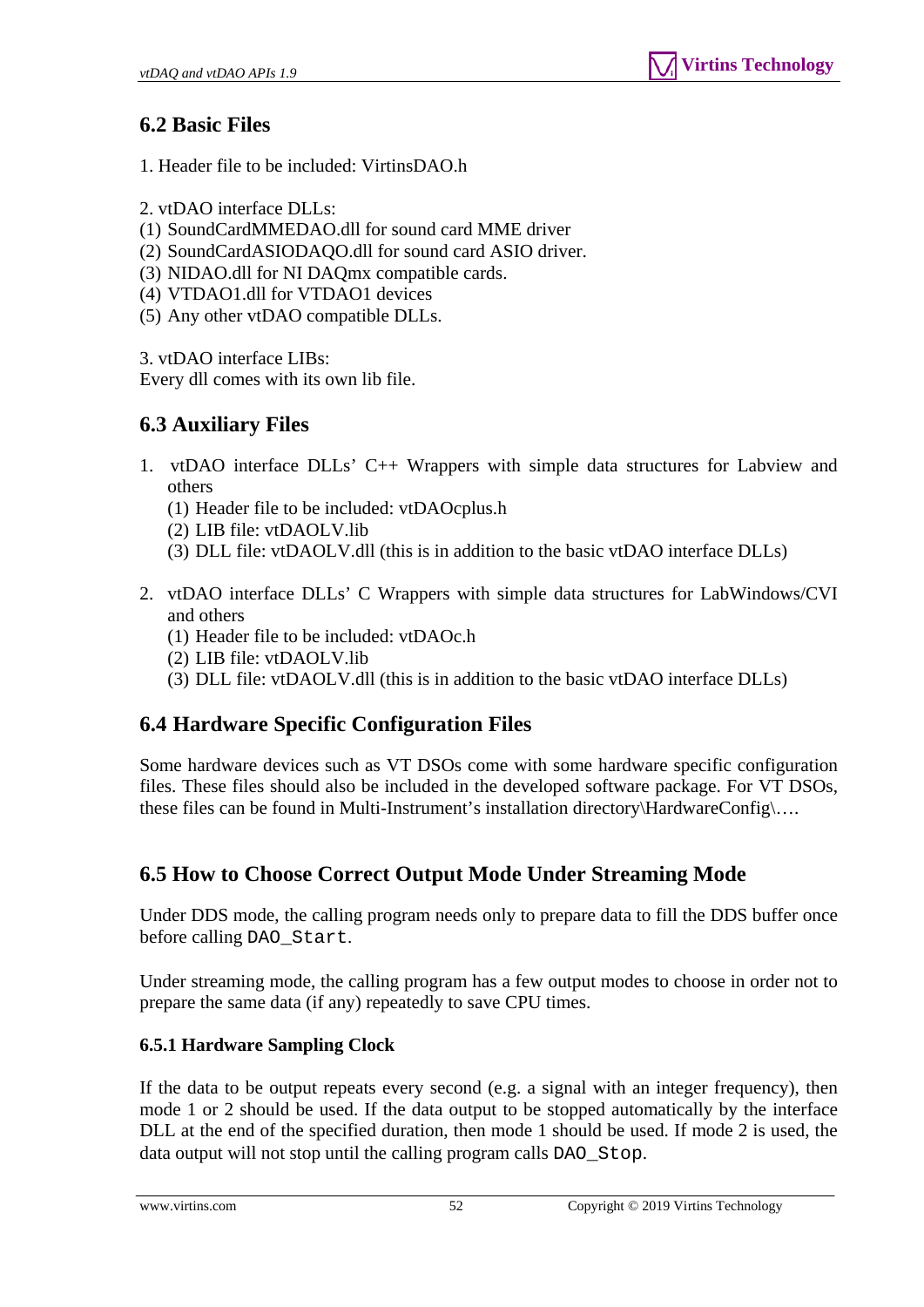## 6.2 Basic Files

1. Header file to be included: VirtinsDAO.h

2. vtDAO interface DLLs:
(1) SoundCardMMEDAO.dll for sound card MME driver
(2) SoundCardASIODAQO.dll for sound card ASIO driver.
(3) NIDAO.dll for NI DAQmx compatible cards.
(4) VTDAO1.dll for VTDAO1 devices
(5) Any other vtDAO compatible DLLs.

3. vtDAO interface LIBs:
Every dll comes with its own lib file.

## 6.3 Auxiliary Files

1. vtDAO interface DLLs' C++ Wrappers with simple data structures for Labview and others
   (1) Header file to be included: vtDAOcplus.h
   (2) LIB file: vtDAOLV.lib
   (3) DLL file: vtDAOLV.dll (this is in addition to the basic vtDAO interface DLLs)

2. vtDAO interface DLLs' C Wrappers with simple data structures for LabWindows/CVI and others
   (1) Header file to be included: vtDAOc.h
   (2) LIB file: vtDAOLV.lib
   (3) DLL file: vtDAOLV.dll (this is in addition to the basic vtDAO interface DLLs)

## 6.4 Hardware Specific Configuration Files

Some hardware devices such as VT DSOs come with some hardware specific configuration files. These files should also be included in the developed software package. For VT DSOs, these files can be found in Multi-Instrument's installation directory\HardwareConfig\….

## 6.5 How to Choose Correct Output Mode Under Streaming Mode

Under DDS mode, the calling program needs only to prepare data to fill the DDS buffer once before calling `DAO_Start`.

Under streaming mode, the calling program has a few output modes to choose in order not to prepare the same data (if any) repeatedly to save CPU times.

### 6.5.1 Hardware Sampling Clock

If the data to be output repeats every second (e.g. a signal with an integer frequency), then mode 1 or 2 should be used. If the data output to be stopped automatically by the interface DLL at the end of the specified duration, then mode 1 should be used. If mode 2 is used, the data output will not stop until the calling program calls `DAO_Stop`.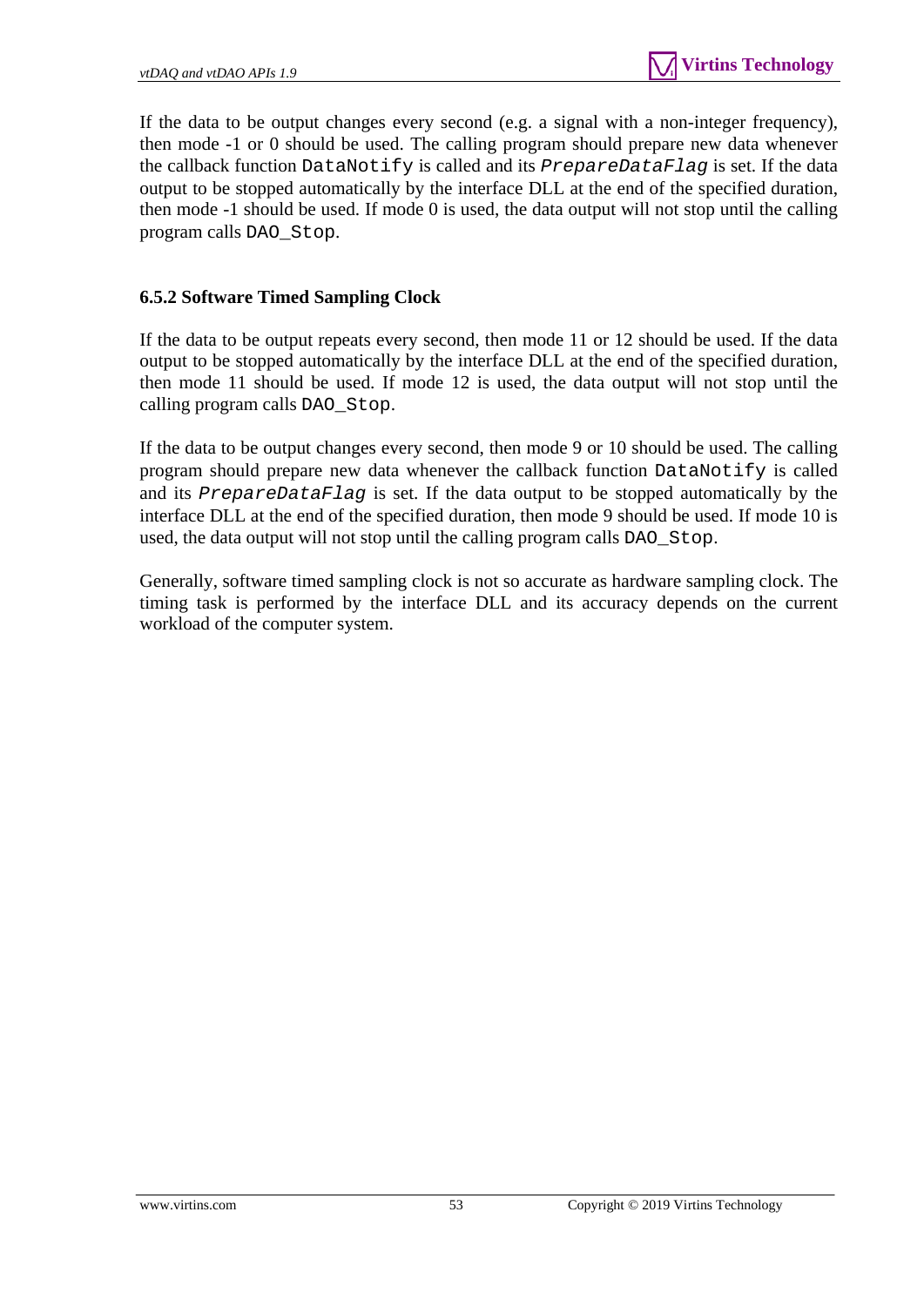If the data to be output changes every second (e.g. a signal with a non-integer frequency), then mode -1 or 0 should be used. The calling program should prepare new data whenever the callback function `DataNotify` is called and its *`PrepareDataFlag`* is set. If the data output to be stopped automatically by the interface DLL at the end of the specified duration, then mode -1 should be used. If mode 0 is used, the data output will not stop until the calling program calls `DAO_Stop`.

### 6.5.2 Software Timed Sampling Clock

If the data to be output repeats every second, then mode 11 or 12 should be used. If the data output to be stopped automatically by the interface DLL at the end of the specified duration, then mode 11 should be used. If mode 12 is used, the data output will not stop until the calling program calls `DAO_Stop`.

If the data to be output changes every second, then mode 9 or 10 should be used. The calling program should prepare new data whenever the callback function `DataNotify` is called and its *`PrepareDataFlag`* is set. If the data output to be stopped automatically by the interface DLL at the end of the specified duration, then mode 9 should be used. If mode 10 is used, the data output will not stop until the calling program calls `DAO_Stop`.

Generally, software timed sampling clock is not so accurate as hardware sampling clock. The timing task is performed by the interface DLL and its accuracy depends on the current workload of the computer system.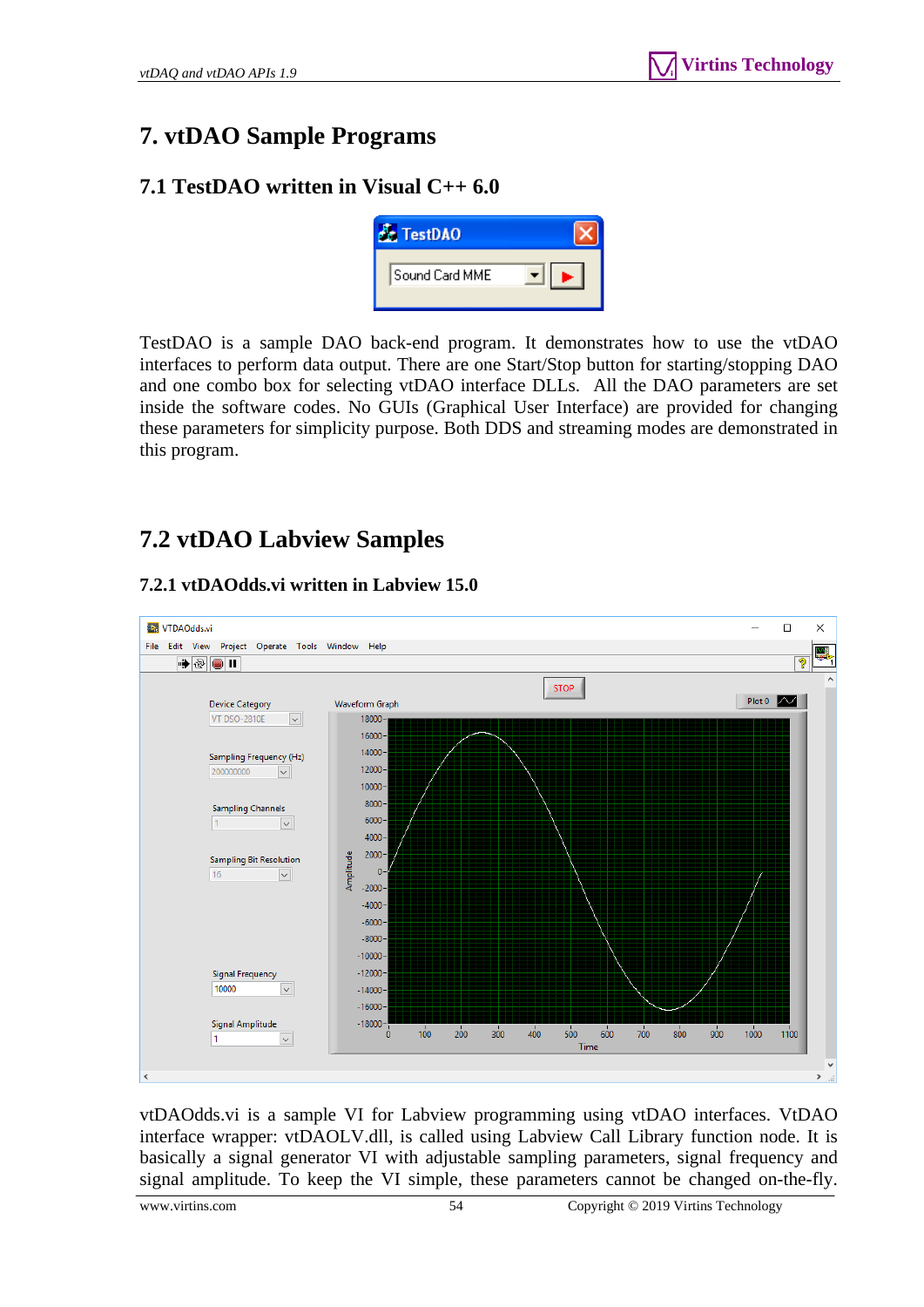# 7. vtDAO Sample Programs

## 7.1 TestDAO written in Visual C++ 6.0

TestDAO is a sample DAO back-end program. It demonstrates how to use the vtDAO interfaces to perform data output. There are one Start/Stop button for starting/stopping DAO and one combo box for selecting vtDAO interface DLLs. All the DAO parameters are set inside the software codes. No GUIs (Graphical User Interface) are provided for changing these parameters for simplicity purpose. Both DDS and streaming modes are demonstrated in this program.

## 7.2 vtDAO Labview Samples

### 7.2.1 vtDAOdds.vi written in Labview 15.0

vtDAOdds.vi is a sample VI for Labview programming using vtDAO interfaces. VtDAO interface wrapper: vtDAOLV.dll, is called using Labview Call Library function node. It is basically a signal generator VI with adjustable sampling parameters, signal frequency and signal amplitude. To keep the VI simple, these parameters cannot be changed on-the-fly.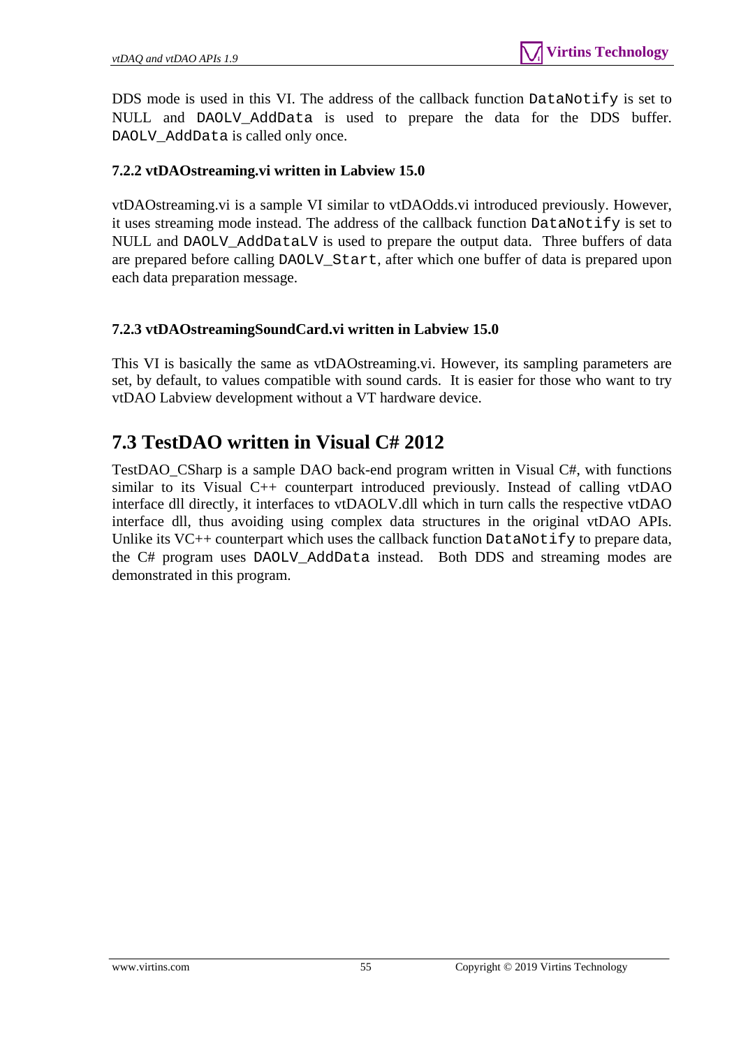DDS mode is used in this VI. The address of the callback function `DataNotify` is set to NULL and `DAOLV_AddData` is used to prepare the data for the DDS buffer. `DAOLV_AddData` is called only once.

### 7.2.2 vtDAOstreaming.vi written in Labview 15.0

vtDAOstreaming.vi is a sample VI similar to vtDAOdds.vi introduced previously. However, it uses streaming mode instead. The address of the callback function `DataNotify` is set to NULL and `DAOLV_AddDataLV` is used to prepare the output data. Three buffers of data are prepared before calling `DAOLV_Start`, after which one buffer of data is prepared upon each data preparation message.

### 7.2.3 vtDAOstreamingSoundCard.vi written in Labview 15.0

This VI is basically the same as vtDAOstreaming.vi. However, its sampling parameters are set, by default, to values compatible with sound cards. It is easier for those who want to try vtDAO Labview development without a VT hardware device.

## 7.3 TestDAO written in Visual C# 2012

TestDAO_CSharp is a sample DAO back-end program written in Visual C#, with functions similar to its Visual C++ counterpart introduced previously. Instead of calling vtDAO interface dll directly, it interfaces to vtDAOLV.dll which in turn calls the respective vtDAO interface dll, thus avoiding using complex data structures in the original vtDAO APIs. Unlike its VC++ counterpart which uses the callback function `DataNotify` to prepare data, the C# program uses `DAOLV_AddData` instead. Both DDS and streaming modes are demonstrated in this program.